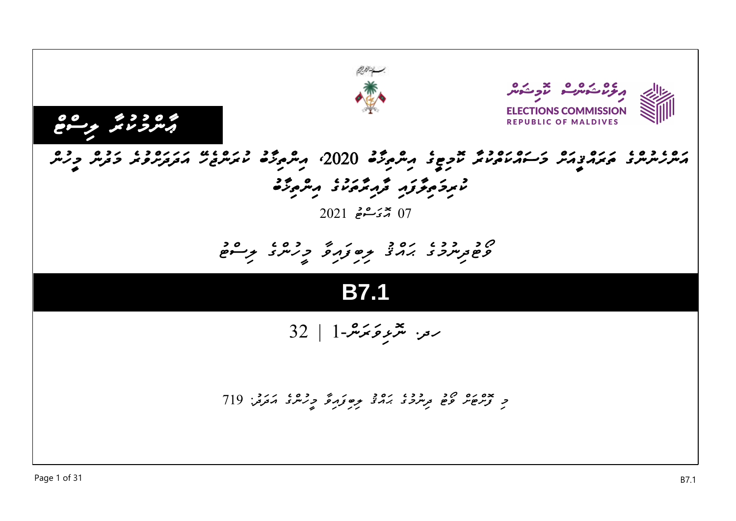އިލެކްޝަންސް ކޮމިޝަން

ELECTIONS COMMISSION
REPUBLIC OF MALDIVES

# އާންމުކުރާ ލިސްޓު

## އަންހެނުންގެ ތަރައްޤީއަށް މަސައްކަތްކުރާ ކޮމިޓީގެ އިންތިޚާބު 2020، ކޮމިޓީގެ އަދަދަށްވުރެ މަދުން މީހުން ކުރިމަތިލާފައިވާ ދާއިރާތަކުގެ އިންތިޚާބު

07 އޮގަސްޓު 2021

## ވޯޓުދިނުމުގެ ހައްޤު ލިބިފައިވާ މީހުންގެ ލިސްޓު

# B7.1

ހދ. ނޮޅިވަރަން-1 | 32

މި ބޮކްސަށް ވޯޓު ދިނުމުގެ ހައްޤު ލިބިފައިވާ މީހުންގެ އަދަދު: 719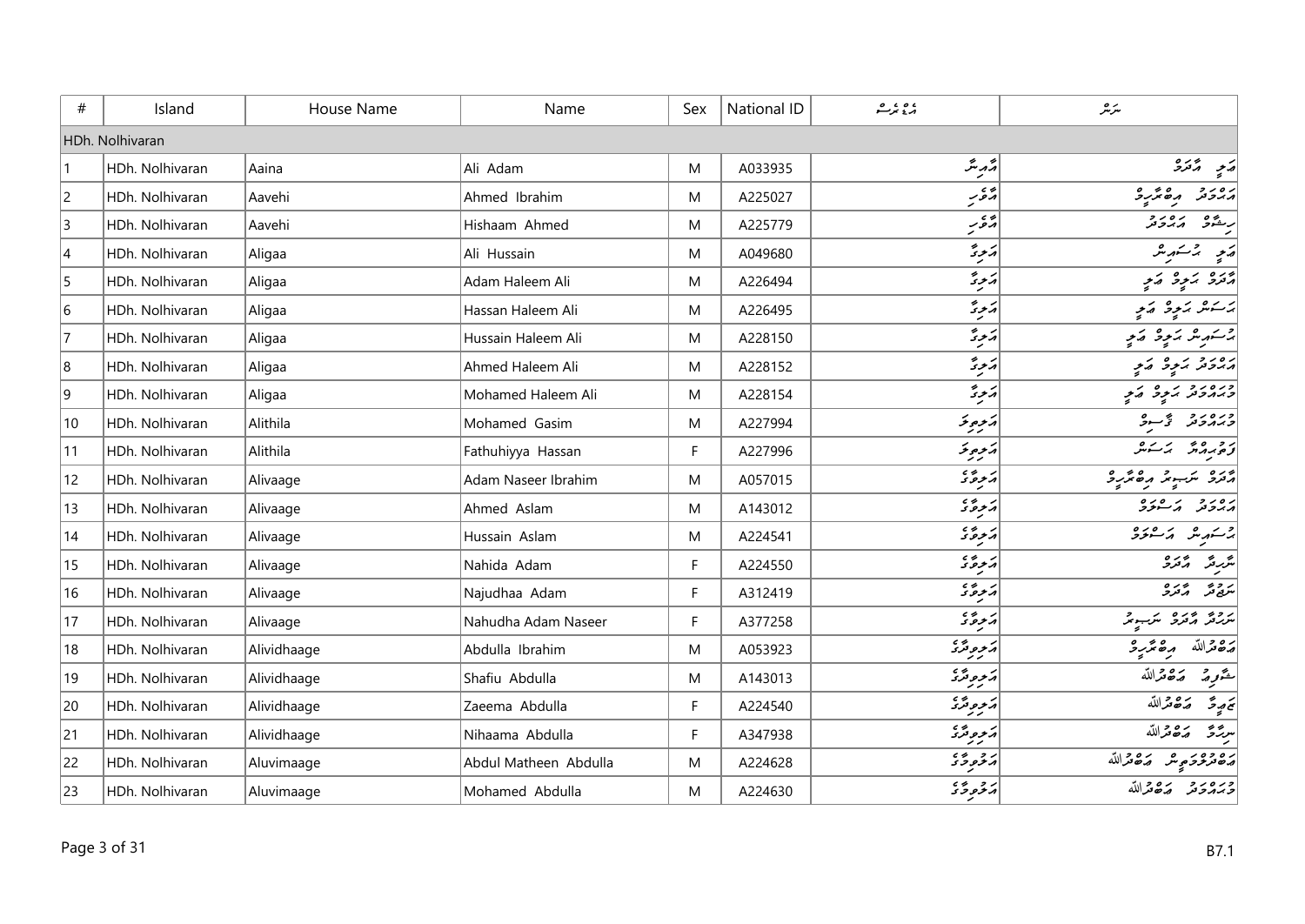| # | Island | House Name | Name | Sex | National ID | ގެއުގެ ނަން | ނަން |
|---|---|---|---|---|---|---|---|
| HDh. Nolhivaran | | | | | | | |
| 1 | HDh. Nolhivaran | Aaina | Ali Adam | M | A033935 | އާއިނާ | އަލި އާދަމް |
| 2 | HDh. Nolhivaran | Aavehi | Ahmed Ibrahim | M | A225027 | އާވެހި | އަޙްމަދު އިބްރާހީމް |
| 3 | HDh. Nolhivaran | Aavehi | Hishaam Ahmed | M | A225779 | އާވެހި | ހިޝާމް އަޙްމަދު |
| 4 | HDh. Nolhivaran | Aligaa | Ali Hussain | M | A049680 | އަލިގާ | އަލި ހުސައިން |
| 5 | HDh. Nolhivaran | Aligaa | Adam Haleem Ali | M | A226494 | އަލިގާ | އާދަމް ހަލީމް އަލި |
| 6 | HDh. Nolhivaran | Aligaa | Hassan Haleem Ali | M | A226495 | އަލިގާ | ހަސަން ހަލީމް އަލި |
| 7 | HDh. Nolhivaran | Aligaa | Hussain Haleem Ali | M | A228150 | އަލިގާ | ހުސައިން ހަލީމް އަލި |
| 8 | HDh. Nolhivaran | Aligaa | Ahmed Haleem Ali | M | A228152 | އަލިގާ | އަޙްމަދު ހަލީމް އަލި |
| 9 | HDh. Nolhivaran | Aligaa | Mohamed Haleem Ali | M | A228154 | އަލިގާ | މުޙައްމަދު ހަލީމް އަލި |
| 10 | HDh. Nolhivaran | Alithila | Mohamed Gasim | M | A227994 | އަލިތިލަ | މުޙައްމަދު ޤާސިމް |
| 11 | HDh. Nolhivaran | Alithila | Fathuhiyya Hassan | F | A227996 | އަލިތިލަ | ފަތުހިއްޔާ ހަސަން |
| 12 | HDh. Nolhivaran | Alivaage | Adam Naseer Ibrahim | M | A057015 | އަލިވާގެ | އާދަމް ނަސީރު އިބްރާހީމް |
| 13 | HDh. Nolhivaran | Alivaage | Ahmed Aslam | M | A143012 | އަލިވާގެ | އަޙްމަދު އަސްލަމް |
| 14 | HDh. Nolhivaran | Alivaage | Hussain Aslam | M | A224541 | އަލިވާގެ | ހުސައިން އަސްލަމް |
| 15 | HDh. Nolhivaran | Alivaage | Nahida Adam | F | A224550 | އަލިވާގެ | ނާހިދާ އާދަމް |
| 16 | HDh. Nolhivaran | Alivaage | Najudhaa Adam | F | A312419 | އަލިވާގެ | ނަޖުދާ އާދަމް |
| 17 | HDh. Nolhivaran | Alivaage | Nahudha Adam Naseer | F | A377258 | އަލިވާގެ | ނަހުދާ އާދަމް ނަސީރު |
| 18 | HDh. Nolhivaran | Alividhaage | Abdulla Ibrahim | M | A053923 | އަލިވިދާގެ | އަބްދުﷲ އިބްރާހީމް |
| 19 | HDh. Nolhivaran | Alividhaage | Shafiu Abdulla | M | A143013 | އަލިވިދާގެ | ޝާފިއު އަބްދުﷲ |
| 20 | HDh. Nolhivaran | Alividhaage | Zaeema Abdulla | F | A224540 | އަލިވިދާގެ | ޒައީމާ އަބްދުﷲ |
| 21 | HDh. Nolhivaran | Alividhaage | Nihaama Abdulla | F | A347938 | އަލިވިދާގެ | ނިހާމާ އަބްދުﷲ |
| 22 | HDh. Nolhivaran | Aluvimaage | Abdul Matheen Abdulla | M | A224628 | އަލުވިމާގެ | އަބްދުލްމަތީން އަބްދުﷲ |
| 23 | HDh. Nolhivaran | Aluvimaage | Mohamed Abdulla | M | A224630 | އަލުވިމާގެ | މުޙައްމަދު އަބްދުﷲ |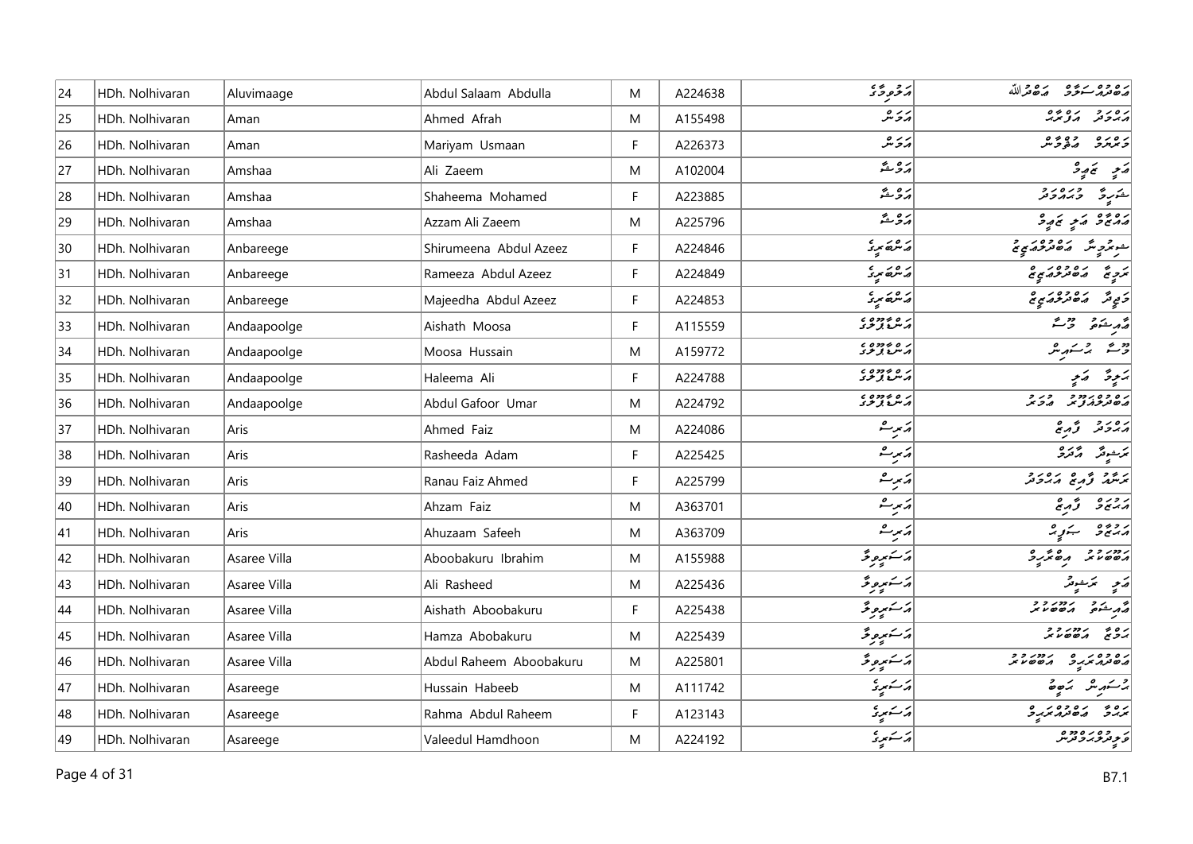| 24 | HDh. Nolhivaran | Aluvimaage | Abdul Salaam Abdulla | M | A224638 | އަލުވިމާގެ | އަބްދުލް ސަލާމް އަބްދުﷲ |
|---|---|---|---|---|---|---|---|
| 25 | HDh. Nolhivaran | Aman | Ahmed Afrah | M | A155498 | އަމަން | އަޙްމަދު އަފްރާހް |
| 26 | HDh. Nolhivaran | Aman | Mariyam Usmaan | F | A226373 | އަމަން | މަރިޔަމް އުސްމާން |
| 27 | HDh. Nolhivaran | Amshaa | Ali Zaeem | M | A102004 | އަމްޝާ | އަލި ޒައީމް |
| 28 | HDh. Nolhivaran | Amshaa | Shaheema Mohamed | F | A223885 | އަމްޝާ | ޝަހީމާ މުޙައްމަދު |
| 29 | HDh. Nolhivaran | Amshaa | Azzam Ali Zaeem | M | A225796 | އަމްޝާ | އައްޒާމް އަލި ޒައީމް |
| 30 | HDh. Nolhivaran | Anbareege | Shirumeena Abdul Azeez | F | A224846 | އަންބަރީގެ | ޝިރުމީނާ އަބްދުލްއަޒީޒް |
| 31 | HDh. Nolhivaran | Anbareege | Rameeza Abdul Azeez | F | A224849 | އަންބަރީގެ | ރަމީޒާ އަބްދުލްއަޒީޒް |
| 32 | HDh. Nolhivaran | Anbareege | Majeedha Abdul Azeez | F | A224853 | އަންބަރީގެ | މަޖީދާ އަބްދުލްއަޒީޒް |
| 33 | HDh. Nolhivaran | Andaapoolge | Aishath Moosa | F | A115559 | އަންދާޕޫލްގެ | އާއިޝަތު މޫސާ |
| 34 | HDh. Nolhivaran | Andaapoolge | Moosa Hussain | M | A159772 | އަންދާޕޫލްގެ | މޫސާ ހުސައިން |
| 35 | HDh. Nolhivaran | Andaapoolge | Haleema Ali | F | A224788 | އަންދާޕޫލްގެ | ހަލީމާ އަލި |
| 36 | HDh. Nolhivaran | Andaapoolge | Abdul Gafoor Umar | M | A224792 | އަންދާޕޫލްގެ | އަބްދުލްޣަފޫރު އުމަރު |
| 37 | HDh. Nolhivaran | Aris | Ahmed Faiz | M | A224086 | އަރިސް | އަޙްމަދު ފާއިޒް |
| 38 | HDh. Nolhivaran | Aris | Rasheeda Adam | F | A225425 | އަރިސް | ރަޝީދާ އާދަމް |
| 39 | HDh. Nolhivaran | Aris | Ranau Faiz Ahmed | F | A225799 | އަރިސް | ރަނައު ފާއިޒް އަޙްމަދު |
| 40 | HDh. Nolhivaran | Aris | Ahzam Faiz | M | A363701 | އަރިސް | އަޙްޒަމް ފާއިޒް |
| 41 | HDh. Nolhivaran | Aris | Ahuzaam Safeeh | M | A363709 | އަރިސް | އަހުޒާމް ސަފީހް |
| 42 | HDh. Nolhivaran | Asaree Villa | Aboobakuru Ibrahim | M | A155988 | އަސަރީވިލާ | އަބޫބަކުރު އިބްރާހިމް |
| 43 | HDh. Nolhivaran | Asaree Villa | Ali Rasheed | M | A225436 | އަސަރީވިލާ | އަލި ރަޝީދު |
| 44 | HDh. Nolhivaran | Asaree Villa | Aishath Aboobakuru | F | A225438 | އަސަރީވިލާ | އާއިޝަތު އަބޫބަކުރު |
| 45 | HDh. Nolhivaran | Asaree Villa | Hamza Abobakuru | M | A225439 | އަސަރީވިލާ | ހަމްޒާ އަބޫބަކުރު |
| 46 | HDh. Nolhivaran | Asaree Villa | Abdul Raheem Aboobakuru | M | A225801 | އަސަރީވިލާ | އަބްދުއްރަޙީމް އަބޫބަކުރު |
| 47 | HDh. Nolhivaran | Asareege | Hussain Habeeb | M | A111742 | އަސަރީގެ | ހުސައިން ހަބީބް |
| 48 | HDh. Nolhivaran | Asareege | Rahma Abdul Raheem | F | A123143 | އަސަރީގެ | ރަޙްމާ އަބްދުއްރަޙީމް |
| 49 | HDh. Nolhivaran | Asareege | Valeedul Hamdhoon | M | A224192 | އަސަރީގެ | ވަލީދުލްހަމްދޫން |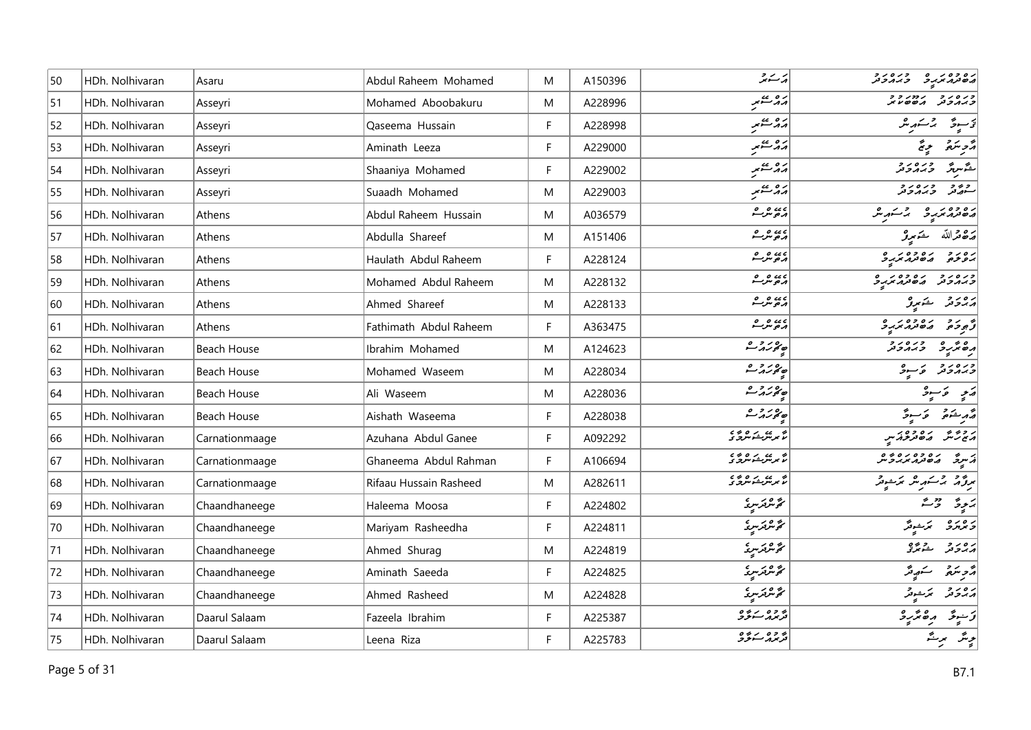| 50 | HDh. Nolhivaran | Asaru | Abdul Raheem Mohamed | M | A150396 | އަސަރު | އަބްދުއްރަޙީމް މުޙައްމަދު |
|---|---|---|---|---|---|---|---|
| 51 | HDh. Nolhivaran | Asseyri | Mohamed Aboobakuru | M | A228996 | އައްސޭރި | މުޙައްމަދު އަބޫބަކުރު |
| 52 | HDh. Nolhivaran | Asseyri | Qaseema Hussain | F | A228998 | އައްސޭރި | ޤަސީމާ ޙުސައިން |
| 53 | HDh. Nolhivaran | Asseyri | Aminath Leeza | F | A229000 | އައްސޭރި | އާމިނަތު ލީޒާ |
| 54 | HDh. Nolhivaran | Asseyri | Shaaniya Mohamed | F | A229002 | އައްސޭރި | ޝާނިޔާ މުޙައްމަދު |
| 55 | HDh. Nolhivaran | Asseyri | Suaadh Mohamed | M | A229003 | އައްސޭރި | ސުއާދު މުޙައްމަދު |
| 56 | HDh. Nolhivaran | Athens | Abdul Raheem Hussain | M | A036579 | އެތެންސް | އަބްދުއްރަޙީމް ޙުސައިން |
| 57 | HDh. Nolhivaran | Athens | Abdulla Shareef | M | A151406 | އެތެންސް | އަބްދުﷲ ޝަރީފު |
| 58 | HDh. Nolhivaran | Athens | Haulath Abdul Raheem | F | A228124 | އެތެންސް | ހައުލަތު އަބްދުއްރަޙީމް |
| 59 | HDh. Nolhivaran | Athens | Mohamed Abdul Raheem | M | A228132 | އެތެންސް | މުޙައްމަދު އަބްދުއްރަޙީމް |
| 60 | HDh. Nolhivaran | Athens | Ahmed Shareef | M | A228133 | އެތެންސް | އަޙްމަދު ޝަރީފު |
| 61 | HDh. Nolhivaran | Athens | Fathimath Abdul Raheem | F | A363475 | އެތެންސް | ފާތިމަތު އަބްދުއްރަޙީމް |
| 62 | HDh. Nolhivaran | Beach House | Ibrahim Mohamed | M | A124623 | ބީޗްހައުސް | އިބްރާހީމް މުޙައްމަދު |
| 63 | HDh. Nolhivaran | Beach House | Mohamed Waseem | M | A228034 | ބީޗްހައުސް | މުޙައްމަދު ވަސީމް |
| 64 | HDh. Nolhivaran | Beach House | Ali Waseem | M | A228036 | ބީޗްހައުސް | އަލި ވަސީމް |
| 65 | HDh. Nolhivaran | Beach House | Aishath Waseema | F | A228038 | ބީޗްހައުސް | އައިޝަތު ވަސީމާ |
| 66 | HDh. Nolhivaran | Carnationmaage | Azuhana Abdul Ganee | F | A092292 | ކާނޭޝަންމާގެ | އަޒުހާނާ އަބްދުލްޣަނީ |
| 67 | HDh. Nolhivaran | Carnationmaage | Ghaneema Abdul Rahman | F | A106694 | ކާނޭޝަންމާގެ | ޣަނީމާ އަބްދުއްރަޙްމާން |
| 68 | HDh. Nolhivaran | Carnationmaage | Rifaau Hussain Rasheed | M | A282611 | ކާނޭޝަންމާގެ | ރިފާއު ޙުސައިން ރަޝީދު |
| 69 | HDh. Nolhivaran | Chaandhaneege | Haleema Moosa | F | A224802 | ޗާންދަނީގެ | ހަލީމާ މޫސާ |
| 70 | HDh. Nolhivaran | Chaandhaneege | Mariyam Rasheedha | F | A224811 | ޗާންދަނީގެ | މަރިޔަމް ރަޝީދާ |
| 71 | HDh. Nolhivaran | Chaandhaneege | Ahmed Shurag | M | A224819 | ޗާންދަނީގެ | އަޙްމަދު ޝުރާގް |
| 72 | HDh. Nolhivaran | Chaandhaneege | Aminath Saeeda | F | A224825 | ޗާންދަނީގެ | އާމިނަތު ސަޢީދާ |
| 73 | HDh. Nolhivaran | Chaandhaneege | Ahmed Rasheed | M | A224828 | ޗާންދަނީގެ | އަޙްމަދު ރަޝީދު |
| 74 | HDh. Nolhivaran | Daarul Salaam | Fazeela Ibrahim | F | A225387 | ދާރުއްސަލާމް | ފަޒީލާ އިބްރާހީމް |
| 75 | HDh. Nolhivaran | Daarul Salaam | Leena Riza | F | A225783 | ދާރުއްސަލާމް | ލީނާ ރިޟާ |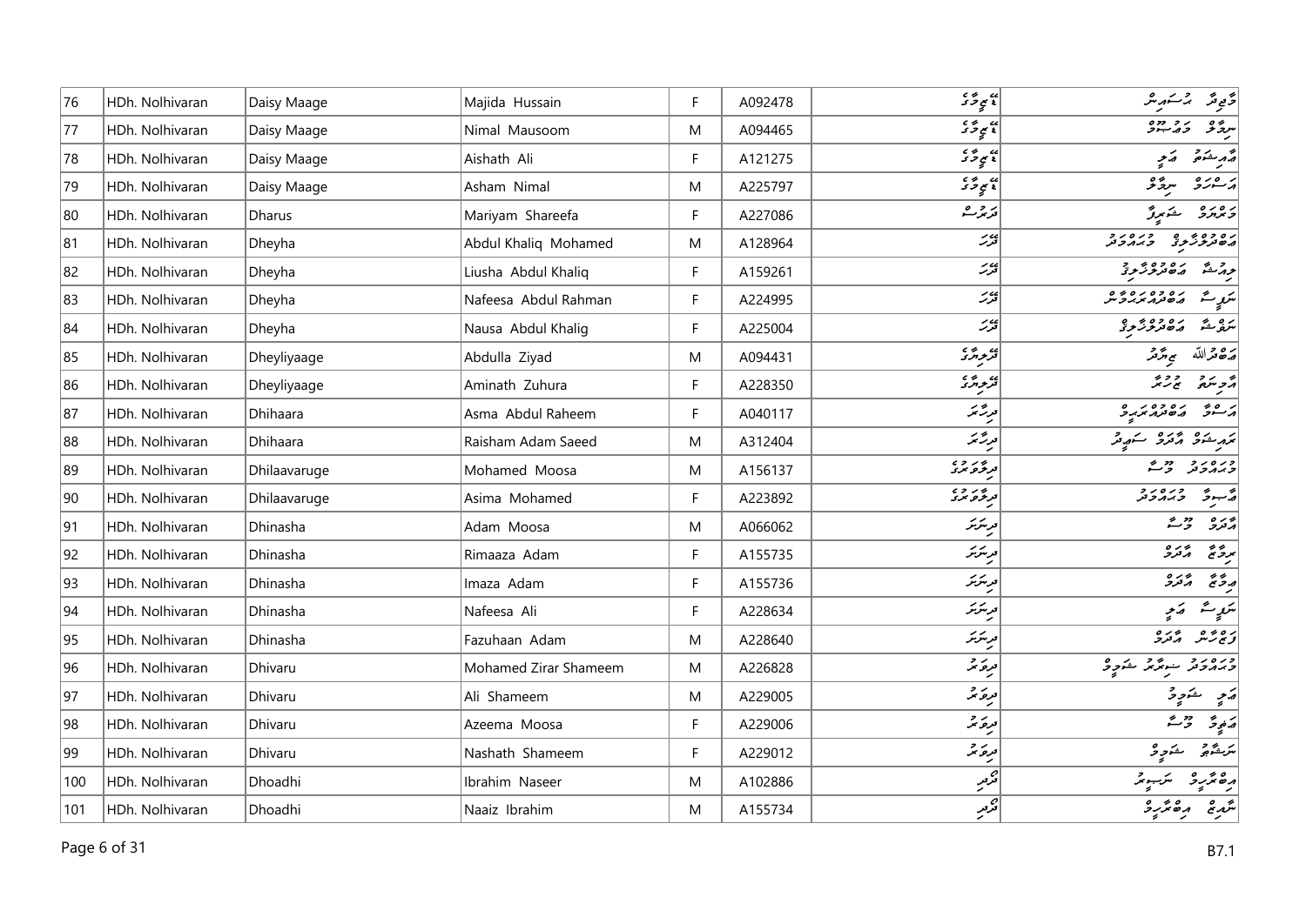| 76 | HDh. Nolhivaran | Daisy Maage | Majida Hussain | F | A092478 | ޑޭޒީމާގެ | މާޖިދާ ހުސައިން |
|---|---|---|---|---|---|---|---|
| 77 | HDh. Nolhivaran | Daisy Maage | Nimal Mausoom | M | A094465 | ޑޭޒީމާގެ | ނިމާލް މައުސޫމް |
| 78 | HDh. Nolhivaran | Daisy Maage | Aishath Ali | F | A121275 | ޑޭޒީމާގެ | އާއިޝަތު އަލީ |
| 79 | HDh. Nolhivaran | Daisy Maage | Asham Nimal | M | A225797 | ޑޭޒީމާގެ | އަޝަމް ނިމާލް |
| 80 | HDh. Nolhivaran | Dharus | Mariyam Shareefa | F | A227086 | ދަރުސް | މަރިޔަމް ޝަރީފާ |
| 81 | HDh. Nolhivaran | Dheyha | Abdul Khaliq Mohamed | M | A128964 | ދޭހަ | އަބްދުލްޚާލިޤު މުހައްމަދު |
| 82 | HDh. Nolhivaran | Dheyha | Liusha Abdul Khaliq | F | A159261 | ދޭހަ | ލިއުޝާ އަބްދުލްޚާލިޤު |
| 83 | HDh. Nolhivaran | Dheyha | Nafeesa Abdul Rahman | F | A224995 | ދޭހަ | ނަފީސާ އަބްދުއްރަޙްމާން |
| 84 | HDh. Nolhivaran | Dheyha | Nausa Abdul Khalig | F | A225004 | ދޭހަ | ނައުސާ އަބްދުލްޚާލިޤު |
| 85 | HDh. Nolhivaran | Dheyliyaage | Abdulla Ziyad | M | A094431 | ދޭލިޔާގެ | އަބްދުﷲ ޒިޔާދު |
| 86 | HDh. Nolhivaran | Dheyliyaage | Aminath Zuhura | F | A228350 | ދޭލިޔާގެ | އާމިނަތު ޒުހުރާ |
| 87 | HDh. Nolhivaran | Dhihaara | Asma Abdul Raheem | F | A040117 | ދިހާރަ | އަސްމާ އަބްދުއްރަޙީމް |
| 88 | HDh. Nolhivaran | Dhihaara | Raisham Adam Saeed | M | A312404 | ދިހާރަ | ރައިޝަމް އާދަމް ސައީދު |
| 89 | HDh. Nolhivaran | Dhilaavaruge | Mohamed Moosa | M | A156137 | ދިލާވަރުގެ | މުހައްމަދު މޫސާ |
| 90 | HDh. Nolhivaran | Dhilaavaruge | Asima Mohamed | F | A223892 | ދިލާވަރުގެ | އާސިމާ މުހައްމަދު |
| 91 | HDh. Nolhivaran | Dhinasha | Adam Moosa | M | A066062 | ދިނަޝަ | އާދަމް މޫސާ |
| 92 | HDh. Nolhivaran | Dhinasha | Rimaaza Adam | F | A155735 | ދިނަޝަ | ރިމާޒާ އާދަމް |
| 93 | HDh. Nolhivaran | Dhinasha | Imaza Adam | F | A155736 | ދިނަޝަ | އިމާޒާ އާދަމް |
| 94 | HDh. Nolhivaran | Dhinasha | Nafeesa Ali | F | A228634 | ދިނަޝަ | ނަފީސާ އަލީ |
| 95 | HDh. Nolhivaran | Dhinasha | Fazuhaan Adam | M | A228640 | ދިނަޝަ | ފަޒުހާން އާދަމް |
| 96 | HDh. Nolhivaran | Dhivaru | Mohamed Zirar Shameem | M | A226828 | ދިވަރު | މުހައްމަދު ޒިރާރު ޝަމީމް |
| 97 | HDh. Nolhivaran | Dhivaru | Ali Shameem | M | A229005 | ދިވަރު | އަލީ ޝަމީމް |
| 98 | HDh. Nolhivaran | Dhivaru | Azeema Moosa | F | A229006 | ދިވަރު | އަޒީމާ މޫސާ |
| 99 | HDh. Nolhivaran | Dhivaru | Nashath Shameem | F | A229012 | ދިވަރު | ނަޝާތު ޝަމީމް |
| 100 | HDh. Nolhivaran | Dhoadhi | Ibrahim Naseer | M | A102886 | ދޯދި | އިބްރާހީމް ނަސީރު |
| 101 | HDh. Nolhivaran | Dhoadhi | Naaiz Ibrahim | M | A155734 | ދޯދި | ނާއިޒް އިބްރާހީމް |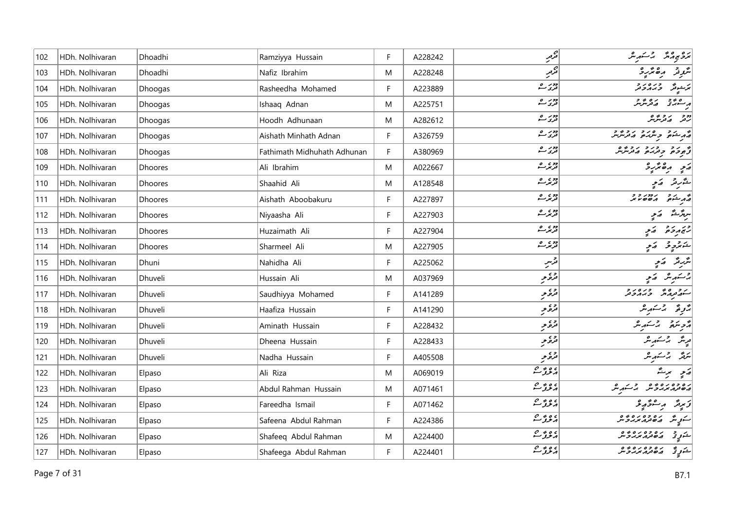| 102 | HDh. Nolhivaran | Dhoadhi | Ramziyya Hussain | F | A228242 | ترمر | بَرُوْمِ ءُ مَّ بُرْسَمَرِ سْ |
|---|---|---|---|---|---|---|---|
| 103 | HDh. Nolhivaran | Dhoadhi | Nafiz Ibrahim | M | A228248 | ترمر | سُّرْوِ تْرُ مِرەْ مَّرْرِ وْ |
| 104 | HDh. Nolhivaran | Dhoogas | Rasheedha Mohamed | F | A223889 | ترىرَ ش | بَرَشِيْمَّرُ وُبَرَمُرْوَ تْرُ |
| 105 | HDh. Nolhivaran | Dhoogas | Ishaaq Adnan | M | A225751 | ترىرَ ش | مِرِ سْمَّرْتْرُ مَرتْرْ سْرَّسْرُ |
| 106 | HDh. Nolhivaran | Dhoogas | Hoodh Adhunaan | M | A282612 | ترىرَ ش | رُتْرْ مَرتْرُ سْرَّسْرُ |
| 107 | HDh. Nolhivaran | Dhoogas | Aishath Minhath Adnan | F | A326759 | ترىرَ ش | مَّمْرِ شَمَوْ وِ سْرْسَرَمْوْ مَرتْرْ سْرَّسْرُ |
| 108 | HDh. Nolhivaran | Dhoogas | Fathimath Midhuhath Adhunan | F | A380969 | ترىرَ ش | وَّجِوَدَمْوْ وِتْرُسَرَمْوْ مَرتْرُ سْرَّسْرُ |
| 109 | HDh. Nolhivaran | Dhoores | Ali Ibrahim | M | A022667 | ترىرىگ ش | مَرَمِي مِرەْ مَّرْرِ وْ |
| 110 | HDh. Nolhivaran | Dhoores | Shaahid Ali | M | A128548 | ترىرىگ ش | شَّرِ تْرُ مَرَمِي |
| 111 | HDh. Nolhivaran | Dhoores | Aishath Aboobakuru | F | A227897 | ترىرىگ ش | مَّمْرِ شَمَوْ مَرەْ ھَ مَّ بُرُ |
| 112 | HDh. Nolhivaran | Dhoores | Niyaasha Ali | F | A227903 | ترىرىگ ش | سِرِمَّرْشَمَّ مَرَمِي |
| 113 | HDh. Nolhivaran | Dhoores | Huzaimath Ali | F | A227904 | ترىرىگ ش | رُتَمْرِ دَمْوْ مَرَمِي |
| 114 | HDh. Nolhivaran | Dhoores | Sharmeel Ali | M | A227905 | ترىرىگ ش | شَمْرُو وِيْ مَرَمِي |
| 115 | HDh. Nolhivaran | Dhuni | Nahidha Ali | F | A225062 | ترسر | سَّرِ تَّرُ مَرَمِي |
| 116 | HDh. Nolhivaran | Dhuveli | Hussain Ali | M | A037969 | ترءُ مِو | بُرْسَمَرِ سْ مَرَمِي |
| 117 | HDh. Nolhivaran | Dhuveli | Saudhiyya Mohamed | F | A141289 | ترءُ مِو | سَمْرُتْرِ مْ ءُ مَّ وُبَرَمُرْوَ تْرُ |
| 118 | HDh. Nolhivaran | Dhuveli | Haafiza Hussain | F | A141290 | ترءُ مِو | بَّرِوِ تَّ بُرْسَمَرِ سْ |
| 119 | HDh. Nolhivaran | Dhuveli | Aminath Hussain | F | A228432 | ترءُ مِو | مَّرِ سَرَمْوْ بُرْسَمَرِ سْ |
| 120 | HDh. Nolhivaran | Dhuveli | Dheena Hussain | F | A228433 | ترءُ مِو | مِرِ سَّرُ بُرْسَمَرِ سْ |
| 121 | HDh. Nolhivaran | Dhuveli | Nadha Hussain | F | A405508 | ترءُ مِو | سَرَتَّرُ بُرْسَمَرِ سْ |
| 122 | HDh. Nolhivaran | Elpaso | Ali Riza | M | A069019 | مَرْ مُرُوْ مَّ ش | مَرَمِي بِرِ سَّمَّ |
| 123 | HDh. Nolhivaran | Elpaso | Abdul Rahman Hussain | M | A071461 | مَرْ مُرُوْ مَّ ش | مَرەْ تْرُ مُرْ بَرُ بَرُوْ مَّ سْرُ بُرْسَمَرِ سْ |
| 124 | HDh. Nolhivaran | Elpaso | Fareedha Ismail | F | A071462 | مَرْ مُرُوْ مَّ ش | وَ بَرِ مَّرُ مِرِ سْ مَّرْ مِ وْ |
| 125 | HDh. Nolhivaran | Elpaso | Safeena Abdul Rahman | F | A224386 | مَرْ مُرُوْ مَّ ش | سَوِ سَّرُ مَرەْ تْرُ مُرْ بَرُ بَرُوْ مَّ سْرُ |
| 126 | HDh. Nolhivaran | Elpaso | Shafeeq Abdul Rahman | M | A224400 | مَرْ مُرُوْ مَّ ش | شَوِ تْرُ مَرەْ تْرُ مُرْ بَرُ بَرُوْ مَّ سْرُ |
| 127 | HDh. Nolhivaran | Elpaso | Shafeega Abdul Rahman | F | A224401 | مَرْ مُرُوْ مَّ ش | شَوِ تَّ مَرەْ تْرُ مُرْ بَرُ بَرُوْ مَّ سْرُ |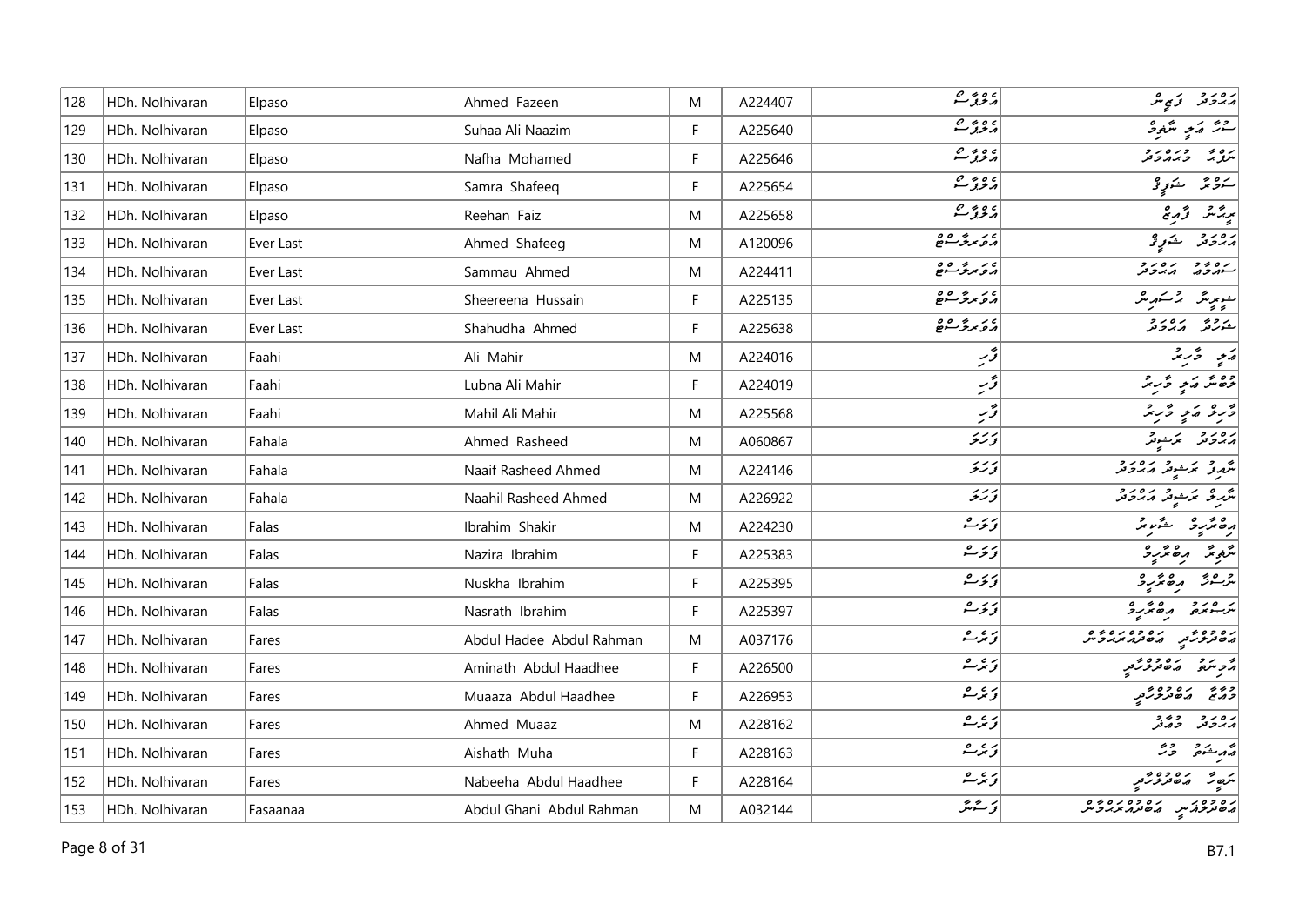| 128 | HDh. Nolhivaran | Elpaso | Ahmed Fazeen | M | A224407 | ޢެލްޕާސޯ | އަހުމަދު ފަޒީން |
|---|---|---|---|---|---|---|---|
| 129 | HDh. Nolhivaran | Elpaso | Suhaa Ali Naazim | F | A225640 | ޢެލްޕާސޯ | ސުހާ އަލި ނާޒިމް |
| 130 | HDh. Nolhivaran | Elpaso | Nafha Mohamed | F | A225646 | ޢެލްޕާސޯ | ނަފްހާ މުހައްމަދު |
| 131 | HDh. Nolhivaran | Elpaso | Samra Shafeeq | F | A225654 | ޢެލްޕާސޯ | ސަމްރާ ޝަފީޤު |
| 132 | HDh. Nolhivaran | Elpaso | Reehan Faiz | M | A225658 | ޢެލްޕާސޯ | ރީހާން ފާއިޒް |
| 133 | HDh. Nolhivaran | Ever Last | Ahmed Shafeeg | M | A120096 | އެވަރލާސްޓް | އަހުމަދު ޝަފީގު |
| 134 | HDh. Nolhivaran | Ever Last | Sammau Ahmed | M | A224411 | އެވަރލާސްޓް | ސައްމައު އަހުމަދު |
| 135 | HDh. Nolhivaran | Ever Last | Sheereena Hussain | F | A225135 | އެވަރލާސްޓް | ޝީރީނާ ހުސައިން |
| 136 | HDh. Nolhivaran | Ever Last | Shahudha Ahmed | F | A225638 | އެވަރލާސްޓް | ޝަހުދާ އަހުމަދު |
| 137 | HDh. Nolhivaran | Faahi | Ali Mahir | M | A224016 | ފާހި | އަލި މާހިރު |
| 138 | HDh. Nolhivaran | Faahi | Lubna Ali Mahir | F | A224019 | ފާހި | ލުބުނާ އަލި މާހިރު |
| 139 | HDh. Nolhivaran | Faahi | Mahil Ali Mahir | M | A225568 | ފާހި | މާހިލް އަލި މާހިރު |
| 140 | HDh. Nolhivaran | Fahala | Ahmed Rasheed | M | A060867 | ފަހަލަ | އަހުމަދު ރަޝީދު |
| 141 | HDh. Nolhivaran | Fahala | Naaif Rasheed Ahmed | M | A224146 | ފަހަލަ | ނާއިފް ރަޝީދު އަހުމަދު |
| 142 | HDh. Nolhivaran | Fahala | Naahil Rasheed Ahmed | M | A226922 | ފަހަލަ | ނާހިލް ރަޝީދު އަހުމަދު |
| 143 | HDh. Nolhivaran | Falas | Ibrahim Shakir | M | A224230 | ފަލަސް | އިބްރާހީމް ޝާކިރު |
| 144 | HDh. Nolhivaran | Falas | Nazira Ibrahim | F | A225383 | ފަލަސް | ނާޒިރާ އިބްރާހީމް |
| 145 | HDh. Nolhivaran | Falas | Nuskha Ibrahim | F | A225395 | ފަލަސް | ނުސްޚާ އިބްރާހީމް |
| 146 | HDh. Nolhivaran | Falas | Nasrath Ibrahim | F | A225397 | ފަލަސް | ނަސްރަތު އިބްރާހީމް |
| 147 | HDh. Nolhivaran | Fares | Abdul Hadee Abdul Rahman | M | A037176 | ފަރެސް | އަބްދުލްހާދީ އަބްދުއްރަޙްމާން |
| 148 | HDh. Nolhivaran | Fares | Aminath Abdul Haadhee | F | A226500 | ފަރެސް | އާމިނަތު އަބްދުލްހާދީ |
| 149 | HDh. Nolhivaran | Fares | Muaaza Abdul Haadhee | F | A226953 | ފަރެސް | މުޢާޛާ އަބްދުލްހާދީ |
| 150 | HDh. Nolhivaran | Fares | Ahmed Muaaz | M | A228162 | ފަރެސް | އަހުމަދު މުޢާޛު |
| 151 | HDh. Nolhivaran | Fares | Aishath Muha | F | A228163 | ފަރެސް | އާއިޝަތު މުހާ |
| 152 | HDh. Nolhivaran | Fares | Nabeeha Abdul Haadhee | F | A228164 | ފަރެސް | ނަބީހާ އަބްދުލްހާދީ |
| 153 | HDh. Nolhivaran | Fasaanaa | Abdul Ghani Abdul Rahman | M | A032144 | ފަސާނާ | އަބްދުލްޣަނީ އަބްދުއްރަޙްމާން |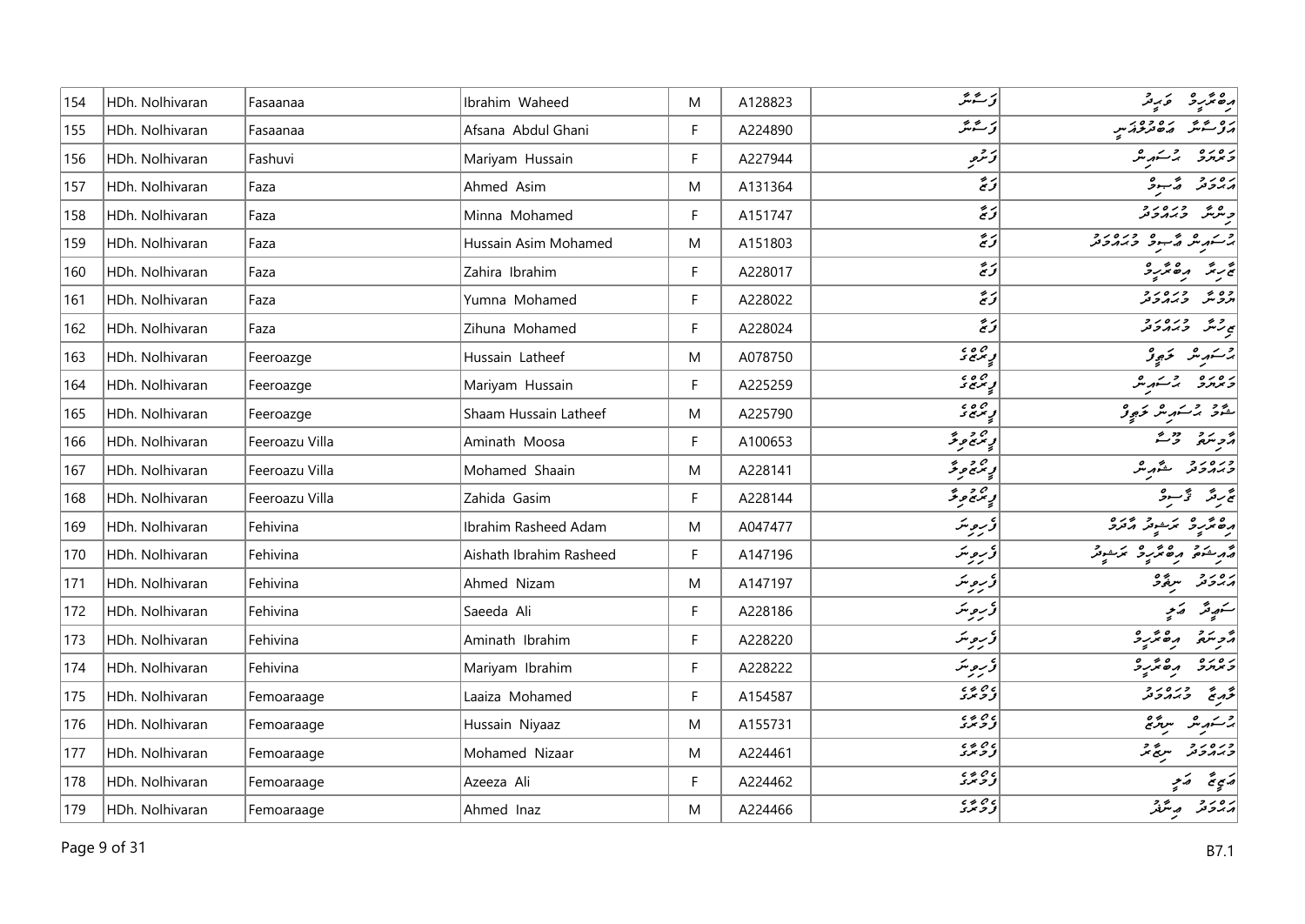| 154 | HDh. Nolhivaran | Fasaanaa | Ibrahim Waheed | M | A128823 | ފަސާނާ | އިބްރާހީމް ވަހީދު |
|---|---|---|---|---|---|---|---|
| 155 | HDh. Nolhivaran | Fasaanaa | Afsana Abdul Ghani | F | A224890 | ފަސާނާ | އަފްސާނާ އަބްދުލްޣަނީ |
| 156 | HDh. Nolhivaran | Fashuvi | Mariyam Hussain | F | A227944 | ފަށުވި | މަރިޔަމް ހުސައިން |
| 157 | HDh. Nolhivaran | Faza | Ahmed Asim | M | A131364 | ފަޒާ | އަހްމަދު އާސިމް |
| 158 | HDh. Nolhivaran | Faza | Minna Mohamed | F | A151747 | ފަޒާ | މިންނާ މުހައްމަދު |
| 159 | HDh. Nolhivaran | Faza | Hussain Asim Mohamed | M | A151803 | ފަޒާ | ހުސައިން އާސިމް މުހައްމަދު |
| 160 | HDh. Nolhivaran | Faza | Zahira Ibrahim | F | A228017 | ފަޒާ | ޒާހިރާ އިބްރާހީމް |
| 161 | HDh. Nolhivaran | Faza | Yumna Mohamed | F | A228022 | ފަޒާ | ޔުމްނާ މުހައްމަދު |
| 162 | HDh. Nolhivaran | Faza | Zihuna Mohamed | F | A228024 | ފަޒާ | ޒިހުނާ މުހައްމަދު |
| 163 | HDh. Nolhivaran | Feeroazge | Hussain Latheef | M | A078750 | ފީރޯޒްގެ | ހުސައިން ލަތީފް |
| 164 | HDh. Nolhivaran | Feeroazge | Mariyam Hussain | F | A225259 | ފީރޯޒްގެ | މަރިޔަމް ހުސައިން |
| 165 | HDh. Nolhivaran | Feeroazge | Shaam Hussain Latheef | M | A225790 | ފީރޯޒްގެ | ޝާމް ހުސައިން ލަތީފް |
| 166 | HDh. Nolhivaran | Feeroazu Villa | Aminath Moosa | F | A100653 | ފީރޯޒުވިލާ | އާމިނަތު މޫސާ |
| 167 | HDh. Nolhivaran | Feeroazu Villa | Mohamed Shaain | M | A228141 | ފީރޯޒުވިލާ | މުހައްމަދު ޝާއިން |
| 168 | HDh. Nolhivaran | Feeroazu Villa | Zahida Gasim | F | A228144 | ފީރޯޒުވިލާ | ޒާހިދާ ޤާސިމް |
| 169 | HDh. Nolhivaran | Fehivina | Ibrahim Rasheed Adam | M | A047477 | ފެހިވިނަ | އިބްރާހީމް ރަޝީދު އާދަމް |
| 170 | HDh. Nolhivaran | Fehivina | Aishath Ibrahim Rasheed | F | A147196 | ފެހިވިނަ | އާއިޝަތު އިބްރާހީމް ރަޝީދު |
| 171 | HDh. Nolhivaran | Fehivina | Ahmed Nizam | M | A147197 | ފެހިވިނަ | އަހްމަދު ނިޒާމް |
| 172 | HDh. Nolhivaran | Fehivina | Saeeda Ali | F | A228186 | ފެހިވިނަ | ސަޢީދާ ޢަލީ |
| 173 | HDh. Nolhivaran | Fehivina | Aminath Ibrahim | F | A228220 | ފެހިވިނަ | އާމިނަތު އިބްރާހީމް |
| 174 | HDh. Nolhivaran | Fehivina | Mariyam Ibrahim | F | A228222 | ފެހިވިނަ | މަރިޔަމް އިބްރާހީމް |
| 175 | HDh. Nolhivaran | Femoaraage | Laaiza Mohamed | F | A154587 | ފެމޯރާގެ | ލާއިޒާ މުހައްމަދު |
| 176 | HDh. Nolhivaran | Femoaraage | Hussain Niyaaz | M | A155731 | ފެމޯރާގެ | ހުސައިން ނިޔާޒް |
| 177 | HDh. Nolhivaran | Femoaraage | Mohamed Nizaar | M | A224461 | ފެމޯރާގެ | މުހައްމަދު ނިޒާރު |
| 178 | HDh. Nolhivaran | Femoaraage | Azeeza Ali | F | A224462 | ފެމޯރާގެ | އަޒީޒާ ޢަލީ |
| 179 | HDh. Nolhivaran | Femoaraage | Ahmed Inaz | M | A224466 | ފެމޯރާގެ | އަހްމަދު އިނާޒު |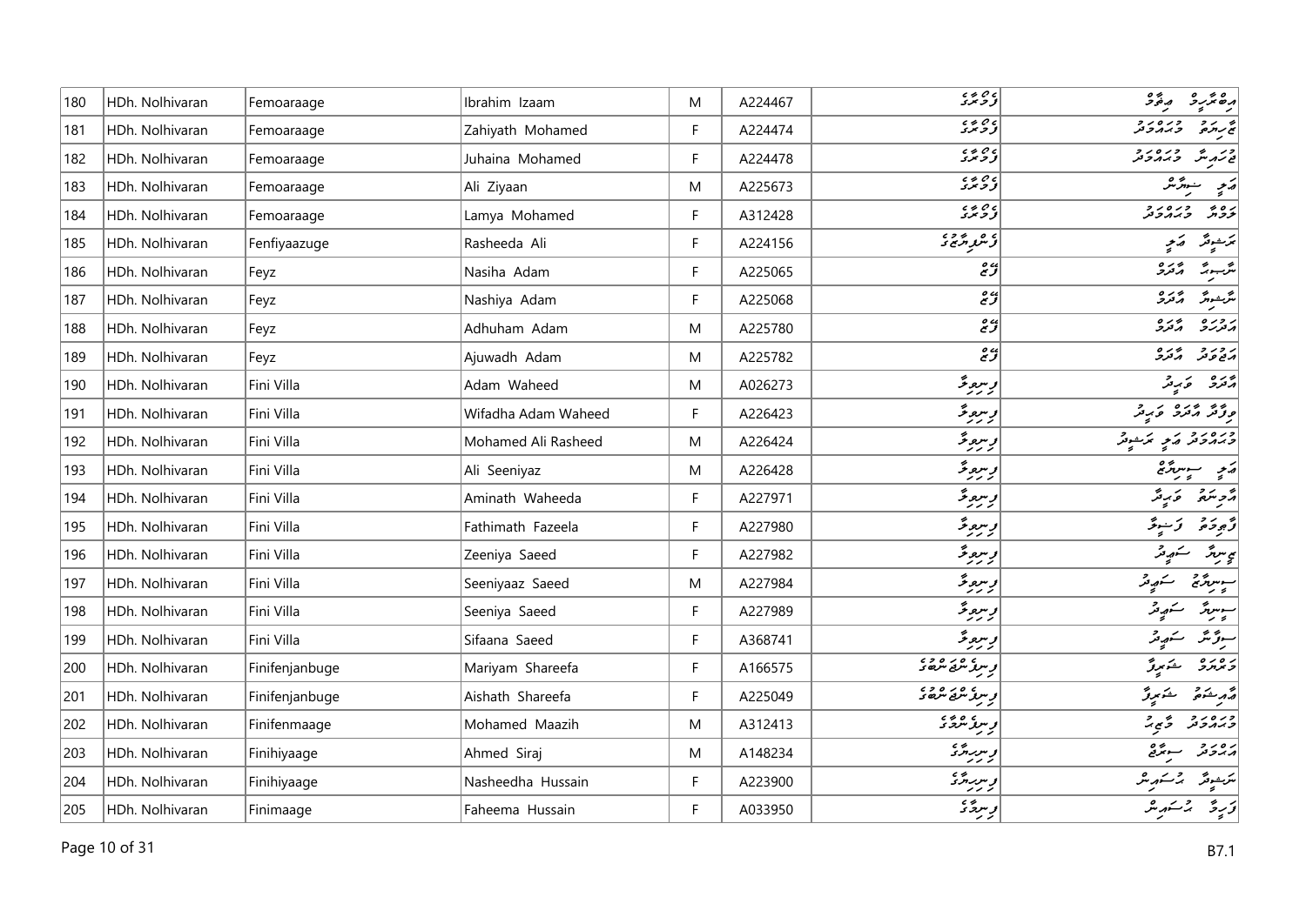| 180 | HDh. Nolhivaran | Femoaraage | Ibrahim Izaam | M | A224467 | ޏެމޯރާގެ | އިބްރާހީމް އިޒާމް |
|---|---|---|---|---|---|---|---|
| 181 | HDh. Nolhivaran | Femoaraage | Zahiyath Mohamed | F | A224474 | ފެމޯރާގެ | ޒާހިޔަތު މުހައްމަދު |
| 182 | HDh. Nolhivaran | Femoaraage | Juhaina Mohamed | F | A224478 | ފެމޯރާގެ | ޖުހައިނާ މުހައްމަދު |
| 183 | HDh. Nolhivaran | Femoaraage | Ali Ziyaan | M | A225673 | ފެމޯރާގެ | އަލީ ޒިޔާން |
| 184 | HDh. Nolhivaran | Femoaraage | Lamya Mohamed | F | A312428 | ފެމޯރާގެ | ލަމްޔާ މުހައްމަދު |
| 185 | HDh. Nolhivaran | Fenfiyaazuge | Rasheeda Ali | F | A224156 | ފެންފިޔާޒުގެ | ރަޝީދާ އަލީ |
| 186 | HDh. Nolhivaran | Feyz | Nasiha Adam | F | A225065 | ފޭޒް | ނާސިހާ އާދަމް |
| 187 | HDh. Nolhivaran | Feyz | Nashiya Adam | F | A225068 | ފޭޒް | ނާޝިޔާ އާދަމް |
| 188 | HDh. Nolhivaran | Feyz | Adhuham Adam | M | A225780 | ފޭޒް | އަދުހަމް އާދަމް |
| 189 | HDh. Nolhivaran | Feyz | Ajuwadh Adam | M | A225782 | ފޭޒް | އަޖުވަދު އާދަމް |
| 190 | HDh. Nolhivaran | Fini Villa | Adam Waheed | M | A026273 | ފިނިވިލާ | އާދަމް ވަހީދު |
| 191 | HDh. Nolhivaran | Fini Villa | Wifadha Adam Waheed | F | A226423 | ފިނިވިލާ | ވިފާދާ އާދަމް ވަހީދު |
| 192 | HDh. Nolhivaran | Fini Villa | Mohamed Ali Rasheed | M | A226424 | ފިނިވިލާ | މުހައްމަދު އަލީ ރަޝީދު |
| 193 | HDh. Nolhivaran | Fini Villa | Ali Seeniyaz | M | A226428 | ފިނިވިލާ | އަލީ ސީނިޔާޒް |
| 194 | HDh. Nolhivaran | Fini Villa | Aminath Waheeda | F | A227971 | ފިނިވިލާ | އާމިނަތު ވަހީދާ |
| 195 | HDh. Nolhivaran | Fini Villa | Fathimath Fazeela | F | A227980 | ފިނިވިލާ | ފާތިމަތު ފަޒީލާ |
| 196 | HDh. Nolhivaran | Fini Villa | Zeeniya Saeed | F | A227982 | ފިނިވިލާ | ޒީނިޔާ ސައީދު |
| 197 | HDh. Nolhivaran | Fini Villa | Seeniyaaz Saeed | M | A227984 | ފިނިވިލާ | ސީނިޔާޒް ސައީދު |
| 198 | HDh. Nolhivaran | Fini Villa | Seeniya Saeed | F | A227989 | ފިނިވިލާ | ސީނިޔާ ސައީދު |
| 199 | HDh. Nolhivaran | Fini Villa | Sifaana Saeed | F | A368741 | ފިނިވިލާ | ސިފާނާ ސައީދު |
| 200 | HDh. Nolhivaran | Finifenjanbuge | Mariyam Shareefa | F | A166575 | ފިނިފެންޖަންބުގެ | މަރިޔަމް ޝަރީފާ |
| 201 | HDh. Nolhivaran | Finifenjanbuge | Aishath Shareefa | F | A225049 | ފިނިފެންޖަންބުގެ | އައިށަތު ޝަރީފާ |
| 202 | HDh. Nolhivaran | Finifenmaage | Mohamed Maazih | M | A312413 | ފިނިފެންމާގެ | މުހައްމަދު މާޒިހު |
| 203 | HDh. Nolhivaran | Finihiyaage | Ahmed Siraj | M | A148234 | ފިނިހިޔާގެ | އަހްމަދު ސިރާޖު |
| 204 | HDh. Nolhivaran | Finihiyaage | Nasheedha Hussain | F | A223900 | ފިނިހިޔާގެ | ނަޝީދާ ހުސައިން |
| 205 | HDh. Nolhivaran | Finimaage | Faheema Hussain | F | A033950 | ފިނިމާގެ | ފަހީމާ ހުސައިން |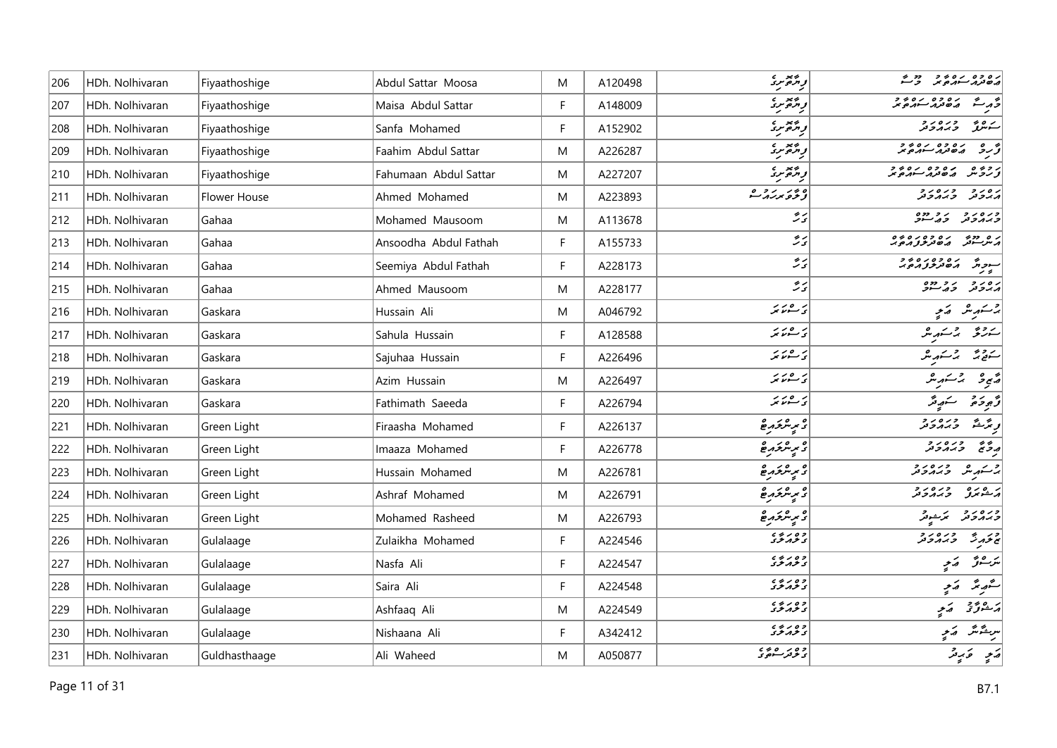| 206 | HDh. Nolhivaran | Fiyaathoshige | Abdul Sattar Moosa | M | A120498 | ފިޔާތޮށިގެ | އަބްދުލް ސައްތާރު މޫސާ |
|---|---|---|---|---|---|---|---|
| 207 | HDh. Nolhivaran | Fiyaathoshige | Maisa Abdul Sattar | F | A148009 | ފިޔާތޮށިގެ | މައިސާ އަބްދުލް ސައްތާރު |
| 208 | HDh. Nolhivaran | Fiyaathoshige | Sanfa Mohamed | F | A152902 | ފިޔާތޮށިގެ | ސަންފާ މުޙައްމަދު |
| 209 | HDh. Nolhivaran | Fiyaathoshige | Faahim Abdul Sattar | M | A226287 | ފިޔާތޮށިގެ | ފާހިމް އަބްދުލް ސައްތާރު |
| 210 | HDh. Nolhivaran | Fiyaathoshige | Fahumaan Abdul Sattar | M | A227207 | ފިޔާތޮށިގެ | ފަހުމާން އަބްދުލް ސައްތާރު |
| 211 | HDh. Nolhivaran | Flower House | Ahmed Mohamed | M | A223893 | ފްލަވަރހައުސް | އަޙްމަދު މުޙައްމަދު |
| 212 | HDh. Nolhivaran | Gahaa | Mohamed Mausoom | M | A113678 | ގަހާ | މުޙައްމަދު މައުޞޫމް |
| 213 | HDh. Nolhivaran | Gahaa | Ansoodha Abdul Fathah | F | A155733 | ގަހާ | އަންސޫދާ އަބްދުލްފައްތާޙް |
| 214 | HDh. Nolhivaran | Gahaa | Seemiya Abdul Fathah | F | A228173 | ގަހާ | ސީމިޔާ އަބްދުލްފައްތާޙް |
| 215 | HDh. Nolhivaran | Gahaa | Ahmed Mausoom | M | A228177 | ގަހާ | އަޙްމަދު މައުޞޫމް |
| 216 | HDh. Nolhivaran | Gaskara | Hussain Ali | M | A046792 | ގަސްކަރަ | ޙުސައިން ޢަލީ |
| 217 | HDh. Nolhivaran | Gaskara | Sahula Hussain | F | A128588 | ގަސްކަރަ | ސަހުލާ ޙުސައިން |
| 218 | HDh. Nolhivaran | Gaskara | Sajuhaa Hussain | F | A226496 | ގަސްކަރަ | ސަޖުހާ ޙުސައިން |
| 219 | HDh. Nolhivaran | Gaskara | Azim Hussain | M | A226497 | ގަސްކަރަ | އާޒިމް ޙުސައިން |
| 220 | HDh. Nolhivaran | Gaskara | Fathimath Saeeda | F | A226794 | ގަސްކަރަ | ފާތިމަތު ސައީދާ |
| 221 | HDh. Nolhivaran | Green Light | Firaasha Mohamed | F | A226137 | ގްރީންލައިޓް | ފިރާޝާ މުޙައްމަދު |
| 222 | HDh. Nolhivaran | Green Light | Imaaza Mohamed | F | A226778 | ގްރީންލައިޓް | އިމާޒާ މުޙައްމަދު |
| 223 | HDh. Nolhivaran | Green Light | Hussain Mohamed | M | A226781 | ގްރީންލައިޓް | ޙުސައިން މުޙައްމަދު |
| 224 | HDh. Nolhivaran | Green Light | Ashraf Mohamed | M | A226791 | ގްރީންލައިޓް | އަޝްރަފް މުޙައްމަދު |
| 225 | HDh. Nolhivaran | Green Light | Mohamed Rasheed | M | A226793 | ގްރީންލައިޓް | މުޙައްމަދު ރަޝީދު |
| 226 | HDh. Nolhivaran | Gulalaage | Zulaikha Mohamed | F | A224546 | ގުލަލާގެ | ޒުލައިޚާ މުޙައްމަދު |
| 227 | HDh. Nolhivaran | Gulalaage | Nasfa Ali | F | A224547 | ގުލަލާގެ | ނަސްފާ ޢަލީ |
| 228 | HDh. Nolhivaran | Gulalaage | Saira Ali | F | A224548 | ގުލަލާގެ | ސާއިރާ ޢަލީ |
| 229 | HDh. Nolhivaran | Gulalaage | Ashfaaq Ali | M | A224549 | ގުލަލާގެ | އަޝްފާޤު ޢަލީ |
| 230 | HDh. Nolhivaran | Gulalaage | Nishaana Ali | F | A342412 | ގުލަލާގެ | ނިޝާނާ ޢަލީ |
| 231 | HDh. Nolhivaran | Guldhasthaage | Ali Waheed | M | A050877 | ގުލްދަސްތާގެ | ޢަލީ ވަޙީދު |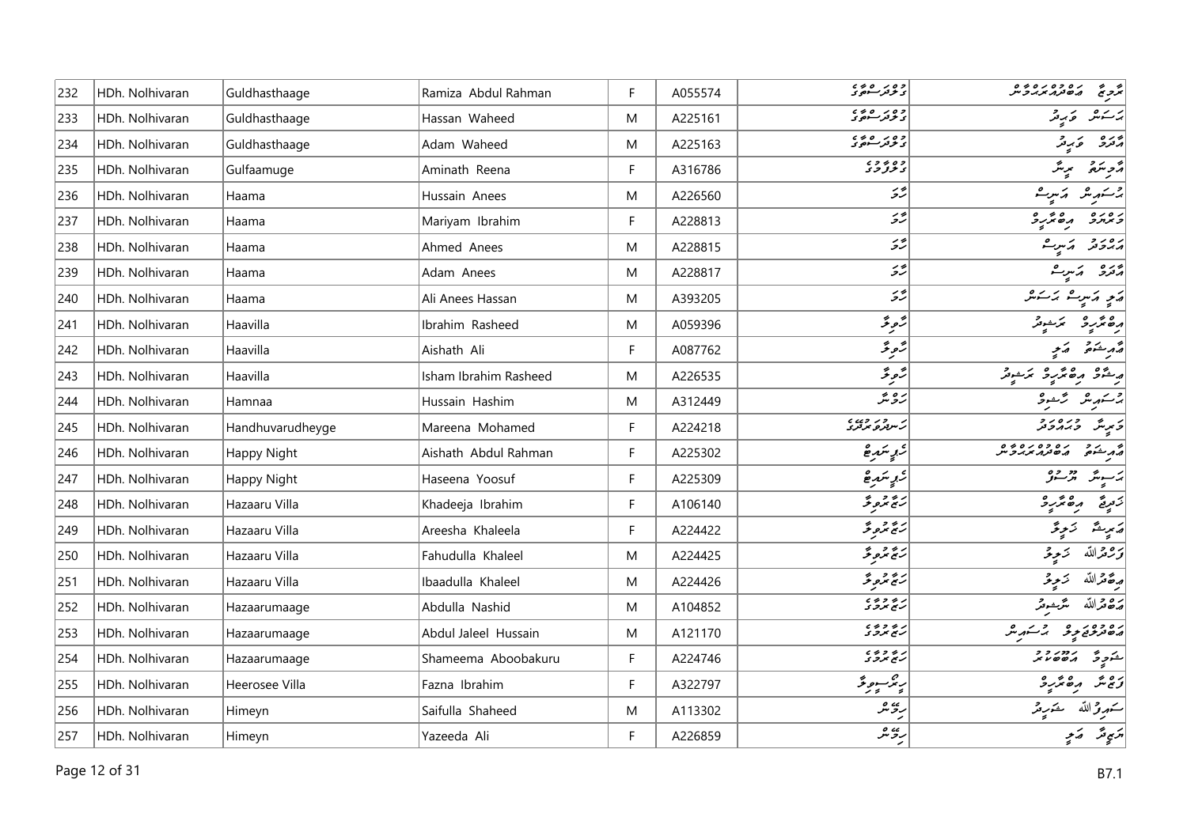| 232 | HDh. Nolhivaran | Guldhasthaage | Ramiza Abdul Rahman | F | A055574 | ގުލްދަސްތާގެ | ރާމިޒާ އަބްދުއްރަޙްމާން |
|---|---|---|---|---|---|---|---|
| 233 | HDh. Nolhivaran | Guldhasthaage | Hassan Waheed | M | A225161 | ގުލްދަސްތާގެ | ހަސަން ވަހީދު |
| 234 | HDh. Nolhivaran | Guldhasthaage | Adam Waheed | M | A225163 | ގުލްދަސްތާގެ | އާދަމް ވަހީދު |
| 235 | HDh. Nolhivaran | Gulfaamuge | Aminath Reena | F | A316786 | ގުލްފާމުގެ | އާމިނަތު ރީނާ |
| 236 | HDh. Nolhivaran | Haama | Hussain Anees | M | A226560 | ހާމާ | ހުސައިން އަނީސް |
| 237 | HDh. Nolhivaran | Haama | Mariyam Ibrahim | F | A228813 | ހާމާ | މަރިޔަމް އިބްރާހީމް |
| 238 | HDh. Nolhivaran | Haama | Ahmed Anees | M | A228815 | ހާމާ | އަޙްމަދު އަނީސް |
| 239 | HDh. Nolhivaran | Haama | Adam Anees | M | A228817 | ހާމާ | އާދަމް އަނީސް |
| 240 | HDh. Nolhivaran | Haama | Ali Anees Hassan | M | A393205 | ހާމާ | އަލި އަނީސް ހަސަން |
| 241 | HDh. Nolhivaran | Haavilla | Ibrahim Rasheed | M | A059396 | ހާވިލާ | އިބްރާހީމް ރަޝީދު |
| 242 | HDh. Nolhivaran | Haavilla | Aishath Ali | F | A087762 | ހާވިލާ | އައިޝަތު އަލި |
| 243 | HDh. Nolhivaran | Haavilla | Isham Ibrahim Rasheed | M | A226535 | ހާވިލާ | އިޝާމް އިބްރާހީމް ރަޝީދު |
| 244 | HDh. Nolhivaran | Hamnaa | Hussain Hashim | M | A312449 | ހަމްނާ | ހުސައިން ހާޝިމް |
| 245 | HDh. Nolhivaran | Handhuvarudheyge | Mareena Mohamed | F | A224218 | ހަނދުވަރުދޭގެ | މަރީނާ މުޙައްމަދު |
| 246 | HDh. Nolhivaran | Happy Night | Aishath Abdul Rahman | F | A225302 | ހެޕީނައިޓް | އައިޝަތު އަބްދުއްރަޙްމާން |
| 247 | HDh. Nolhivaran | Happy Night | Haseena Yoosuf | F | A225309 | ހެޕީނައިޓް | ހަސީނާ ޔޫސުފް |
| 248 | HDh. Nolhivaran | Hazaaru Villa | Khadeeja Ibrahim | F | A106140 | ހަޒާރުވިލާ | ޚަދީޖާ އިބްރާހީމް |
| 249 | HDh. Nolhivaran | Hazaaru Villa | Areesha Khaleela | F | A224422 | ހަޒާރުވިލާ | އަރީޝާ ޚަލީލާ |
| 250 | HDh. Nolhivaran | Hazaaru Villa | Fahudulla Khaleel | M | A224425 | ހަޒާރުވިލާ | ފަހުދުﷲ ޚަލީލު |
| 251 | HDh. Nolhivaran | Hazaaru Villa | Ibaadulla Khaleel | M | A224426 | ހަޒާރުވިލާ | އިބާދުﷲ ޚަލީލު |
| 252 | HDh. Nolhivaran | Hazaarumaage | Abdulla Nashid | M | A104852 | ހަޒާރުމާގެ | އަބްދުﷲ ނާޝިދު |
| 253 | HDh. Nolhivaran | Hazaarumaage | Abdul Jaleel Hussain | M | A121170 | ހަޒާރުމާގެ | އަބްދުލްޖަލީލް ހުސައިން |
| 254 | HDh. Nolhivaran | Hazaarumaage | Shameema Aboobakuru | F | A224746 | ހަޒާރުމާގެ | ޝަމީމާ އަބޫބަކުރު |
| 255 | HDh. Nolhivaran | Heerosee Villa | Fazna Ibrahim | F | A322797 | ހީރޯސީވިލާ | ފަޒްނާ އިބްރާހީމް |
| 256 | HDh. Nolhivaran | Himeyn | Saifulla Shaheed | M | A113302 | ހިމޭން | ސައިފުﷲ ޝަހީދު |
| 257 | HDh. Nolhivaran | Himeyn | Yazeeda Ali | F | A226859 | ހިމޭން | ޔަޒީދާ އަލި |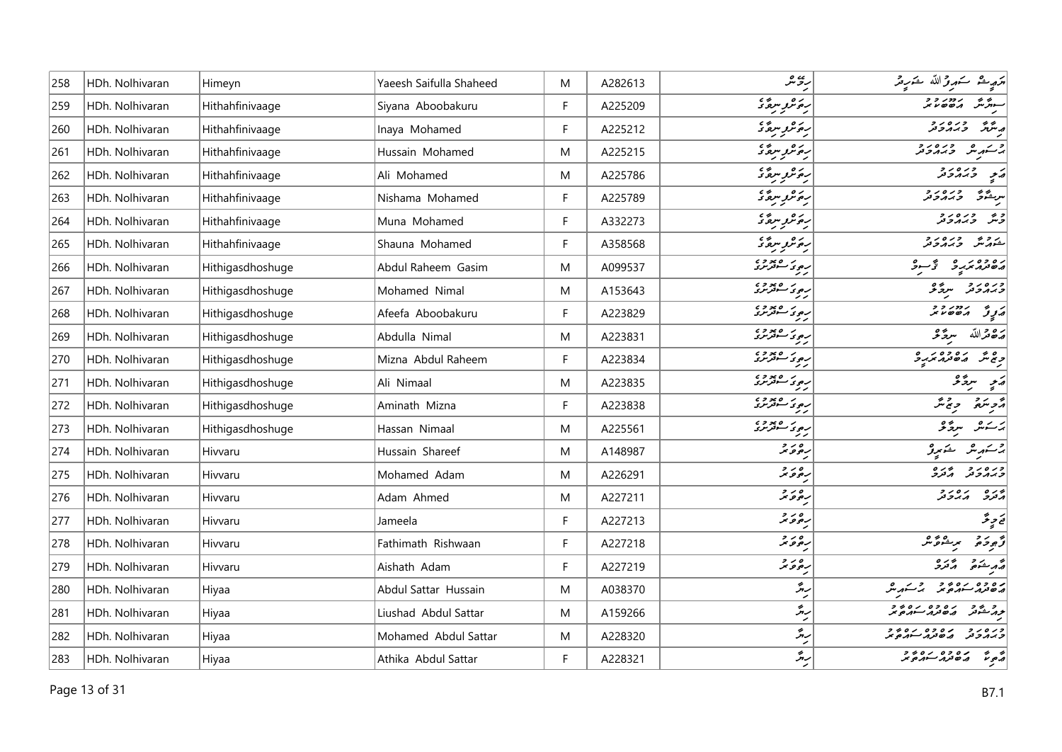| 258 | HDh. Nolhivaran | Himeyn | Yaeesh Saifulla Shaheed | M | A282613 | ހިމޭން | ޔަޢީޝް ސައިފުﷲ ޝަހީދު |
|---|---|---|---|---|---|---|---|
| 259 | HDh. Nolhivaran | Hithahfinivaage | Siyana Aboobakuru | F | A225209 | ހިތަށްފިނިވާގެ | ސިޔާނާ އަބޫބަކުރު |
| 260 | HDh. Nolhivaran | Hithahfinivaage | Inaya Mohamed | F | A225212 | ހިތަށްފިނިވާގެ | އިނާޔާ މުޙައްމަދު |
| 261 | HDh. Nolhivaran | Hithahfinivaage | Hussain Mohamed | M | A225215 | ހިތަށްފިނިވާގެ | ޙުސައިން މުޙައްމަދު |
| 262 | HDh. Nolhivaran | Hithahfinivaage | Ali Mohamed | M | A225786 | ހިތަށްފިނިވާގެ | އަލި މުޙައްމަދު |
| 263 | HDh. Nolhivaran | Hithahfinivaage | Nishama Mohamed | F | A225789 | ހިތަށްފިނިވާގެ | ނިޝާމާ މުޙައްމަދު |
| 264 | HDh. Nolhivaran | Hithahfinivaage | Muna Mohamed | F | A332273 | ހިތަށްފިނިވާގެ | މުނާ މުޙައްމަދު |
| 265 | HDh. Nolhivaran | Hithahfinivaage | Shauna Mohamed | F | A358568 | ހިތަށްފިނިވާގެ | ޝައުނާ މުޙައްމަދު |
| 266 | HDh. Nolhivaran | Hithigasdhoshuge | Abdul Raheem Gasim | M | A099537 | ހިތިގަސްދޮށުގެ | އަބްދުއްރަޙީމް ޤާސިމް |
| 267 | HDh. Nolhivaran | Hithigasdhoshuge | Mohamed Nimal | M | A153643 | ހިތިގަސްދޮށުގެ | މުޙައްމަދު ނިމާލް |
| 268 | HDh. Nolhivaran | Hithigasdhoshuge | Afeefa Aboobakuru | F | A223829 | ހިތިގަސްދޮށުގެ | އަފީފާ އަބޫބަކުރު |
| 269 | HDh. Nolhivaran | Hithigasdhoshuge | Abdulla Nimal | M | A223831 | ހިތިގަސްދޮށުގެ | އަބްދުﷲ ނިމާލް |
| 270 | HDh. Nolhivaran | Hithigasdhoshuge | Mizna Abdul Raheem | F | A223834 | ހިތިގަސްދޮށުގެ | މިޒްނާ އަބްދުއްރަޙީމް |
| 271 | HDh. Nolhivaran | Hithigasdhoshuge | Ali Nimaal | M | A223835 | ހިތިގަސްދޮށުގެ | އަލި ނިމާލް |
| 272 | HDh. Nolhivaran | Hithigasdhoshuge | Aminath Mizna | F | A223838 | ހިތިގަސްދޮށުގެ | އާމިނަތު މިޒްނާ |
| 273 | HDh. Nolhivaran | Hithigasdhoshuge | Hassan Nimaal | M | A225561 | ހިތިގަސްދޮށުގެ | ޙަސަން ނިމާލް |
| 274 | HDh. Nolhivaran | Hivvaru | Hussain Shareef | M | A148987 | ހިއްވަރު | ޙުސައިން ޝަރީފް |
| 275 | HDh. Nolhivaran | Hivvaru | Mohamed Adam | M | A226291 | ހިއްވަރު | މުޙައްމަދު އާދަމް |
| 276 | HDh. Nolhivaran | Hivvaru | Adam Ahmed | M | A227211 | ހިއްވަރު | އާދަމް އަޙްމަދު |
| 277 | HDh. Nolhivaran | Hivvaru | Jameela | F | A227213 | ހިއްވަރު | ޖަމީލާ |
| 278 | HDh. Nolhivaran | Hivvaru | Fathimath Rishwaan | F | A227218 | ހިއްވަރު | ފާތިމަތު ރިޝްވާން |
| 279 | HDh. Nolhivaran | Hivvaru | Aishath Adam | F | A227219 | ހިއްވަރު | އާއިޝަތު އާދަމް |
| 280 | HDh. Nolhivaran | Hiyaa | Abdul Sattar Hussain | M | A038370 | ހިޔާ | އަބްދުލްސައްތާރު ޙުސައިން |
| 281 | HDh. Nolhivaran | Hiyaa | Liushad Abdul Sattar | M | A159266 | ހިޔާ | ލިއުޝާދު އަބްދުލްސައްތާރު |
| 282 | HDh. Nolhivaran | Hiyaa | Mohamed Abdul Sattar | M | A228320 | ހިޔާ | މުޙައްމަދު އަބްދުލްސައްތާރު |
| 283 | HDh. Nolhivaran | Hiyaa | Athika Abdul Sattar | F | A228321 | ހިޔާ | އާތިކާ އަބްދުލްސައްތާރު |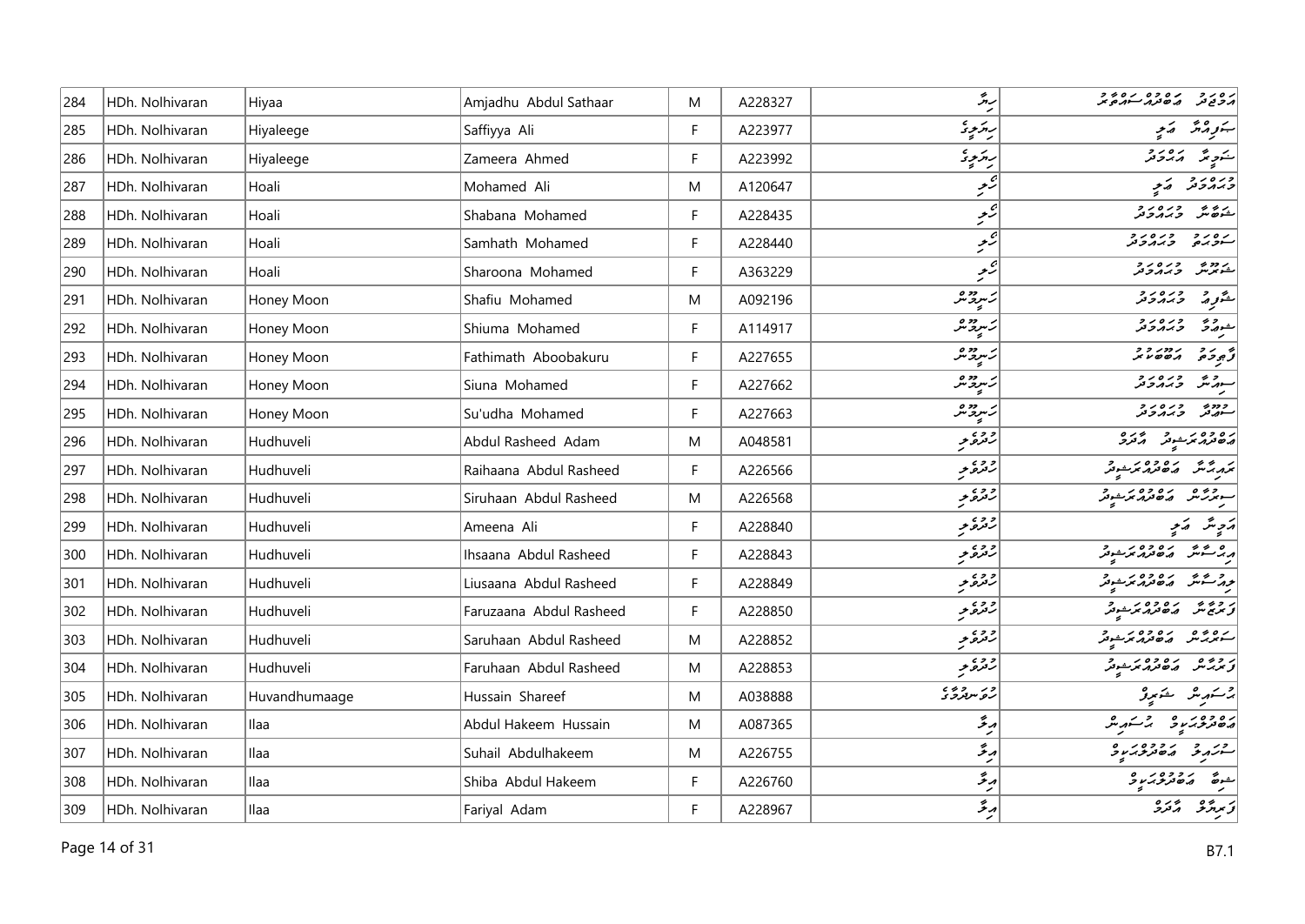| 284 | HDh. Nolhivaran | Hiyaa | Amjadhu Abdul Sathaar | M | A228327 | ސިޔާ | އަމްޖަދު އަބްދުލް ސައްތާރު |
|---|---|---|---|---|---|---|---|
| 285 | HDh. Nolhivaran | Hiyaleege | Saffiyya Ali | F | A223977 | ހިޔަލީގެ | ސަފިއްޔާ އަލި |
| 286 | HDh. Nolhivaran | Hiyaleege | Zameera Ahmed | F | A223992 | ހިޔަލީގެ | ޒަމީރާ އަޙްމަދު |
| 287 | HDh. Nolhivaran | Hoali | Mohamed Ali | M | A120647 | ހޯލި | މުޙައްމަދު އަލި |
| 288 | HDh. Nolhivaran | Hoali | Shabana Mohamed | F | A228435 | ހޯލި | ޝަބާނާ މުޙައްމަދު |
| 289 | HDh. Nolhivaran | Hoali | Samhath Mohamed | F | A228440 | ހޯލި | ސަމްހަތު މުޙައްމަދު |
| 290 | HDh. Nolhivaran | Hoali | Sharoona Mohamed | F | A363229 | ހޯލި | ޝަރޫނާ މުޙައްމަދު |
| 291 | HDh. Nolhivaran | Honey Moon | Shafiu Mohamed | M | A092196 | ހަނީމޫން | ޝާފިޢު މުޙައްމަދު |
| 292 | HDh. Nolhivaran | Honey Moon | Shiuma Mohamed | F | A114917 | ހަނީމޫން | ޝިއުމާ މުޙައްމަދު |
| 293 | HDh. Nolhivaran | Honey Moon | Fathimath Aboobakuru | F | A227655 | ހަނީމޫން | ފާތިމަތު އަބޫބަކުރު |
| 294 | HDh. Nolhivaran | Honey Moon | Siuna Mohamed | F | A227662 | ހަނީމޫން | ސިއުނާ މުޙައްމަދު |
| 295 | HDh. Nolhivaran | Honey Moon | Su'udha Mohamed | F | A227663 | ހަނީމޫން | ސުޢޫދާ މުޙައްމަދު |
| 296 | HDh. Nolhivaran | Hudhuveli | Abdul Rasheed Adam | M | A048581 | ހުދުވެލި | އަބްދުއްރަޝީދު އާދަމް |
| 297 | HDh. Nolhivaran | Hudhuveli | Raihaana Abdul Rasheed | F | A226566 | ހުދުވެލި | ރައިހާނާ އަބްދުއްރަޝީދު |
| 298 | HDh. Nolhivaran | Hudhuveli | Siruhaan Abdul Rasheed | M | A226568 | ހުދުވެލި | ސިރުހާން އަބްދުއްރަޝީދު |
| 299 | HDh. Nolhivaran | Hudhuveli | Ameena Ali | F | A228840 | ހުދުވެލި | އަމީނާ އަލި |
| 300 | HDh. Nolhivaran | Hudhuveli | Ihsaana Abdul Rasheed | F | A228843 | ހުދުވެލި | އިޙްސާނާ އަބްދުއްރަޝީދު |
| 301 | HDh. Nolhivaran | Hudhuveli | Liusaana Abdul Rasheed | F | A228849 | ހުދުވެލި | ލިއުސާނާ އަބްދުއްރަޝީދު |
| 302 | HDh. Nolhivaran | Hudhuveli | Faruzaana Abdul Rasheed | F | A228850 | ހުދުވެލި | ފަރުޒާނާ އަބްދުއްރަޝީދު |
| 303 | HDh. Nolhivaran | Hudhuveli | Saruhaan Abdul Rasheed | M | A228852 | ހުދުވެލި | ސަރުހާން އަބްދުއްރަޝީދު |
| 304 | HDh. Nolhivaran | Hudhuveli | Faruhaan Abdul Rasheed | M | A228853 | ހުދުވެލި | ފަރުހާން އަބްދުއްރަޝީދު |
| 305 | HDh. Nolhivaran | Huvandhumaage | Hussain Shareef | M | A038888 | ހުވަނދުމާގެ | ޙުސައިން ޝަރީފު |
| 306 | HDh. Nolhivaran | Ilaa | Abdul Hakeem Hussain | M | A087365 | އިލާ | އަބްދުލްޙަކީމް ޙުސައިން |
| 307 | HDh. Nolhivaran | Ilaa | Suhail Abdulhakeem | M | A226755 | އިލާ | ސުހައިލް އަބްދުލްޙަކީމް |
| 308 | HDh. Nolhivaran | Ilaa | Shiba Abdul Hakeem | F | A226760 | އިލާ | ޝިބާ އަބްދުލްޙަކީމް |
| 309 | HDh. Nolhivaran | Ilaa | Fariyal Adam | F | A228967 | އިލާ | ފަރިޔާލް އާދަމް |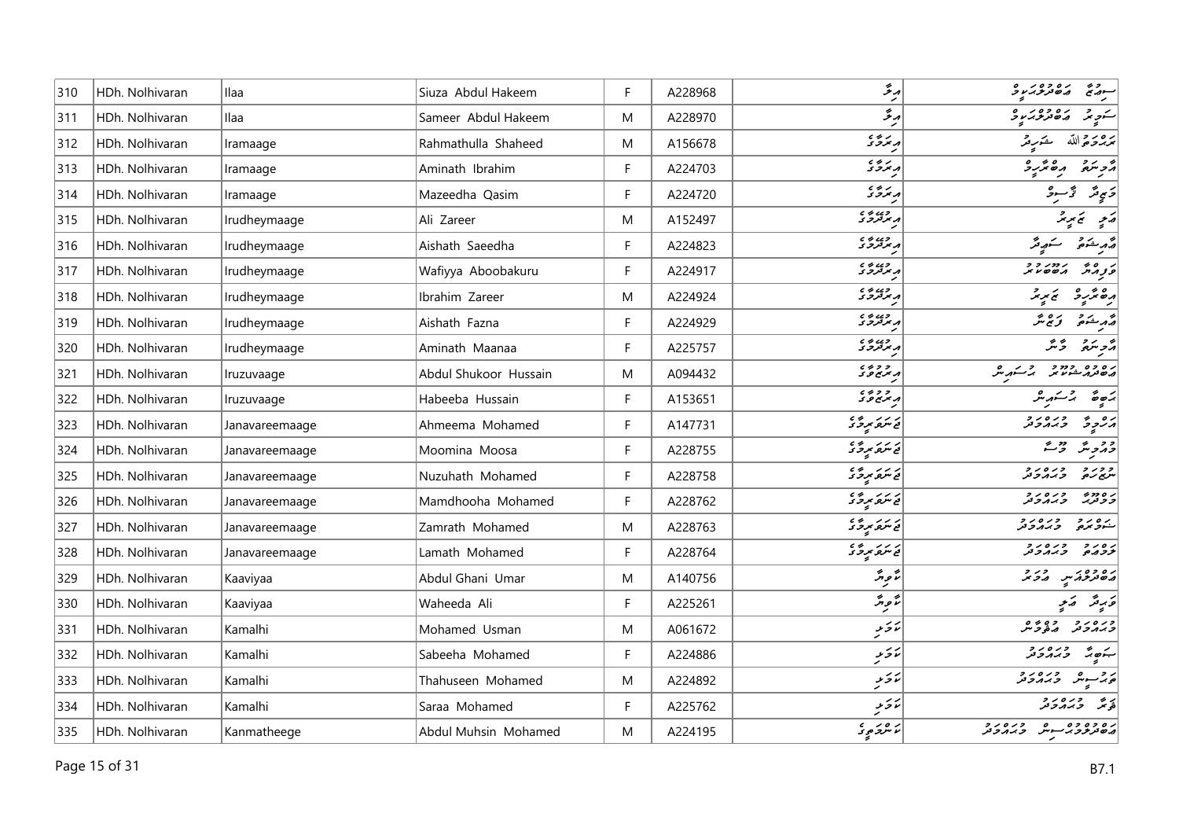| 310 | HDh. Nolhivaran | Ilaa | Siuza Abdul Hakeem | F | A228968 | ރިލާ | ސިއުޒާ އަބްދުލްޙަކީމް |
|---|---|---|---|---|---|---|---|
| 311 | HDh. Nolhivaran | Ilaa | Sameer Abdul Hakeem | M | A228970 | ރިލާ | ސަމީރު އަބްދުލްޙަކީމް |
| 312 | HDh. Nolhivaran | Iramaage | Rahmathulla Shaheed | M | A156678 | އިރަމާގެ | ރަޙްމަތުﷲ ޝަހީދު |
| 313 | HDh. Nolhivaran | Iramaage | Aminath Ibrahim | F | A224703 | އިރަމާގެ | އާމިނަތު އިބްރާހީމް |
| 314 | HDh. Nolhivaran | Iramaage | Mazeedha Qasim | F | A224720 | އިރަމާގެ | މަޒީދާ ޤާސިމް |
| 315 | HDh. Nolhivaran | Irudheymaage | Ali Zareer | M | A152497 | އިރުދޭމާގެ | އަލި ޒަރީރު |
| 316 | HDh. Nolhivaran | Irudheymaage | Aishath Saeedha | F | A224823 | އިރުދޭމާގެ | އާއިޝަތު ސަޢީދާ |
| 317 | HDh. Nolhivaran | Irudheymaage | Wafiyya Aboobakuru | F | A224917 | އިރުދޭމާގެ | ވަފިއްޔާ އަބޫބަކުރު |
| 318 | HDh. Nolhivaran | Irudheymaage | Ibrahim Zareer | M | A224924 | އިރުދޭމާގެ | އިބްރާހީމް ޒަރީރު |
| 319 | HDh. Nolhivaran | Irudheymaage | Aishath Fazna | F | A224929 | އިރުދޭމާގެ | އާއިޝަތު ފަޒްނާ |
| 320 | HDh. Nolhivaran | Irudheymaage | Aminath Maanaa | F | A225757 | އިރުދޭމާގެ | އާމިނަތު މާނާ |
| 321 | HDh. Nolhivaran | Iruzuvaage | Abdul Shukoor Hussain | M | A094432 | އިރުޒުވާގެ | އަބްދުއްޝުކޫރު ޙުސައިން |
| 322 | HDh. Nolhivaran | Iruzuvaage | Habeeba Hussain | F | A153651 | އިރުޒުވާގެ | ހަބީބާ ޙުސައިން |
| 323 | HDh. Nolhivaran | Janavareemaage | Ahmeema Mohamed | F | A147731 | ޖަނަވަރީމާގެ | އަޙްމީމާ މުޙައްމަދު |
| 324 | HDh. Nolhivaran | Janavareemaage | Moomina Moosa | F | A228755 | ޖަނަވަރީމާގެ | މޫމިނާ މޫސާ |
| 325 | HDh. Nolhivaran | Janavareemaage | Nuzuhath Mohamed | F | A228758 | ޖަނަވަރީމާގެ | ނުޒުހަތު މުޙައްމަދު |
| 326 | HDh. Nolhivaran | Janavareemaage | Mamdhooha Mohamed | F | A228762 | ޖަނަވަރީމާގެ | މަމްދޫޙާ މުޙައްމަދު |
| 327 | HDh. Nolhivaran | Janavareemaage | Zamrath Mohamed | M | A228763 | ޖަނަވަރީމާގެ | ޒަމްރަތު މުޙައްމަދު |
| 328 | HDh. Nolhivaran | Janavareemaage | Lamath Mohamed | F | A228764 | ޖަނަވަރީމާގެ | ލަމްޢަތު މުޙައްމަދު |
| 329 | HDh. Nolhivaran | Kaaviyaa | Abdul Ghani Umar | M | A140756 | ކާވިޔާ | އަބްދުލްޣަނީ އުމަރު |
| 330 | HDh. Nolhivaran | Kaaviyaa | Waheeda Ali | F | A225261 | ކާވިޔާ | ވަހީދާ އަލި |
| 331 | HDh. Nolhivaran | Kamalhi | Mohamed Usman | M | A061672 | ކަމަޅި | މުޙައްމަދު ޢުثމާން |
| 332 | HDh. Nolhivaran | Kamalhi | Sabeeha Mohamed | F | A224886 | ކަމަޅި | ސަބީހާ މުޙައްމަދު |
| 333 | HDh. Nolhivaran | Kamalhi | Thahuseen Mohamed | M | A224892 | ކަމަޅި | ތަހުސީން މުޙައްމަދު |
| 334 | HDh. Nolhivaran | Kamalhi | Saraa Mohamed | F | A225762 | ކަމަޅި | ސާރާ މުޙައްމަދު |
| 335 | HDh. Nolhivaran | Kanmatheege | Abdul Muhsin Mohamed | M | A224195 | ކަންމަތީގެ | އަބްދުލްމުޙްސިން މުޙައްމަދު |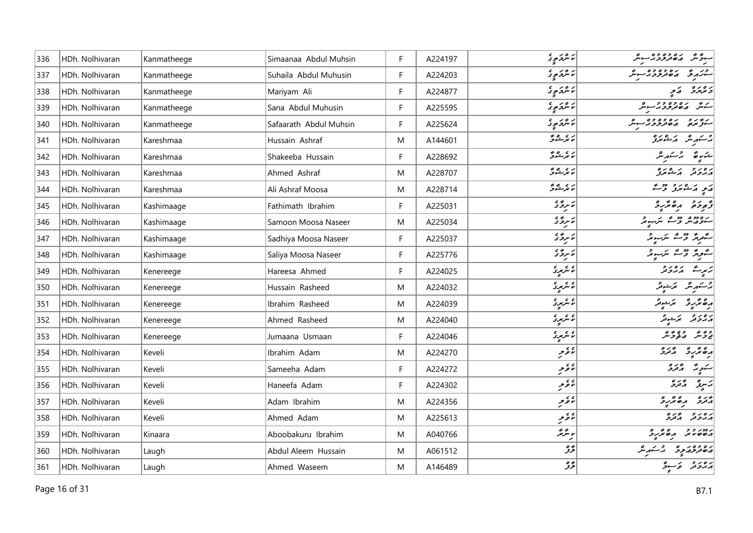| 336 | HDh. Nolhivaran | Kanmatheege | Simaanaa Abdul Muhsin | F | A224197 | ކަންމަތީގެ | ސިމާނާ އަބްދުލްމުހްސިން |
|---|---|---|---|---|---|---|---|
| 337 | HDh. Nolhivaran | Kanmatheege | Suhaila Abdul Muhusin | F | A224203 | ކަންމަތީގެ | ސުހައިލާ އަބްދުލްމުހުސިން |
| 338 | HDh. Nolhivaran | Kanmatheege | Mariyam Ali | F | A224877 | ކަންމަތީގެ | މަރިޔަމް ޢަލީ |
| 339 | HDh. Nolhivaran | Kanmatheege | Sana Abdul Muhusin | F | A225595 | ކަންމަތީގެ | ސަނާ އަބްދުލްމުހުސިން |
| 340 | HDh. Nolhivaran | Kanmatheege | Safaarath Abdul Muhsin | F | A225624 | ކަންމަތީގެ | ސަފާރަތު އަބްދުލްމުހްސިން |
| 341 | HDh. Nolhivaran | Kareshmaa | Hussain Ashraf | M | A144601 | ކަރެޝްމާ | ހުސައިން އަޝްރަފް |
| 342 | HDh. Nolhivaran | Kareshmaa | Shakeeba Hussain | F | A228692 | ކަރެޝްމާ | ޝަކީބާ ހުސައިން |
| 343 | HDh. Nolhivaran | Kareshmaa | Ahmed Ashraf | M | A228707 | ކަރެޝްމާ | އަހްމަދު އަޝްރަފް |
| 344 | HDh. Nolhivaran | Kareshmaa | Ali Ashraf Moosa | M | A228714 | ކަރެޝްމާ | ޢަލީ އަޝްރަފް މޫސާ |
| 345 | HDh. Nolhivaran | Kashimaage | Fathimath Ibrahim | F | A225031 | ކަޝިމާގެ | ފާތިމަތު އިބްރާހީމް |
| 346 | HDh. Nolhivaran | Kashimaage | Samoon Moosa Naseer | M | A225034 | ކަޝިމާގެ | ސަމޫން މޫސާ ނަސީރު |
| 347 | HDh. Nolhivaran | Kashimaage | Sadhiya Moosa Naseer | F | A225037 | ކަޝިމާގެ | ސާދިޔާ މޫސާ ނަސީރު |
| 348 | HDh. Nolhivaran | Kashimaage | Saliya Moosa Naseer | F | A225776 | ކަޝިމާގެ | ސާލިޔާ މޫސާ ނަސީރު |
| 349 | HDh. Nolhivaran | Kenereege | Hareesa Ahmed | F | A224025 | ކެނެރީގެ | ހަރީސާ އަހްމަދު |
| 350 | HDh. Nolhivaran | Kenereege | Hussain Rasheed | M | A224032 | ކެނެރީގެ | ހުސައިން ރަޝީދު |
| 351 | HDh. Nolhivaran | Kenereege | Ibrahim Rasheed | M | A224039 | ކެނެރީގެ | އިބްރާހީމް ރަޝީދު |
| 352 | HDh. Nolhivaran | Kenereege | Ahmed Rasheed | M | A224040 | ކެނެރީގެ | އަހްމަދު ރަޝީދު |
| 353 | HDh. Nolhivaran | Kenereege | Jumaana Usmaan | F | A224046 | ކެނެރީގެ | ޖުމާނާ އުސްމާން |
| 354 | HDh. Nolhivaran | Keveli | Ibrahim Adam | M | A224270 | ކެވެލި | އިބްރާހީމް އާދަމް |
| 355 | HDh. Nolhivaran | Keveli | Sameeha Adam | F | A224272 | ކެވެލި | ސަމީހާ އާދަމް |
| 356 | HDh. Nolhivaran | Keveli | Haneefa Adam | F | A224302 | ކެވެލި | ހަނީފާ އާދަމް |
| 357 | HDh. Nolhivaran | Keveli | Adam Ibrahim | M | A224356 | ކެވެލި | އާދަމް އިބްރާހީމް |
| 358 | HDh. Nolhivaran | Keveli | Ahmed Adam | M | A225613 | ކެވެލި | އަހްމަދު އާދަމް |
| 359 | HDh. Nolhivaran | Kinaara | Aboobakuru Ibrahim | M | A040766 | ކިނާރާ | އަބޫބަކުރު އިބްރާހީމް |
| 360 | HDh. Nolhivaran | Laugh | Abdul Aleem Hussain | M | A061512 | ލާފް | އަބްދުލްޢަލީމް ހުސައިން |
| 361 | HDh. Nolhivaran | Laugh | Ahmed Waseem | M | A146489 | ލާފް | އަހްމަދު ވަސީމް |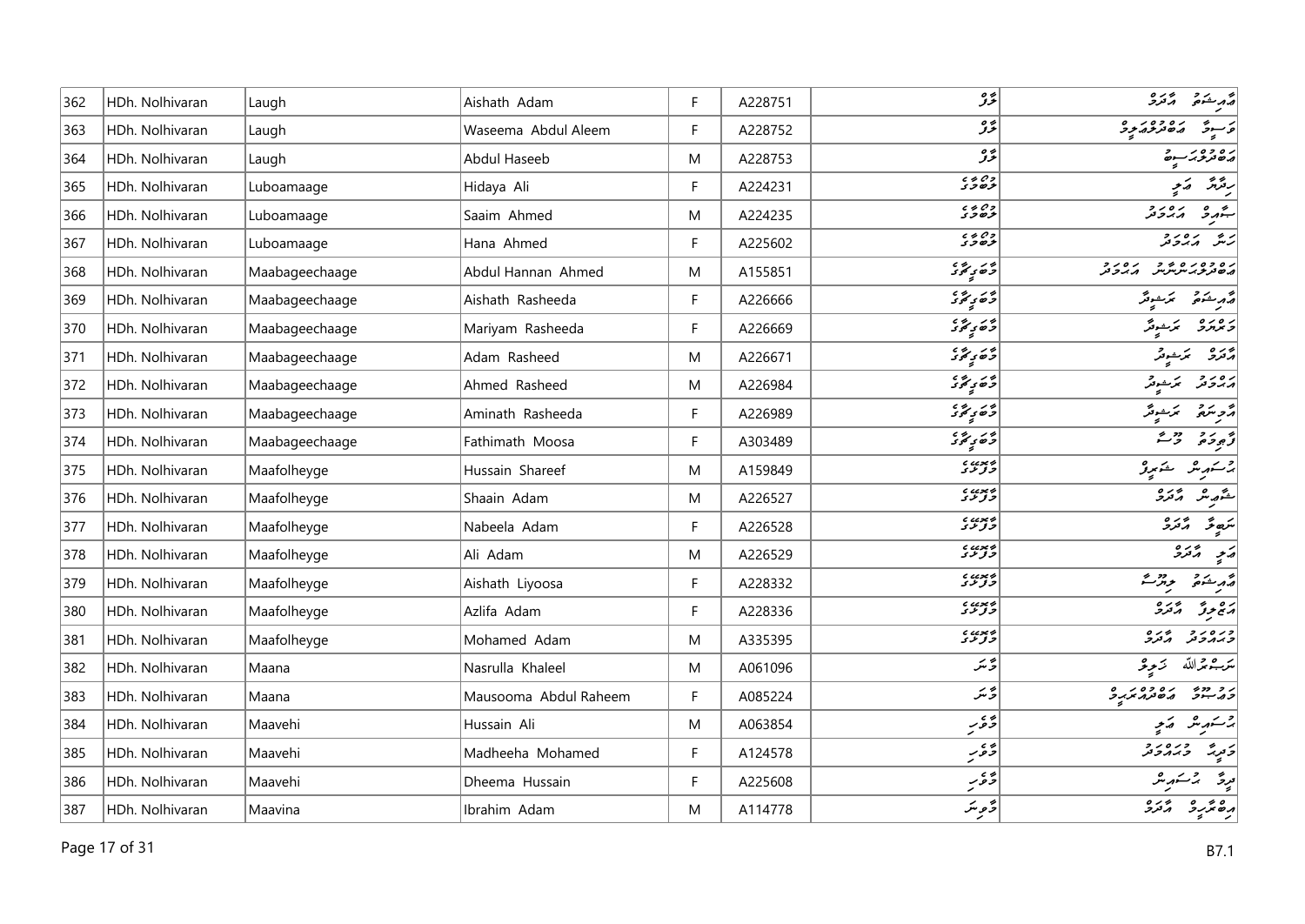| 362 | HDh. Nolhivaran | Laugh | Aishath Adam | F | A228751 | ލޯފް | އައިޝަތު އާދަމް |
|---|---|---|---|---|---|---|---|
| 363 | HDh. Nolhivaran | Laugh | Waseema Abdul Aleem | F | A228752 | ލޯފް | ވަސީމާ އަބްދުލްއަލީމް |
| 364 | HDh. Nolhivaran | Laugh | Abdul Haseeb | M | A228753 | ލޯފް | އަބްދުލްހަސީބު |
| 365 | HDh. Nolhivaran | Luboamaage | Hidaya Ali | F | A224231 | ލުބޯމާގެ | ހިދާޔާ އަލި |
| 366 | HDh. Nolhivaran | Luboamaage | Saaim Ahmed | M | A224235 | ލުބޯމާގެ | ސާއިމް އަހްމަދު |
| 367 | HDh. Nolhivaran | Luboamaage | Hana Ahmed | F | A225602 | ލުބޯމާގެ | ހަނާ އަހްމަދު |
| 368 | HDh. Nolhivaran | Maabageechaage | Abdul Hannan Ahmed | M | A155851 | މާބަގީޗާގެ | އަބްދުލްހަންނާން އަހްމަދު |
| 369 | HDh. Nolhivaran | Maabageechaage | Aishath Rasheeda | F | A226666 | މާބަގީޗާގެ | އައިޝަތު ރަޝީދާ |
| 370 | HDh. Nolhivaran | Maabageechaage | Mariyam Rasheeda | F | A226669 | މާބަގީޗާގެ | މަރިޔަމް ރަޝީދާ |
| 371 | HDh. Nolhivaran | Maabageechaage | Adam Rasheed | M | A226671 | މާބަގީޗާގެ | އާދަމް ރަޝީދު |
| 372 | HDh. Nolhivaran | Maabageechaage | Ahmed Rasheed | M | A226984 | މާބަގީޗާގެ | އަހްމަދު ރަޝީދު |
| 373 | HDh. Nolhivaran | Maabageechaage | Aminath Rasheeda | F | A226989 | މާބަގީޗާގެ | އާމިނަތު ރަޝީދާ |
| 374 | HDh. Nolhivaran | Maabageechaage | Fathimath Moosa | F | A303489 | މާބަގީޗާގެ | ފާތިމަތު މޫސާ |
| 375 | HDh. Nolhivaran | Maafolheyge | Hussain Shareef | M | A159849 | މާފޮޅޭގެ | ހުސައިން ޝަރީފު |
| 376 | HDh. Nolhivaran | Maafolheyge | Shaain Adam | M | A226527 | މާފޮޅޭގެ | ޝާއިން އާދަމް |
| 377 | HDh. Nolhivaran | Maafolheyge | Nabeela Adam | F | A226528 | މާފޮޅޭގެ | ނަބީލާ އާދަމް |
| 378 | HDh. Nolhivaran | Maafolheyge | Ali Adam | M | A226529 | މާފޮޅޭގެ | އަލި އާދަމް |
| 379 | HDh. Nolhivaran | Maafolheyge | Aishath Liyoosa | F | A228332 | މާފޮޅޭގެ | އައިޝަތު ލިޔޫސާ |
| 380 | HDh. Nolhivaran | Maafolheyge | Azlifa Adam | F | A228336 | މާފޮޅޭގެ | އަޒްލިފާ އާދަމް |
| 381 | HDh. Nolhivaran | Maafolheyge | Mohamed Adam | M | A335395 | މާފޮޅޭގެ | މުހައްމަދު އާދަމް |
| 382 | HDh. Nolhivaran | Maana | Nasrulla Khaleel | M | A061096 | މާނަ | ނަސްރުﷲ ޚަލީލް |
| 383 | HDh. Nolhivaran | Maana | Mausooma Abdul Raheem | F | A085224 | މާނަ | މައުޞޫމާ އަބްދުއްރަހީމް |
| 384 | HDh. Nolhivaran | Maavehi | Hussain Ali | M | A063854 | މާވެހި | ހުސައިން އަލި |
| 385 | HDh. Nolhivaran | Maavehi | Madheeha Mohamed | F | A124578 | މާވެހި | މަދީހާ މުހައްމަދު |
| 386 | HDh. Nolhivaran | Maavehi | Dheema Hussain | F | A225608 | މާވެހި | ދީމާ ހުސައިން |
| 387 | HDh. Nolhivaran | Maavina | Ibrahim Adam | M | A114778 | މާވިނަ | އިބްރާހީމް އާދަމް |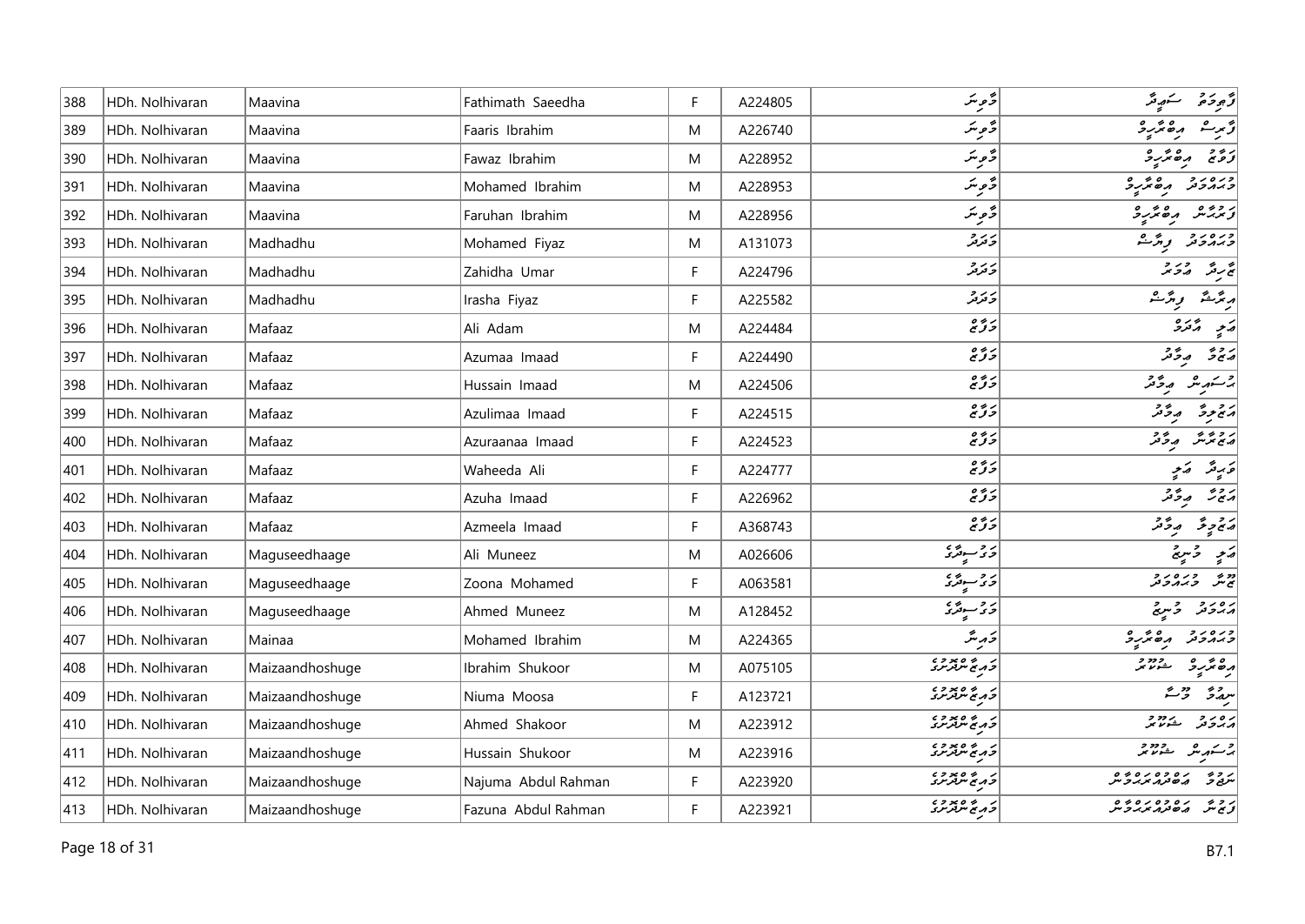| 388 | HDh. Nolhivaran | Maavina | Fathimath Saeedha | F | A224805 | ڱُوِسَ | ڗُجِرَدَ سَهِيڗَ |
|---|---|---|---|---|---|---|---|
| 389 | HDh. Nolhivaran | Maavina | Faaris Ibrahim | M | A226740 | ڱُوِسَ | ڗُبِرِے رِھُبُرِرُ |
| 390 | HDh. Nolhivaran | Maavina | Fawaz Ibrahim | M | A228952 | ڱُوِسَ | ڗَڗُجْ رِھُبُرِرُ |
| 391 | HDh. Nolhivaran | Maavina | Mohamed Ibrahim | M | A228953 | ڱُوِسَ | ڎِرَرُدَڗُ رِھُبُرِرُ |
| 392 | HDh. Nolhivaran | Maavina | Faruhan Ibrahim | M | A228956 | ڱُوِسَ | ڗَبُرُسَ رِھُبُرِرُ |
| 393 | HDh. Nolhivaran | Madhadhu | Mohamed Fiyaz | M | A131073 | ڎَڗَڗُ | ڎِرَرُدَڗُ وِرُسُ |
| 394 | HDh. Nolhivaran | Madhadhu | Zahidha Umar | F | A224796 | ڎَڗَڗُ | ڠِرِڗَ رِڎِبُ |
| 395 | HDh. Nolhivaran | Madhadhu | Irasha Fiyaz | F | A225582 | ڎَڗَڗُ | رِبُرُسُ وِرُسُ |
| 396 | HDh. Nolhivaran | Mafaaz | Ali Adam | M | A224484 | ڎَڗُجْ | رَجِ رُتَرُڎُ |
| 397 | HDh. Nolhivaran | Mafaaz | Azumaa Imaad | F | A224490 | ڎَڗُجْ | رَجُڎُ رِڎُڗُ |
| 398 | HDh. Nolhivaran | Mafaaz | Hussain Imaad | M | A224506 | ڎَڗُجْ | بُسَهِرِسْ رِڎُڗُ |
| 399 | HDh. Nolhivaran | Mafaaz | Azulimaa Imaad | F | A224515 | ڎَڗُجْ | رَجُوِڎُ رِڎُڗُ |
| 400 | HDh. Nolhivaran | Mafaaz | Azuraanaa Imaad | F | A224523 | ڎَڗُجْ | رَجُبُسَّ رِڎُڗُ |
| 401 | HDh. Nolhivaran | Mafaaz | Waheeda Ali | F | A224777 | ڎَڗُجْ | ڗَبِڗَ رَجِ |
| 402 | HDh. Nolhivaran | Mafaaz | Azuha Imaad | F | A226962 | ڎَڗُجْ | رَجُرُ رِڎُڗُ |
| 403 | HDh. Nolhivaran | Mafaaz | Azmeela Imaad | F | A368743 | ڎَڗُجْ | رَجْڎِڗُ رِڎُڗُ |
| 404 | HDh. Nolhivaran | Maguseedhaage | Ali Muneez | M | A026606 | ڎَڎُسِڗُڎُ | رَجِ ڎُسِجْ |
| 405 | HDh. Nolhivaran | Maguseedhaage | Zoona Mohamed | F | A063581 | ڎَڎُسِڗُڎُ | جُسَّ ڎِرَرُدَڗُ |
| 406 | HDh. Nolhivaran | Maguseedhaage | Ahmed Muneez | M | A128452 | ڎَڎُسِڗُڎُ | رَرْدَڗُ ڎُسِجْ |
| 407 | HDh. Nolhivaran | Mainaa | Mohamed Ibrahim | M | A224365 | ڎَرِسَّ | ڎِرَرُدَڗُ رِھُبُرِرُ |
| 408 | HDh. Nolhivaran | Maizaandhoshuge | Ibrahim Shukoor | M | A075105 | ڎَرِجُسْڗَرُسُڎُ | رِھُبُرِرُ سُّڎُبُ |
| 409 | HDh. Nolhivaran | Maizaandhoshuge | Niuma Moosa | F | A123721 | ڎَرِجُسْڗَرُسُڎُ | سِرُڎُ ڎُسُّ |
| 410 | HDh. Nolhivaran | Maizaandhoshuge | Ahmed Shakoor | M | A223912 | ڎَرِجُسْڗَرُسُڎُ | رَرْدَڗُ سَڎُبُ |
| 411 | HDh. Nolhivaran | Maizaandhoshuge | Hussain Shukoor | M | A223916 | ڎَرِجُسْڗَرُسُڎُ | بُسَهِرِسْ سُّڎُبُ |
| 412 | HDh. Nolhivaran | Maizaandhoshuge | Najuma Abdul Rahman | F | A223920 | ڎَرِجُسْڗَرُسُڎُ | سَجُڎُ رَھُڗُرُبَرُڎُسْ |
| 413 | HDh. Nolhivaran | Maizaandhoshuge | Fazuna Abdul Rahman | F | A223921 | ڎَرِجُسْڗَرُسُڎُ | ڗَجُسَّ رَھُڗُرُبَرُڎُسْ |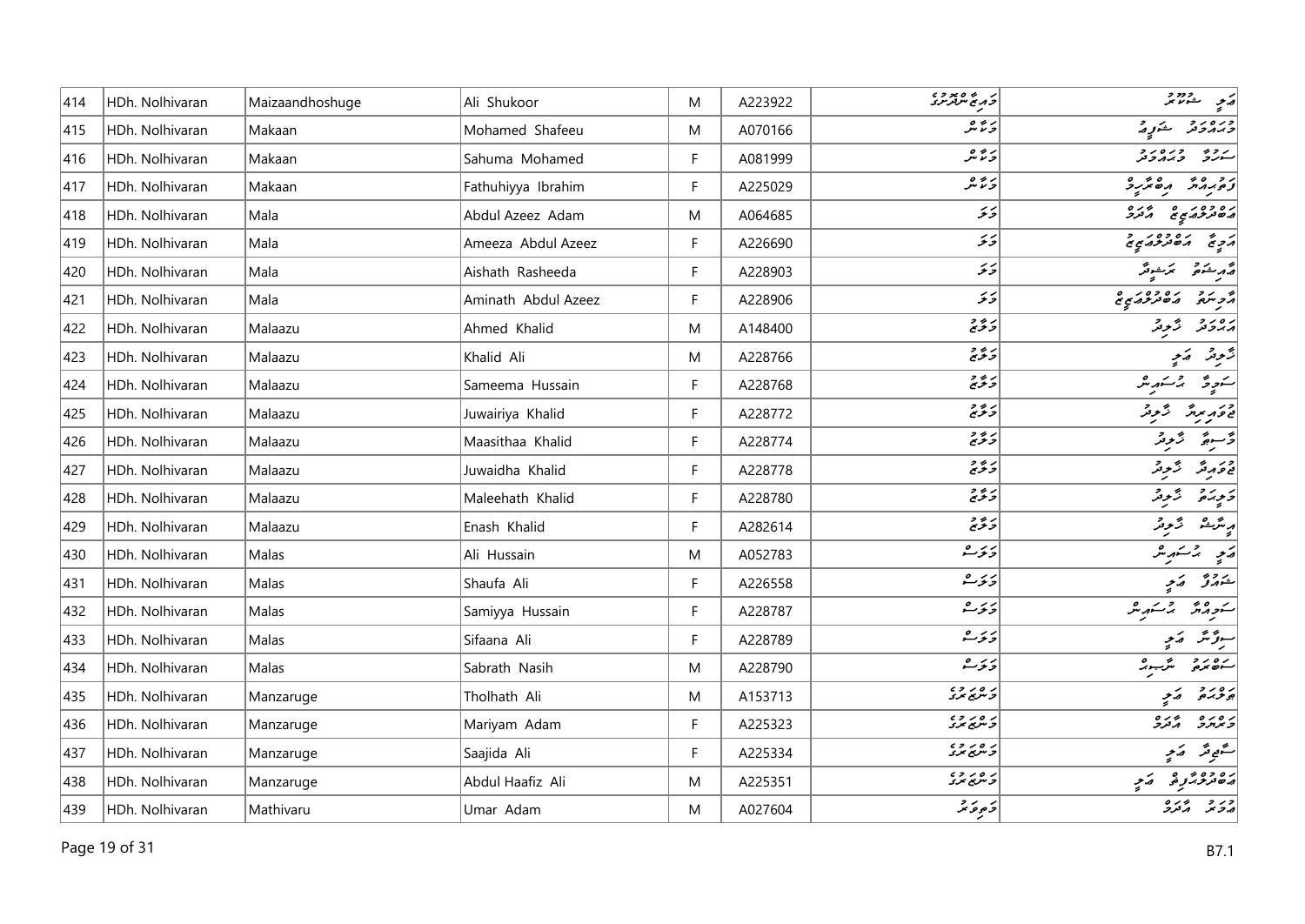| 414 | HDh. Nolhivaran | Maizaandhoshuge | Ali Shukoor | M | A223922 | ކައިޒާންދޮށުގެ | އަލި ޝުކޫރު |
|---|---|---|---|---|---|---|---|
| 415 | HDh. Nolhivaran | Makaan | Mohamed Shafeeu | M | A070166 | މަކާން | މުހައްމަދު ޝަފީޢު |
| 416 | HDh. Nolhivaran | Makaan | Sahuma Mohamed | F | A081999 | މަކާން | ސަހުމާ މުހައްމަދު |
| 417 | HDh. Nolhivaran | Makaan | Fathuhiyya Ibrahim | F | A225029 | މަކާން | ފަތުހިއްޔާ އިބްރާހީމް |
| 418 | HDh. Nolhivaran | Mala | Abdul Azeez Adam | M | A064685 | މަލަ | އަބްދުލްޢަޒީޒު އާދަމް |
| 419 | HDh. Nolhivaran | Mala | Ameeza Abdul Azeez | F | A226690 | މަލަ | އަމީޒާ އަބްދުލްޢަޒީޒު |
| 420 | HDh. Nolhivaran | Mala | Aishath Rasheeda | F | A228903 | މަލަ | އައިށަތު ރަޝީދާ |
| 421 | HDh. Nolhivaran | Mala | Aminath Abdul Azeez | F | A228906 | މަލަ | އާމިނަތު އަބްދުލްޢަޒީޒު |
| 422 | HDh. Nolhivaran | Malaazu | Ahmed Khalid | M | A148400 | މަލާޒު | އަޙްމަދު ޚާލިދު |
| 423 | HDh. Nolhivaran | Malaazu | Khalid Ali | M | A228766 | މަލާޒު | ޚާލިދު އަލި |
| 424 | HDh. Nolhivaran | Malaazu | Sameema Hussain | F | A228768 | މަލާޒު | ސަމީމާ ހުސައިން |
| 425 | HDh. Nolhivaran | Malaazu | Juwairiya Khalid | F | A228772 | މަލާޒު | ޖުވައިރިޔާ ޚާލިދު |
| 426 | HDh. Nolhivaran | Malaazu | Maasithaa Khalid | F | A228774 | މަލާޒު | މާސިތާ ޚާލިދު |
| 427 | HDh. Nolhivaran | Malaazu | Juwaidha Khalid | F | A228778 | މަލާޒު | ޖުވައިދާ ޚާލިދު |
| 428 | HDh. Nolhivaran | Malaazu | Maleehath Khalid | F | A228780 | މަލާޒު | މަލީހަތު ޚާލިދު |
| 429 | HDh. Nolhivaran | Malaazu | Enash Khalid | F | A282614 | މަލާޒު | އީނާޝް ޚާލިދު |
| 430 | HDh. Nolhivaran | Malas | Ali Hussain | M | A052783 | މަލަސް | އަލި ހުސައިން |
| 431 | HDh. Nolhivaran | Malas | Shaufa Ali | F | A226558 | މަލަސް | ޝައުފާ އަލި |
| 432 | HDh. Nolhivaran | Malas | Samiyya Hussain | F | A228787 | މަލަސް | ސަމިއްޔާ ހުސައިން |
| 433 | HDh. Nolhivaran | Malas | Sifaana Ali | F | A228789 | މަލަސް | ސިފާނާ އަލި |
| 434 | HDh. Nolhivaran | Malas | Sabrath Nasih | M | A228790 | މަލަސް | ސަބްރަތު ނާސިހު |
| 435 | HDh. Nolhivaran | Manzaruge | Tholhath Ali | M | A153713 | މަންޒަރުގެ | ތޮލްހަތު އަލި |
| 436 | HDh. Nolhivaran | Manzaruge | Mariyam Adam | F | A225323 | މަންޒަރުގެ | މަރިޔަމް އާދަމް |
| 437 | HDh. Nolhivaran | Manzaruge | Saajida Ali | F | A225334 | މަންޒަރުގެ | ސާޖިދާ އަލި |
| 438 | HDh. Nolhivaran | Manzaruge | Abdul Haafiz Ali | M | A225351 | މަންޒަރުގެ | އަބްދުލްހާފިޒް އަލި |
| 439 | HDh. Nolhivaran | Mathivaru | Umar Adam | M | A027604 | މަތިވަރު | ޢުމަރު އާދަމް |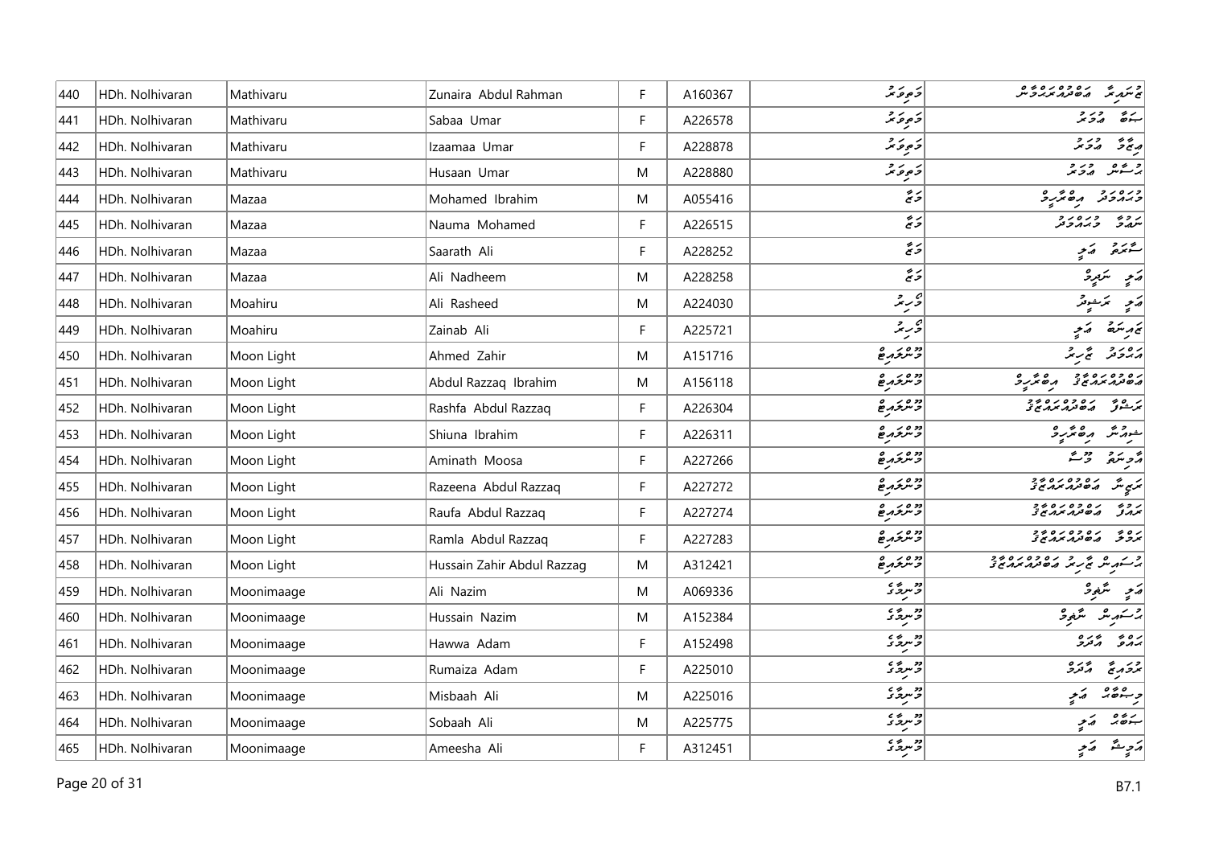| 440 | HDh. Nolhivaran | Mathivaru | Zunaira Abdul Rahman | F | A160367 | ޗަތިވަރު | ޒުނައިރާ އަބްދުއްރަޙްމާން |
|---|---|---|---|---|---|---|---|
| 441 | HDh. Nolhivaran | Mathivaru | Sabaa Umar | F | A226578 | ޗަތިވަރު | ސަބާ ޢުމަރު |
| 442 | HDh. Nolhivaran | Mathivaru | Izaamaa Umar | F | A228878 | ޗަތިވަރު | އިޒާމާ ޢުމަރު |
| 443 | HDh. Nolhivaran | Mathivaru | Husaan Umar | M | A228880 | ޗަތިވަރު | ޙުސާން ޢުމަރު |
| 444 | HDh. Nolhivaran | Mazaa | Mohamed Ibrahim | M | A055416 | މަޒާ | މުޙައްމަދު އިބްރާހީމް |
| 445 | HDh. Nolhivaran | Mazaa | Nauma Mohamed | F | A226515 | މަޒާ | ނަޢުމާ މުޙައްމަދު |
| 446 | HDh. Nolhivaran | Mazaa | Saarath Ali | F | A228252 | މަޒާ | ސާރަތު ޢަލީ |
| 447 | HDh. Nolhivaran | Mazaa | Ali Nadheem | M | A228258 | މަޒާ | ޢަލީ ނަދީމް |
| 448 | HDh. Nolhivaran | Moahiru | Ali Rasheed | M | A224030 | މޯހިރު | ޢަލީ ރަޝީދު |
| 449 | HDh. Nolhivaran | Moahiru | Zainab Ali | F | A225721 | މޯހިރު | ޒައިނަބު ޢަލީ |
| 450 | HDh. Nolhivaran | Moon Light | Ahmed Zahir | M | A151716 | މޫންލައިޓް | އަޙްމަދު ޒާހިރު |
| 451 | HDh. Nolhivaran | Moon Light | Abdul Razzaq Ibrahim | M | A156118 | މޫންލައިޓް | އަބްދުއްރައްޒާޤު އިބްރާހީމް |
| 452 | HDh. Nolhivaran | Moon Light | Rashfa Abdul Razzaq | F | A226304 | މޫންލައިޓް | ރަޝްފާ އަބްދުއްރައްޒާޤު |
| 453 | HDh. Nolhivaran | Moon Light | Shiuna Ibrahim | F | A226311 | މޫންލައިޓް | ޝިއުނާ އިބްރާހީމް |
| 454 | HDh. Nolhivaran | Moon Light | Aminath Moosa | F | A227266 | މޫންލައިޓް | އާމިނަތު މޫސާ |
| 455 | HDh. Nolhivaran | Moon Light | Razeena Abdul Razzaq | F | A227272 | މޫންލައިޓް | ރަޒީނާ އަބްދުއްރައްޒާޤު |
| 456 | HDh. Nolhivaran | Moon Light | Raufa Abdul Razzaq | F | A227274 | މޫންލައިޓް | ރަޢުފާ އަބްދުއްރައްޒާޤު |
| 457 | HDh. Nolhivaran | Moon Light | Ramla Abdul Razzaq | F | A227283 | މޫންލައިޓް | ރަމްލާ އަބްދުއްރައްޒާޤު |
| 458 | HDh. Nolhivaran | Moon Light | Hussain Zahir Abdul Razzag | M | A312421 | މޫންލައިޓް | ޙުސައިން ޒާހިރު އަބްދުއްރައްޒާޤު |
| 459 | HDh. Nolhivaran | Moonimaage | Ali Nazim | M | A069336 | މޫނިމާގެ | ޢަލީ ނާޒިމް |
| 460 | HDh. Nolhivaran | Moonimaage | Hussain Nazim | M | A152384 | މޫނިމާގެ | ޙުސައިން ނާޒިމް |
| 461 | HDh. Nolhivaran | Moonimaage | Hawwa Adam | F | A152498 | މޫނިމާގެ | ޙައްވާ އާދަމް |
| 462 | HDh. Nolhivaran | Moonimaage | Rumaiza Adam | F | A225010 | މޫނިމާގެ | ރުމައިޒާ އާދަމް |
| 463 | HDh. Nolhivaran | Moonimaage | Misbaah Ali | M | A225016 | މޫނިމާގެ | މިސްބާހް ޢަލީ |
| 464 | HDh. Nolhivaran | Moonimaage | Sobaah Ali | M | A225775 | މޫނިމާގެ | ސަބާހް ޢަލީ |
| 465 | HDh. Nolhivaran | Moonimaage | Ameesha Ali | F | A312451 | މޫނިމާގެ | އަމީޝާ ޢަލީ |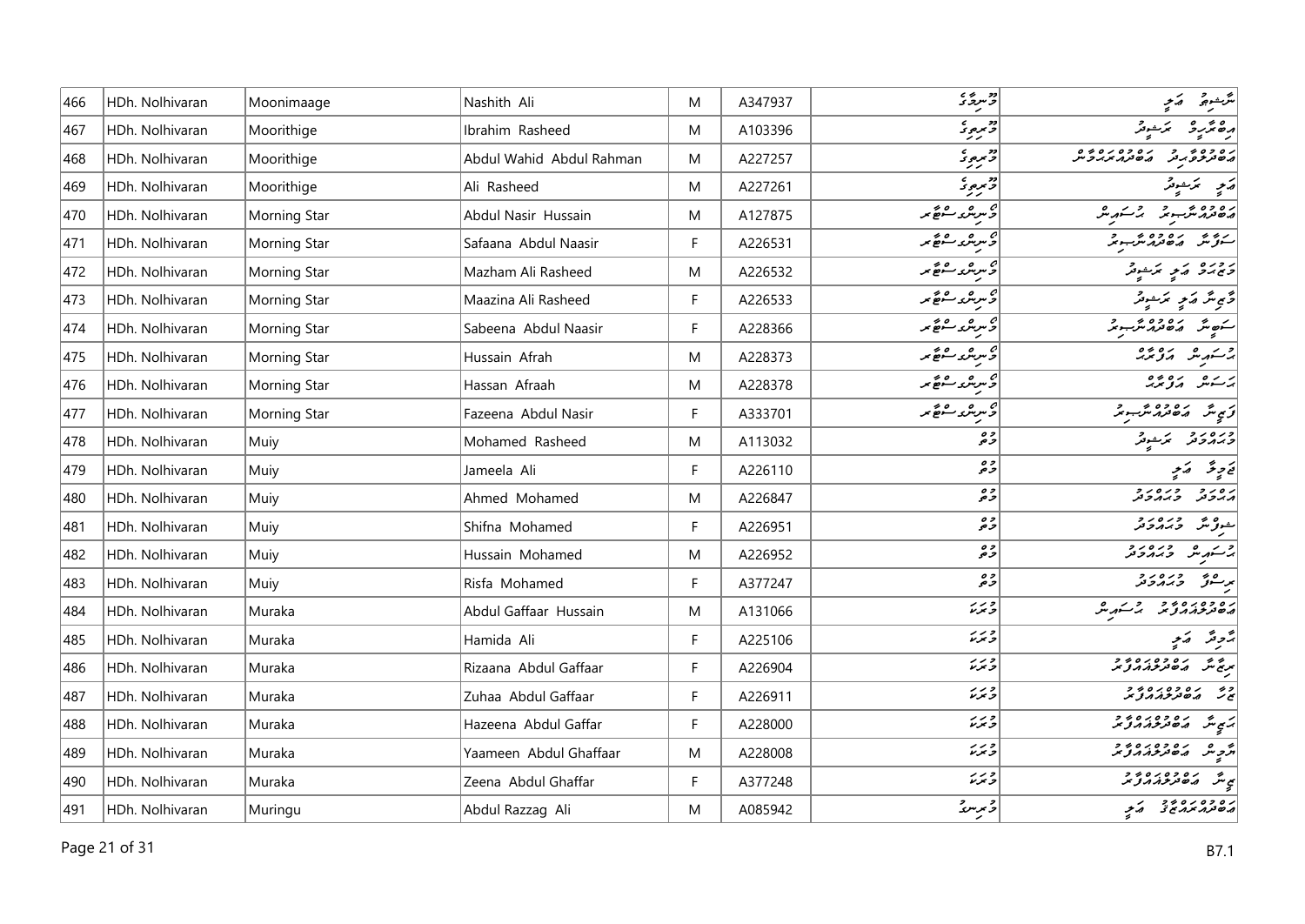| 466 | HDh. Nolhivaran | Moonimaage | Nashith Ali | M | A347937 | ދޫނިމާގެ | ނާޝިތު އަލި |
|---|---|---|---|---|---|---|---|
| 467 | HDh. Nolhivaran | Moorithige | Ibrahim Rasheed | M | A103396 | މޫރިތިގެ | އިބްރާހީމް ރަޝީދު |
| 468 | HDh. Nolhivaran | Moorithige | Abdul Wahid Abdul Rahman | M | A227257 | މޫރިތިގެ | އަބްދުލްވާހިދު އަބްދުއްރަހްމާން |
| 469 | HDh. Nolhivaran | Moorithige | Ali Rasheed | M | A227261 | މޫރިތިގެ | އަލި ރަޝީދު |
| 470 | HDh. Nolhivaran | Morning Star | Abdul Nasir Hussain | M | A127875 | މޯނިންގ ސްޓާރ | އަބްދުއްނާޞިރު ހުސައިން |
| 471 | HDh. Nolhivaran | Morning Star | Safaana Abdul Naasir | F | A226531 | މޯނިންގ ސްޓާރ | ސަފާނާ އަބްދުއްނާޞިރު |
| 472 | HDh. Nolhivaran | Morning Star | Mazham Ali Rasheed | M | A226532 | މޯނިންގ ސްޓާރ | މަޒްހަމް އަލި ރަޝީދު |
| 473 | HDh. Nolhivaran | Morning Star | Maazina Ali Rasheed | F | A226533 | މޯނިންގ ސްޓާރ | މާޒިނާ އަލި ރަޝީދު |
| 474 | HDh. Nolhivaran | Morning Star | Sabeena Abdul Naasir | F | A228366 | މޯނިންގ ސްޓާރ | ސަބީނާ އަބްދުއްނާޞިރު |
| 475 | HDh. Nolhivaran | Morning Star | Hussain Afrah | M | A228373 | މޯނިންގ ސްޓާރ | ހުސައިން އަފްރާހު |
| 476 | HDh. Nolhivaran | Morning Star | Hassan Afraah | M | A228378 | މޯނިންގ ސްޓާރ | ހަސަން އަފްރާހު |
| 477 | HDh. Nolhivaran | Morning Star | Fazeena Abdul Nasir | F | A333701 | މޯނިންގ ސްޓާރ | ފަޒީނާ އަބްދުއްނާޞިރު |
| 478 | HDh. Nolhivaran | Muiy | Mohamed Rasheed | M | A113032 | މުއި | މުޙައްމަދު ރަޝީދު |
| 479 | HDh. Nolhivaran | Muiy | Jameela Ali | F | A226110 | މުއި | ޖަމީލާ އަލި |
| 480 | HDh. Nolhivaran | Muiy | Ahmed Mohamed | M | A226847 | މުއި | އަޙްމަދު މުޙައްމަދު |
| 481 | HDh. Nolhivaran | Muiy | Shifna Mohamed | F | A226951 | މުއި | ޝިފްނާ މުޙައްމަދު |
| 482 | HDh. Nolhivaran | Muiy | Hussain Mohamed | M | A226952 | މުއި | ހުސައިން މުޙައްމަދު |
| 483 | HDh. Nolhivaran | Muiy | Risfa Mohamed | F | A377247 | މުއި | ރިސްފާ މުޙައްމަދު |
| 484 | HDh. Nolhivaran | Muraka | Abdul Gaffaar Hussain | M | A131066 | މުރަކަ | އަބްދުލްޣައްފާރު ހުސައިން |
| 485 | HDh. Nolhivaran | Muraka | Hamida Ali | F | A225106 | މުރަކަ | ހާމިދާ އަލި |
| 486 | HDh. Nolhivaran | Muraka | Rizaana Abdul Gaffaar | F | A226904 | މުރަކަ | ރިޒާނާ އަބްދުލްޣައްފާރު |
| 487 | HDh. Nolhivaran | Muraka | Zuhaa Abdul Gaffaar | F | A226911 | މުރަކަ | ޒުހާ އަބްދުލްޣައްފާރު |
| 488 | HDh. Nolhivaran | Muraka | Hazeena Abdul Gaffar | F | A228000 | މުރަކަ | ހަޒީނާ އަބްދުލްޣައްފާރު |
| 489 | HDh. Nolhivaran | Muraka | Yaameen Abdul Ghaffaar | M | A228008 | މުރަކަ | ޔާމީން އަބްދުލްޣައްފާރު |
| 490 | HDh. Nolhivaran | Muraka | Zeena Abdul Ghaffar | F | A377248 | މުރަކަ | ޒީނާ އަބްދުލްޣައްފާރު |
| 491 | HDh. Nolhivaran | Muringu | Abdul Razzag Ali | M | A085942 | މުރިނގު | އަބްދުއްރައްޒާޤު އަލި |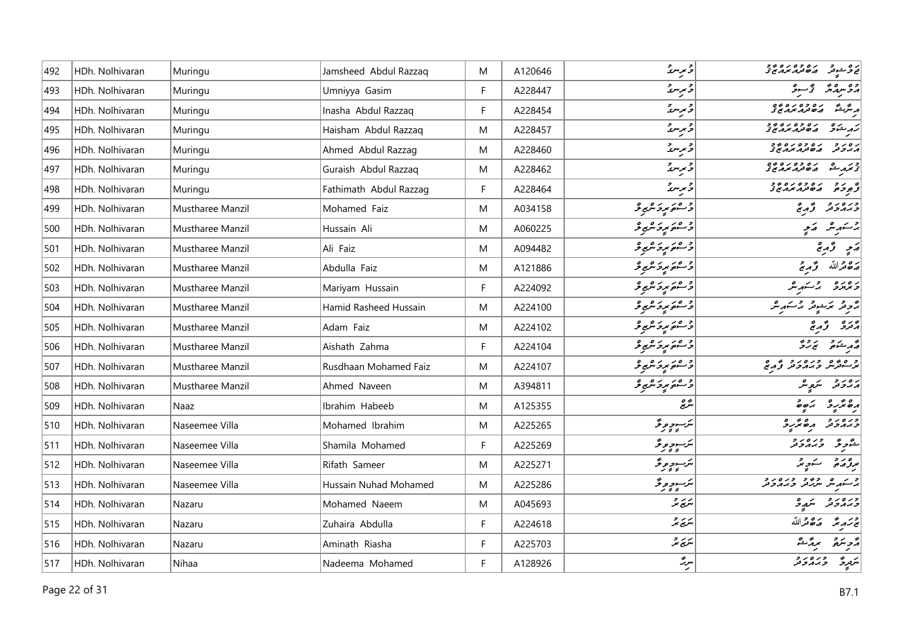| 492 | HDh. Nolhivaran | Muringu | Jamsheed Abdul Razzaq | M | A120646 | ޖުރިނގު | ޖަމްޝީދު އަބްދުއްރައްޒާޤު |
|---|---|---|---|---|---|---|---|
| 493 | HDh. Nolhivaran | Muringu | Umniyya Gasim | F | A228447 | ޖުރިނގު | އުމްނިއްޔާ ޤާސިމް |
| 494 | HDh. Nolhivaran | Muringu | Inasha Abdul Razzaq | F | A228454 | ޖުރިނގު | އިނާޝާ އަބްދުއްރައްޒާޤް |
| 495 | HDh. Nolhivaran | Muringu | Haisham Abdul Razzaq | M | A228457 | ޖުރިނގު | ހައިޝަމް އަބްދުއްރައްޒާޤު |
| 496 | HDh. Nolhivaran | Muringu | Ahmed Abdul Razzag | M | A228460 | ޖުރިނގު | އަހުމަދު އަބްދުއްރައްޒާޤު |
| 497 | HDh. Nolhivaran | Muringu | Guraish Abdul Razzaq | M | A228462 | ޖުރިނގު | ގުރައިޝް އަބްދުއްރައްޒާޤް |
| 498 | HDh. Nolhivaran | Muringu | Fathimath Abdul Razzag | F | A228464 | ޖުރިނގު | ފާތިމަތު އަބްދުއްރައްޒާޤު |
| 499 | HDh. Nolhivaran | Mustharee Manzil | Mohamed Faiz | M | A034158 | މުސްތަރީމަންޒިލް | މުހައްމަދު ފާއިޒް |
| 500 | HDh. Nolhivaran | Mustharee Manzil | Hussain Ali | M | A060225 | މުސްތަރީމަންޒިލް | ހުސައިން އަލި |
| 501 | HDh. Nolhivaran | Mustharee Manzil | Ali Faiz | M | A094482 | މުސްތަރީމަންޒިލް | އަލި ފާއިޒް |
| 502 | HDh. Nolhivaran | Mustharee Manzil | Abdulla Faiz | M | A121886 | މުސްތަރީމަންޒިލް | އަބްދުﷲ ފާއިޒް |
| 503 | HDh. Nolhivaran | Mustharee Manzil | Mariyam Hussain | F | A224092 | މުސްތަރީމަންޒިލް | މަރިޔަމް ހުސައިން |
| 504 | HDh. Nolhivaran | Mustharee Manzil | Hamid Rasheed Hussain | M | A224100 | މުސްތަރީމަންޒިލް | ހާމިދު ރަޝީދު ހުސައިން |
| 505 | HDh. Nolhivaran | Mustharee Manzil | Adam Faiz | M | A224102 | މުސްތަރީމަންޒިލް | އާދަމް ފާއިޒް |
| 506 | HDh. Nolhivaran | Mustharee Manzil | Aishath Zahma | F | A224104 | މުސްތަރީމަންޒިލް | އާއިޝަތު ޒަހުމާ |
| 507 | HDh. Nolhivaran | Mustharee Manzil | Rusdhaan Mohamed Faiz | M | A224107 | މުސްތަރީމަންޒިލް | ރުސްދާން މުހައްމަދު ފާއިޒް |
| 508 | HDh. Nolhivaran | Mustharee Manzil | Ahmed Naveen | M | A394811 | މުސްތަރީމަންޒިލް | އަހުމަދު ނަވީން |
| 509 | HDh. Nolhivaran | Naaz | Ibrahim Habeeb | M | A125355 | ނާޒް | އިބްރާހީމް ހަބީބް |
| 510 | HDh. Nolhivaran | Naseemee Villa | Mohamed Ibrahim | M | A225265 | ނަސީމީވިލާ | މުހައްމަދު އިބްރާހީމް |
| 511 | HDh. Nolhivaran | Naseemee Villa | Shamila Mohamed | F | A225269 | ނަސީމީވިލާ | ޝާމިލާ މުހައްމަދު |
| 512 | HDh. Nolhivaran | Naseemee Villa | Rifath Sameer | M | A225271 | ނަސީމީވިލާ | ރިފްއަތު ސަމީރު |
| 513 | HDh. Nolhivaran | Naseemee Villa | Hussain Nuhad Mohamed | M | A225286 | ނަސީމީވިލާ | ހުސައިން ނުހާދު މުހައްމަދު |
| 514 | HDh. Nolhivaran | Nazaru | Mohamed Naeem | M | A045693 | ނަޒަރު | މުހައްމަދު ނައީމް |
| 515 | HDh. Nolhivaran | Nazaru | Zuhaira Abdulla | F | A224618 | ނަޒަރު | ޒުހައިރާ އަބްދުﷲ |
| 516 | HDh. Nolhivaran | Nazaru | Aminath Riasha | F | A225703 | ނަޒަރު | އާމިނަތު ރިއާޝާ |
| 517 | HDh. Nolhivaran | Nihaa | Nadeema Mohamed | F | A128926 | ނިހާ | ނަދީމާ މުހައްމަދު |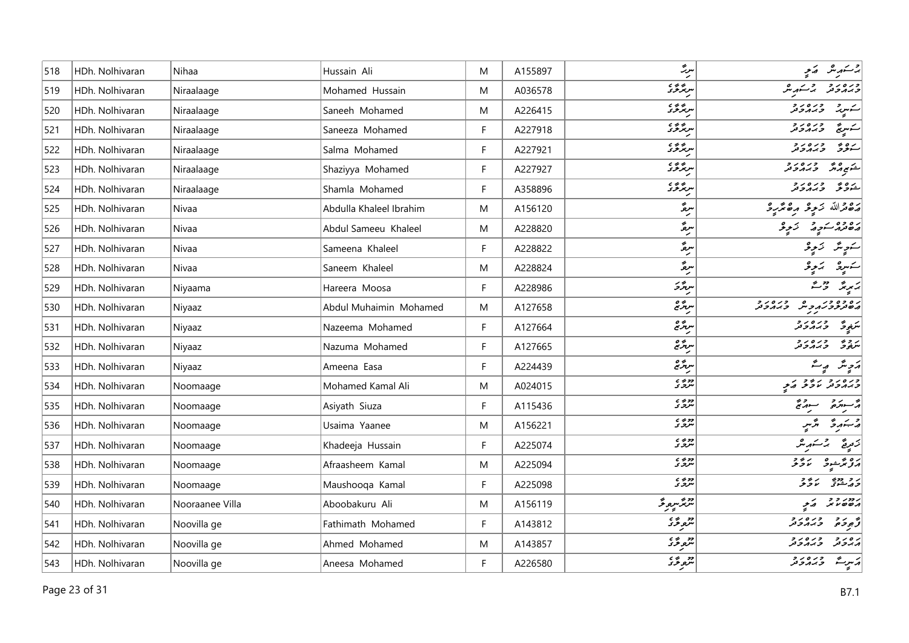| 518 | HDh. Nolhivaran | Nihaa | Hussain Ali | M | A155897 | سِرَّ | بُرْسَہرِ سْ ھَ جِ |
|---|---|---|---|---|---|---|---|
| 519 | HDh. Nolhivaran | Niraalaage | Mohamed Hussain | M | A036578 | سِرَّگَرَّ | وَبَرْ ھُ وَ تْرُ بُرْ سَہرِ سْ |
| 520 | HDh. Nolhivaran | Niraalaage | Saneeh Mohamed | M | A226415 | سِرَّگَرَّ | سَسِرُ وَبَرْ ھُ وَ تْرُ |
| 521 | HDh. Nolhivaran | Niraalaage | Saneeza Mohamed | F | A227918 | سِرَّگَرَّ | سَسِرِجَّ وَبَرْ ھُ وَ تْرُ |
| 522 | HDh. Nolhivaran | Niraalaage | Salma Mohamed | F | A227921 | سِرَّگَرَّ | سَوْرُ وَبَرْ ھُ وَ تْرُ |
| 523 | HDh. Nolhivaran | Niraalaage | Shaziyya Mohamed | F | A227927 | سِرَّگَرَّ | شَمَرْ ھِ ھَرَّ وَبَرْ ھُ وَ تْرُ |
| 524 | HDh. Nolhivaran | Niraalaage | Shamla Mohamed | F | A358896 | سِرَّگَرَّ | شَوَرُ وَبَرْ ھُ وَ تْرُ |
| 525 | HDh. Nolhivaran | Nivaa | Abdulla Khaleel Ibrahim | M | A156120 | سِرَّ | ھَ ھْ قْرَاللّه رَجِرْ ھِ ھْ تْرَ رِ رْ |
| 526 | HDh. Nolhivaran | Nivaa | Abdul Sameeu Khaleel | M | A228820 | سِرَّ | ھَ ھْ تْرُ ھْ سَوِ ھْ رَجِرْ |
| 527 | HDh. Nolhivaran | Nivaa | Sameena Khaleel | F | A228822 | سِرَّ | سَوِسَّ رَجِرْ |
| 528 | HDh. Nolhivaran | Nivaa | Saneem Khaleel | M | A228824 | سِرَّ | سَسِرِوْ رَجِرْ |
| 529 | HDh. Nolhivaran | Niyaama | Hareera Moosa | F | A228986 | سِرَّدَ | بَرِسَّ وْ سَّ |
| 530 | HDh. Nolhivaran | Niyaaz | Abdul Muhaimin Mohamed | M | A127658 | سِرَّجْ | ھَ ھْ تْرُ وْ وَ رْ ھِ رْ سْ وَبَرْ ھُ وَ تْرُ |
| 531 | HDh. Nolhivaran | Niyaaz | Nazeema Mohamed | F | A127664 | سِرَّجْ | سَجِوَّ وَبَرْ ھُ وَ تْرُ |
| 532 | HDh. Nolhivaran | Niyaaz | Nazuma Mohamed | F | A127665 | سِرَّجْ | سَجْوَّ وَبَرْ ھُ وَ تْرُ |
| 533 | HDh. Nolhivaran | Niyaaz | Ameena Easa | F | A224439 | سِرَّجْ | ھَ جِ سَّ ھِ سَّ |
| 534 | HDh. Nolhivaran | Noomaage | Mohamed Kamal Ali | M | A024015 | سْرُدَ رَ | وَبَرْ ھُ وَ تْرُ رَ دَّ وْ ھَ جِ |
| 535 | HDh. Nolhivaran | Noomaage | Asiyath Siuza | F | A115436 | سْرُدَ رَ | ھَ سِرَ ھْ سِرْ ھُ جَّ |
| 536 | HDh. Nolhivaran | Noomaage | Usaima Yaanee | M | A156221 | سْرُدَ رَ | ھُ سَرْ ھِ دَّ ھَ سِرِ |
| 537 | HDh. Nolhivaran | Noomaage | Khadeeja Hussain | F | A225074 | سْرُدَ رَ | زَ ھِرِجَّ بُرْسَہرِ سْ |
| 538 | HDh. Nolhivaran | Noomaage | Afraasheem Kamal | M | A225094 | سْرُدَ رَ | ھَ وْ تْرَ شِوْ رَ دَّ وْ |
| 539 | HDh. Nolhivaran | Noomaage | Maushooqa Kamal | F | A225098 | سْرُدَ رَ | وَ ھُ شُ رَ رَ دَّ وْ |
| 540 | HDh. Nolhivaran | Nooraanee Villa | Aboobakuru Ali | M | A156119 | سْرُ ھَ سِرِ وِ دَّ | ھَ ھُ ھَ سْ تْرُ ھَ جِ |
| 541 | HDh. Nolhivaran | Noovilla ge | Fathimath Mohamed | F | A143812 | سْرُ وِ دَّ رَ | وَّ جِ وَ ھْ وَبَرْ ھُ وَ تْرُ |
| 542 | HDh. Nolhivaran | Noovilla ge | Ahmed Mohamed | M | A143857 | سْرُ وِ دَّ رَ | ھَ رْ وَ تْرُ وَبَرْ ھُ وَ تْرُ |
| 543 | HDh. Nolhivaran | Noovilla ge | Aneesa Mohamed | F | A226580 | سْرُ وِ دَّ رَ | ھَ سِرِ سَّ وَبَرْ ھُ وَ تْرُ |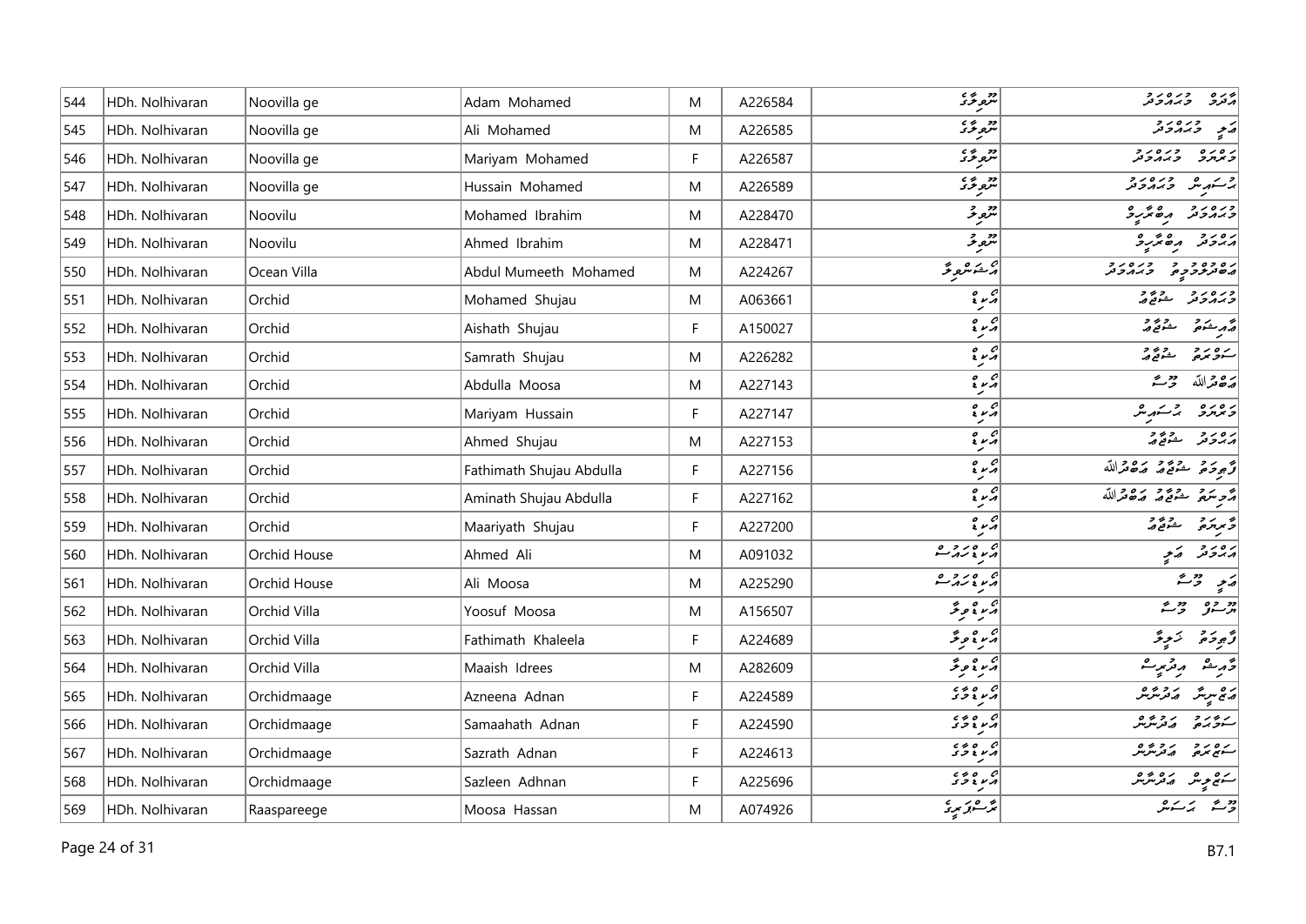| 544 | HDh. Nolhivaran | Noovilla ge | Adam Mohamed | M | A226584 | ނޫވިލާގެ | އާދަމް މުޙައްމަދު |
|---|---|---|---|---|---|---|---|
| 545 | HDh. Nolhivaran | Noovilla ge | Ali Mohamed | M | A226585 | ނޫވިލާގެ | އަލި މުޙައްމަދު |
| 546 | HDh. Nolhivaran | Noovilla ge | Mariyam Mohamed | F | A226587 | ނޫވިލާގެ | މަރިޔަމް މުޙައްމަދު |
| 547 | HDh. Nolhivaran | Noovilla ge | Hussain Mohamed | M | A226589 | ނޫވިލާގެ | ޙުސައިން މުޙައްމަދު |
| 548 | HDh. Nolhivaran | Noovilu | Mohamed Ibrahim | M | A228470 | ނޫވިލު | މުޙައްމަދު އިބްރާހީމް |
| 549 | HDh. Nolhivaran | Noovilu | Ahmed Ibrahim | M | A228471 | ނޫވިލު | އަޙްމަދު އިބްރާހީމް |
| 550 | HDh. Nolhivaran | Ocean Villa | Abdul Mumeeth Mohamed | M | A224267 | އޯޝަންވިލާ | އަބްދުލްމުމީތު މުޙައްމަދު |
| 551 | HDh. Nolhivaran | Orchid | Mohamed Shujau | M | A063661 | އޯކިޑް | މުޙައްމަދު ޝުޖާއު |
| 552 | HDh. Nolhivaran | Orchid | Aishath Shujau | F | A150027 | އޯކިޑް | އާއިޝަތު ޝުޖާއު |
| 553 | HDh. Nolhivaran | Orchid | Samrath Shujau | M | A226282 | އޯކިޑް | ސަމްރަތު ޝުޖާއު |
| 554 | HDh. Nolhivaran | Orchid | Abdulla Moosa | M | A227143 | އޯކިޑް | އަބްދުﷲ މޫސާ |
| 555 | HDh. Nolhivaran | Orchid | Mariyam Hussain | F | A227147 | އޯކިޑް | މަރިޔަމް ޙުސައިން |
| 556 | HDh. Nolhivaran | Orchid | Ahmed Shujau | M | A227153 | އޯކިޑް | އަޙްމަދު ޝުޖާއު |
| 557 | HDh. Nolhivaran | Orchid | Fathimath Shujau Abdulla | F | A227156 | އޯކިޑް | ފާތިމަތު ޝުޖާއު އަބްދުﷲ |
| 558 | HDh. Nolhivaran | Orchid | Aminath Shujau Abdulla | F | A227162 | އޯކިޑް | އާމިނަތު ޝުޖާއު އަބްދުﷲ |
| 559 | HDh. Nolhivaran | Orchid | Maariyath Shujau | F | A227200 | އޯކިޑް | މާރިޔަތު ޝުޖާއު |
| 560 | HDh. Nolhivaran | Orchid House | Ahmed Ali | M | A091032 | އޯކިޑްހައުސް | އަޙްމަދު އަލި |
| 561 | HDh. Nolhivaran | Orchid House | Ali Moosa | M | A225290 | އޯކިޑްހައުސް | އަލި މޫސާ |
| 562 | HDh. Nolhivaran | Orchid Villa | Yoosuf Moosa | M | A156507 | އޯކިޑްވިލާ | ޔޫސުފް މޫސާ |
| 563 | HDh. Nolhivaran | Orchid Villa | Fathimath Khaleela | F | A224689 | އޯކިޑްވިލާ | ފާތިމަތު ޚަލީލާ |
| 564 | HDh. Nolhivaran | Orchid Villa | Maaish Idrees | M | A282609 | އޯކިޑްވިލާ | މާއިޝް އިދްރީސް |
| 565 | HDh. Nolhivaran | Orchidmaage | Azneena Adnan | F | A224589 | އޯކިޑްމާގެ | އަޒްނީނާ އަދްނާން |
| 566 | HDh. Nolhivaran | Orchidmaage | Samaahath Adnan | F | A224590 | އޯކިޑްމާގެ | ސަމާހަތު އަދްނާން |
| 567 | HDh. Nolhivaran | Orchidmaage | Sazrath Adnan | F | A224613 | އޯކިޑްމާގެ | ސަޒްރަތު އަދްނާން |
| 568 | HDh. Nolhivaran | Orchidmaage | Sazleen Adhnan | F | A225696 | އޯކިޑްމާގެ | ސަޒްލީން އަދްނާން |
| 569 | HDh. Nolhivaran | Raaspareege | Moosa Hassan | M | A074926 | ރާސްޕަރީގެ | މޫސާ ޙަސަން |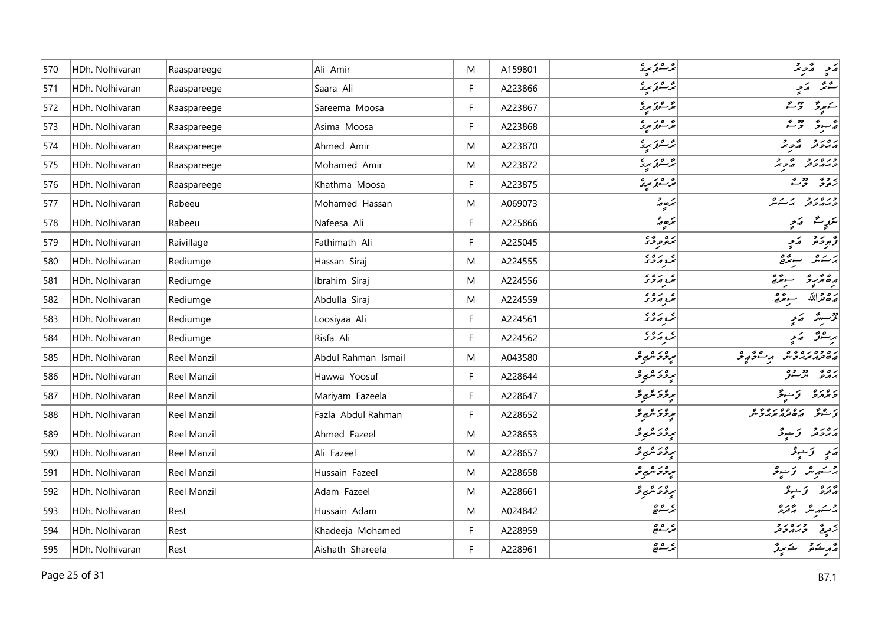| 570 | HDh. Nolhivaran | Raaspareege | Ali Amir | M | A159801 | ރާސްޕަރީގެ | އަލި އާމިރު |
|---|---|---|---|---|---|---|---|
| 571 | HDh. Nolhivaran | Raaspareege | Saara Ali | F | A223866 | ރާސްޕަރީގެ | ސާރާ އަލި |
| 572 | HDh. Nolhivaran | Raaspareege | Sareema Moosa | F | A223867 | ރާސްޕަރީގެ | ސަރީމާ މޫސާ |
| 573 | HDh. Nolhivaran | Raaspareege | Asima Moosa | F | A223868 | ރާސްޕަރީގެ | އާސިމާ މޫސާ |
| 574 | HDh. Nolhivaran | Raaspareege | Ahmed Amir | M | A223870 | ރާސްޕަރީގެ | އަޙްމަދު އާމިރު |
| 575 | HDh. Nolhivaran | Raaspareege | Mohamed Amir | M | A223872 | ރާސްޕަރީގެ | މުޙައްމަދު އާމިރު |
| 576 | HDh. Nolhivaran | Raaspareege | Khathma Moosa | F | A223875 | ރާސްޕަރީގެ | ޚަތުމާ މޫސާ |
| 577 | HDh. Nolhivaran | Rabeeu | Mohamed Hassan | M | A069073 | ރަބީޢު | މުޙައްމަދު ޙަސަން |
| 578 | HDh. Nolhivaran | Rabeeu | Nafeesa Ali | F | A225866 | ރަބީޢު | ނަފީސާ އަލި |
| 579 | HDh. Nolhivaran | Raivillage | Fathimath Ali | F | A225045 | ރައިވިލެޖް | ފާތިމަތު އަލި |
| 580 | HDh. Nolhivaran | Rediumge | Hassan Siraj | M | A224555 | ރެޑިއަމްގެ | ހަސަން ސިރާޖު |
| 581 | HDh. Nolhivaran | Rediumge | Ibrahim Siraj | M | A224556 | ރެޑިއަމްގެ | އިބްރާހީމް ސިރާޖު |
| 582 | HDh. Nolhivaran | Rediumge | Abdulla Siraj | M | A224559 | ރެޑިއަމްގެ | އަބްދުﷲ ސިރާޖު |
| 583 | HDh. Nolhivaran | Rediumge | Loosiyaa Ali | F | A224561 | ރެޑިއަމްގެ | ލޫސިޔާ އަލި |
| 584 | HDh. Nolhivaran | Rediumge | Risfa Ali | F | A224562 | ރެޑިއަމްގެ | ރިސްފާ އަލި |
| 585 | HDh. Nolhivaran | Reel Manzil | Abdul Rahman Ismail | M | A043580 | ރީލްމަންޒިލް | އަބްދުއްރަޙްމާން އިސްމާޢީލް |
| 586 | HDh. Nolhivaran | Reel Manzil | Hawwa Yoosuf | F | A228644 | ރީލްމަންޒިލް | ހައްވާ ޔޫސުފު |
| 587 | HDh. Nolhivaran | Reel Manzil | Mariyam Fazeela | F | A228647 | ރީލްމަންޒިލް | މަރިޔަމް ފަޟީލާ |
| 588 | HDh. Nolhivaran | Reel Manzil | Fazla Abdul Rahman | F | A228652 | ރީލްމަންޒިލް | ފަޟްލާ އަބްދުއްރަޙްމާން |
| 589 | HDh. Nolhivaran | Reel Manzil | Ahmed Fazeel | M | A228653 | ރީލްމަންޒިލް | އަޙްމަދު ފަޟީލް |
| 590 | HDh. Nolhivaran | Reel Manzil | Ali Fazeel | M | A228657 | ރީލްމަންޒިލް | އަލި ފަޟީލް |
| 591 | HDh. Nolhivaran | Reel Manzil | Hussain Fazeel | M | A228658 | ރީލްމަންޒިލް | ޙުސައިން ފަޟީލް |
| 592 | HDh. Nolhivaran | Reel Manzil | Adam Fazeel | M | A228661 | ރީލްމަންޒިލް | އާދަމް ފަޟީލް |
| 593 | HDh. Nolhivaran | Rest | Hussain Adam | M | A024842 | ރެސްޓް | ޙުސައިން އާދަމް |
| 594 | HDh. Nolhivaran | Rest | Khadeeja Mohamed | F | A228959 | ރެސްޓް | ޚަދީޖާ މުޙައްމަދު |
| 595 | HDh. Nolhivaran | Rest | Aishath Shareefa | F | A228961 | ރެސްޓް | ޢާއިޝަތު ޝަރީފާ |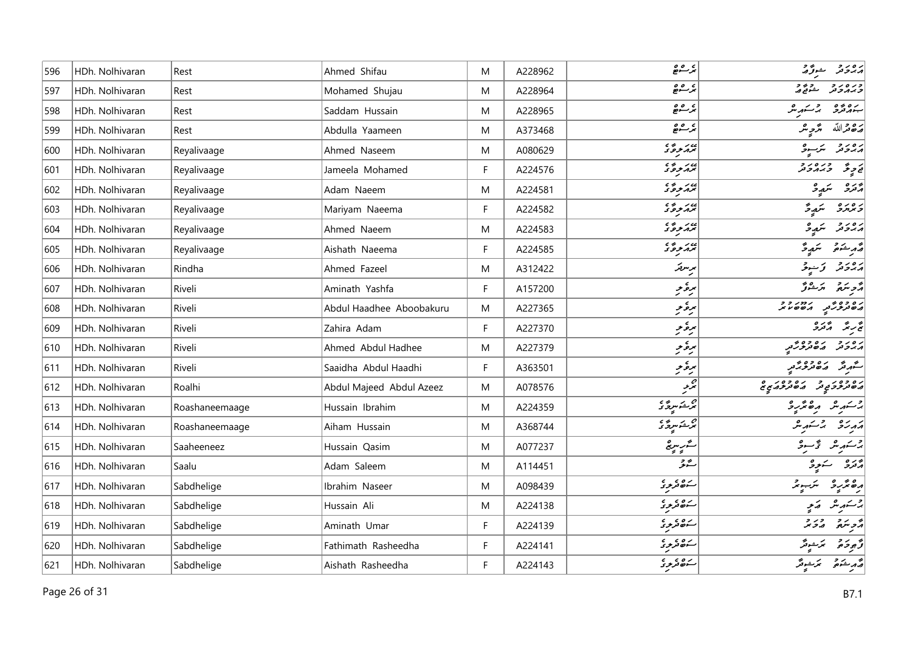| 596 | HDh. Nolhivaran | Rest | Ahmed Shifau | M | A228962 | ރެސްޓް | އަޙްމަދު ޝިފާއު |
|---|---|---|---|---|---|---|---|
| 597 | HDh. Nolhivaran | Rest | Mohamed Shujau | M | A228964 | ރެސްޓް | މުޙައްމަދު ޝުޖާޢު |
| 598 | HDh. Nolhivaran | Rest | Saddam Hussain | M | A228965 | ރެސްޓް | ސައްދާމް ހުސައިން |
| 599 | HDh. Nolhivaran | Rest | Abdulla Yaameen | M | A373468 | ރެސްޓް | އަބްދުﷲ ޔާމީން |
| 600 | HDh. Nolhivaran | Reyalivaage | Ahmed Naseem | M | A080629 | ރެއަލިވާގެ | އަޙްމަދު ނަސީމް |
| 601 | HDh. Nolhivaran | Reyalivaage | Jameela Mohamed | F | A224576 | ރެއަލިވާގެ | ޖަމީލާ މުޙައްމަދު |
| 602 | HDh. Nolhivaran | Reyalivaage | Adam Naeem | M | A224581 | ރެއަލިވާގެ | އާދަމް ނައީމް |
| 603 | HDh. Nolhivaran | Reyalivaage | Mariyam Naeema | F | A224582 | ރެއަލިވާގެ | މަރިޔަމް ނައީމާ |
| 604 | HDh. Nolhivaran | Reyalivaage | Ahmed Naeem | M | A224583 | ރެއަލިވާގެ | އަޙްމަދު ނައީމް |
| 605 | HDh. Nolhivaran | Reyalivaage | Aishath Naeema | F | A224585 | ރެއަލިވާގެ | އައިޝަތު ނައީމާ |
| 606 | HDh. Nolhivaran | Rindha | Ahmed Fazeel | M | A312422 | ރިނދާ | އަޙްމަދު ފަޒީލް |
| 607 | HDh. Nolhivaran | Riveli | Aminath Yashfa | F | A157200 | ރިވެލި | އާމިނަތު ޔަޝްފާ |
| 608 | HDh. Nolhivaran | Riveli | Abdul Haadhee Aboobakuru | M | A227365 | ރިވެލި | އަބްދުލްހާދީ އަބޫބަކުރު |
| 609 | HDh. Nolhivaran | Riveli | Zahira Adam | F | A227370 | ރިވެލި | ޒާހިރާ އާދަމް |
| 610 | HDh. Nolhivaran | Riveli | Ahmed Abdul Hadhee | M | A227379 | ރިވެލި | އަޙްމަދު އަބްދުލްހާދީ |
| 611 | HDh. Nolhivaran | Riveli | Saaidha Abdul Haadhi | F | A363501 | ރިވެލި | ސާއިދާ އަބްދުލްހާދީ |
| 612 | HDh. Nolhivaran | Roalhi | Abdul Majeed Abdul Azeez | M | A078576 | ރޯޅި | އަބްދުލްމަޖީދު އަބްދުލްޢަޒީޒު |
| 613 | HDh. Nolhivaran | Roashaneemaage | Hussain Ibrahim | M | A224359 | ރޯޝަނީމާގެ | ހުސައިން އިބްރާހީމް |
| 614 | HDh. Nolhivaran | Roashaneemaage | Aiham Hussain | M | A368744 | ރޯޝަނީމާގެ | އައިހަމް ހުސައިން |
| 615 | HDh. Nolhivaran | Saaheeneez | Hussain Qasim | M | A077237 | ސާހީނީޒް | ހުސައިން ޤާސިމް |
| 616 | HDh. Nolhivaran | Saalu | Adam Saleem | M | A114451 | ސާލު | އާދަމް ސަލީމް |
| 617 | HDh. Nolhivaran | Sabdhelige | Ibrahim Naseer | M | A098439 | ސަބްދެލިގެ | އިބްރާހީމް ނަސީރު |
| 618 | HDh. Nolhivaran | Sabdhelige | Hussain Ali | M | A224138 | ސަބްދެލިގެ | ހުސައިން އަލި |
| 619 | HDh. Nolhivaran | Sabdhelige | Aminath Umar | F | A224139 | ސަބްދެލިގެ | އާމިނަތު ޢުމަރު |
| 620 | HDh. Nolhivaran | Sabdhelige | Fathimath Rasheedha | F | A224141 | ސަބްދެލިގެ | ފާތިމަތު ރަޝީދާ |
| 621 | HDh. Nolhivaran | Sabdhelige | Aishath Rasheedha | F | A224143 | ސަބްދެލިގެ | އައިޝަތު ރަޝީދާ |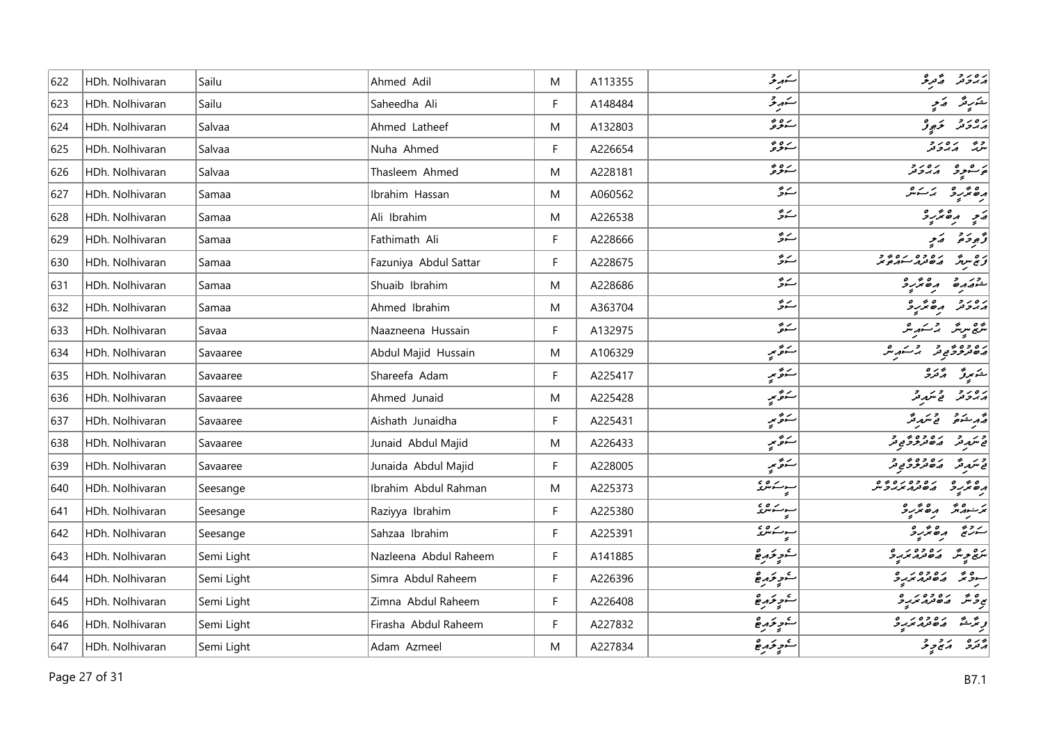| 622 | HDh. Nolhivaran | Sailu | Ahmed Adil | M | A113355 | سَەرِتْر | ﺃَﺣْﻤَﺪْ ﺁﺩِﻝْ |
|---|---|---|---|---|---|---|---|
| 623 | HDh. Nolhivaran | Sailu | Saheedha Ali | F | A148484 | سَەرِتْر | سَەرِﺗُﺮ ﺃَﻟِﻲ |
| 624 | HDh. Nolhivaran | Salvaa | Ahmed Latheef | M | A132803 | سَوْوَ | ﺃَﺣْﻤَﺪْ ﻟَﻄِﻴﻒْ |
| 625 | HDh. Nolhivaran | Salvaa | Nuha Ahmed | F | A226654 | سَوْوَ | ﻧُﻬَﺎ ﺃَﺣْﻤَﺪْ |
| 626 | HDh. Nolhivaran | Salvaa | Thasleem Ahmed | M | A228181 | سَوْوَ | ﺗَﺴْﻠِﻴﻢْ ﺃَﺣْﻤَﺪْ |
| 627 | HDh. Nolhivaran | Samaa | Ibrahim Hassan | M | A060562 | سَوَّ | ﺇِﺑْﺮَﺍﻫِﻴﻢْ ﺣَﺴَﻦْ |
| 628 | HDh. Nolhivaran | Samaa | Ali Ibrahim | M | A226538 | سَوَّ | ﺃَﻟِﻲ ﺇِﺑْﺮَﺍﻫِﻴﻢْ |
| 629 | HDh. Nolhivaran | Samaa | Fathimath Ali | F | A228666 | سَوَّ | ﻓَﺎﻃِﻤَﺖْ ﺃَﻟِﻲ |
| 630 | HDh. Nolhivaran | Samaa | Fazuniya Abdul Sattar | F | A228675 | سَوَّ | ﻓَﺰُﻧِﻴَﺎ ﻋَﺒْﺪُﻝْ ﺳَﺘَّﺎﺭْ |
| 631 | HDh. Nolhivaran | Samaa | Shuaib Ibrahim | M | A228686 | سَوَّ | ﺷُﻌَﻴْﺐْ ﺇِﺑْﺮَﺍﻫِﻴﻢْ |
| 632 | HDh. Nolhivaran | Samaa | Ahmed Ibrahim | M | A363704 | سَوَّ | ﺃَﺣْﻤَﺪْ ﺇِﺑْﺮَﺍﻫِﻴﻢْ |
| 633 | HDh. Nolhivaran | Savaa | Naazneena Hussain | F | A132975 | سَوَّ | ﻧَﺎﺯْﻧِﻴﻨَﺎ ﺣُﺴَﻴْﻦْ |
| 634 | HDh. Nolhivaran | Savaaree | Abdul Majid Hussain | M | A106329 | سَوَّىِر | ﻋَﺒْﺪُﻝْ ﻣَﺎﺟِﺪْ ﺣُﺴَﻴْﻦْ |
| 635 | HDh. Nolhivaran | Savaaree | Shareefa Adam | F | A225417 | سَوَّىِر | ﺷَﺮِﻳﻔَﺎ ﺁﺩَﻡْ |
| 636 | HDh. Nolhivaran | Savaaree | Ahmed Junaid | M | A225428 | سَوَّىِر | ﺃَﺣْﻤَﺪْ ﺟُﻨَﻴْﺪْ |
| 637 | HDh. Nolhivaran | Savaaree | Aishath Junaidha | F | A225431 | سَوَّىِر | ﻋَﺎﺋِﺸَﺖْ ﺟُﻨَﻴْﺪَﺍ |
| 638 | HDh. Nolhivaran | Savaaree | Junaid Abdul Majid | M | A226433 | سَوَّىِر | ﺟُﻨَﻴْﺪْ ﻋَﺒْﺪُﻝْ ﻣَﺎﺟِﺪْ |
| 639 | HDh. Nolhivaran | Savaaree | Junaida Abdul Majid | F | A228005 | سَوَّىِر | ﺟُﻨَﻴْﺪَﺍ ﻋَﺒْﺪُﻝْ ﻣَﺎﺟِﺪْ |
| 640 | HDh. Nolhivaran | Seesange | Ibrahim Abdul Rahman | M | A225373 | سِوِسَرْﮔ | ﺇِﺑْﺮَﺍﻫِﻴﻢْ ﻋَﺒْﺪُﻝْ ﺭَﺣْﻤَﺎﻥْ |
| 641 | HDh. Nolhivaran | Seesange | Raziyya Ibrahim | F | A225380 | سِوِسَرْﮔ | ﺭَﺍﺿِﻴَّﺎ ﺇِﺑْﺮَﺍﻫِﻴﻢْ |
| 642 | HDh. Nolhivaran | Seesange | Sahzaa Ibrahim | F | A225391 | سِوِسَرْﮔ | ﺳَﻬْﺰَﺍ ﺇِﺑْﺮَﺍﻫِﻴﻢْ |
| 643 | HDh. Nolhivaran | Semi Light | Nazleena Abdul Raheem | F | A141885 | سےوِ ﺧَﺮِﻫ | ﻧَﺰْﻟِﻴﻨَﺎ ﻋَﺒْﺪُﻝْ ﺭَﺣِﻴﻢْ |
| 644 | HDh. Nolhivaran | Semi Light | Simra Abdul Raheem | F | A226396 | سےوِ ﺧَﺮِﻫ | ﺳِﻤْﺮَﺍ ﻋَﺒْﺪُﻝْ ﺭَﺣِﻴﻢْ |
| 645 | HDh. Nolhivaran | Semi Light | Zimna Abdul Raheem | F | A226408 | سےوِ ﺧَﺮِﻫ | ﺯِﻣْﻨَﺎ ﻋَﺒْﺪُﻝْ ﺭَﺣِﻴﻢْ |
| 646 | HDh. Nolhivaran | Semi Light | Firasha Abdul Raheem | F | A227832 | سےوِ ﺧَﺮِﻫ | ﻓِﺮَﺍﺷَﺎ ﻋَﺒْﺪُﻝْ ﺭَﺣِﻴﻢْ |
| 647 | HDh. Nolhivaran | Semi Light | Adam Azmeel | M | A227834 | سےوِ ﺧَﺮِﻫ | ﺁﺩَﻡْ ﺃَﺯْﻣِﻴﻞْ |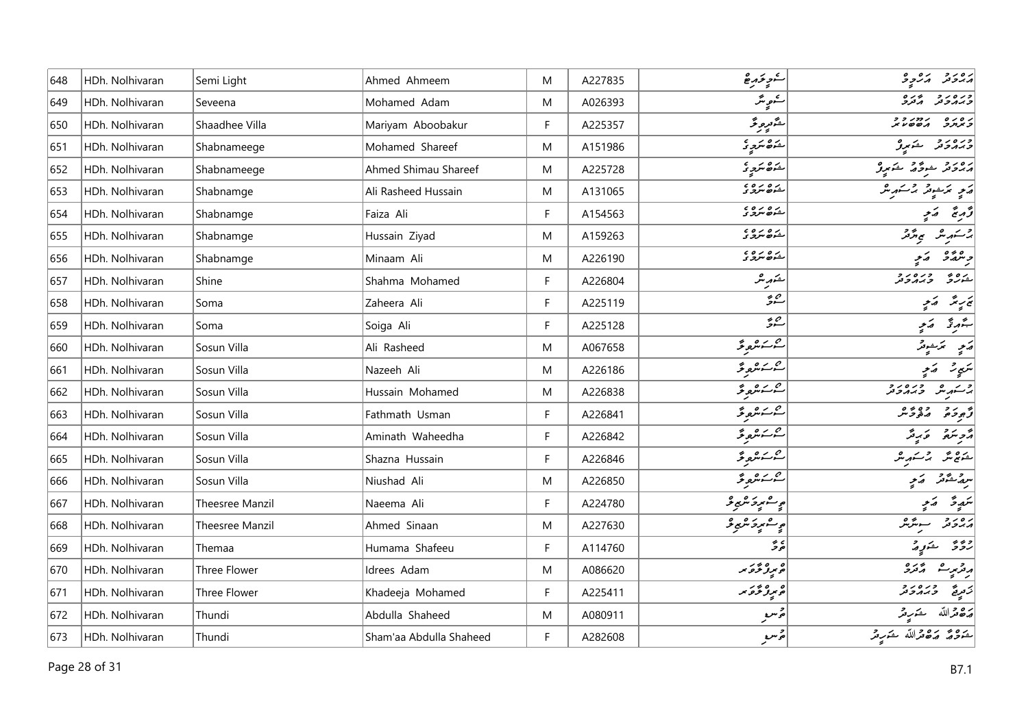| 648 | HDh. Nolhivaran | Semi Light | Ahmed Ahmeem | M | A227835 | سެމިލައިޓް | އަޙްމަދު އަޙްމީމް |
|---|---|---|---|---|---|---|---|
| 649 | HDh. Nolhivaran | Seveena | Mohamed Adam | M | A026393 | ސެވީނާ | މުޙައްމަދު އާދަމް |
| 650 | HDh. Nolhivaran | Shaadhee Villa | Mariyam Aboobakur | F | A225357 | ޝާދީވިލާ | މަރިޔަމް އަބޫބަކުރު |
| 651 | HDh. Nolhivaran | Shabnameege | Mohamed Shareef | M | A151986 | ޝަބްނަމީގެ | މުޙައްމަދު ޝަރީފް |
| 652 | HDh. Nolhivaran | Shabnameege | Ahmed Shimau Shareef | M | A225728 | ޝަބްނަމީގެ | އަޙްމަދު ޝިމާއު ޝަރީފް |
| 653 | HDh. Nolhivaran | Shabnamge | Ali Rasheed Hussain | M | A131065 | ޝަބްނަމްގެ | އަލި ރަޝީދު ހުސައިން |
| 654 | HDh. Nolhivaran | Shabnamge | Faiza Ali | F | A154563 | ޝަބްނަމްގެ | ފާއިޒާ އަލި |
| 655 | HDh. Nolhivaran | Shabnamge | Hussain Ziyad | M | A159263 | ޝަބްނަމްގެ | ހުސައިން ޒިޔާދު |
| 656 | HDh. Nolhivaran | Shabnamge | Minaam Ali | M | A226190 | ޝަބްނަމްގެ | މިނާމް އަލި |
| 657 | HDh. Nolhivaran | Shine | Shahma Mohamed | F | A226804 | ޝައިން | ޝަހްމާ މުޙައްމަދު |
| 658 | HDh. Nolhivaran | Soma | Zaheera Ali | F | A225119 | ސޯމާ | ޒަހީރާ އަލި |
| 659 | HDh. Nolhivaran | Soma | Soiga Ali | F | A225128 | ސޯމާ | ސޮއިގާ އަލި |
| 660 | HDh. Nolhivaran | Sosun Villa | Ali Rasheed | M | A067658 | ސޯސަންވިލާ | އަލި ރަޝީދު |
| 661 | HDh. Nolhivaran | Sosun Villa | Nazeeh Ali | M | A226186 | ސޯސަންވިލާ | ނަޒީހު އަލި |
| 662 | HDh. Nolhivaran | Sosun Villa | Hussain Mohamed | M | A226838 | ސޯސަންވިލާ | ހުސައިން މުޙައްމަދު |
| 663 | HDh. Nolhivaran | Sosun Villa | Fathmath Usman | F | A226841 | ސޯސަންވިލާ | ފާތިމަތު ޢުثްމާން |
| 664 | HDh. Nolhivaran | Sosun Villa | Aminath Waheedha | F | A226842 | ސޯސަންވިލާ | އާމިނަތު ވަހީދާ |
| 665 | HDh. Nolhivaran | Sosun Villa | Shazna Hussain | F | A226846 | ސޯސަންވިލާ | ޝަޒްނާ ހުސައިން |
| 666 | HDh. Nolhivaran | Sosun Villa | Niushad Ali | M | A226850 | ސޯސަންވިލާ | ނިއުޝާދު އަލި |
| 667 | HDh. Nolhivaran | Theesree Manzil | Naeema Ali | F | A224780 | ތީސްރީމަންޒިލް | ނައީމާ އަލި |
| 668 | HDh. Nolhivaran | Theesree Manzil | Ahmed Sinaan | M | A227630 | ތީސްރީމަންޒިލް | އަޙްމަދު ސިނާން |
| 669 | HDh. Nolhivaran | Themaa | Humama Shafeeu | F | A114760 | ތެމާ | ހުމާމާ ޝަފީޢު |
| 670 | HDh. Nolhivaran | Three Flower | Idrees Adam | M | A086620 | ތްރީފްލަވަރ | އިދްރީސް އާދަމް |
| 671 | HDh. Nolhivaran | Three Flower | Khadeeja Mohamed | F | A225411 | ތްރީފްލަވަރ | ޚަދީޖާ މުޙައްމަދު |
| 672 | HDh. Nolhivaran | Thundi | Abdulla Shaheed | M | A080911 | ތުންޑި | އަބްދުﷲ ޝަހީދު |
| 673 | HDh. Nolhivaran | Thundi | Sham'aa Abdulla Shaheed | F | A282608 | ތުންޑި | ޝަމްޢާ އަބްދުﷲ ޝަހީދު |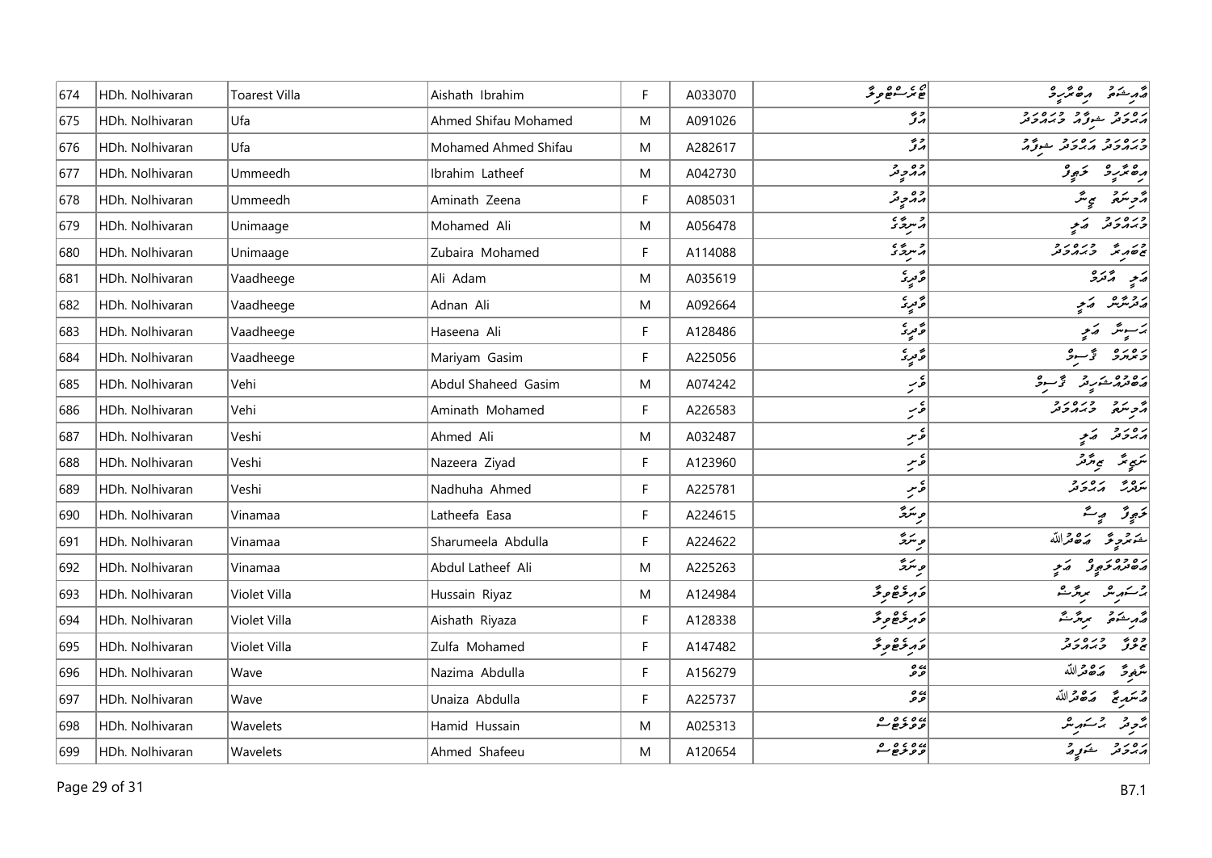| 674 | HDh. Nolhivaran | Toarest Villa | Aishath Ibrahim | F | A033070 | ޓޯރެސްޓްވިލާ | އައިޝަތު އިބްރާހީމް |
|---|---|---|---|---|---|---|---|
| 675 | HDh. Nolhivaran | Ufa | Ahmed Shifau Mohamed | M | A091026 | އުފާ | އަހްމަދު ޝިފާއު މުޙައްމަދު |
| 676 | HDh. Nolhivaran | Ufa | Mohamed Ahmed Shifau | M | A282617 | އުފާ | މުޙައްމަދު އަޙްމަދު ޝިފާއު |
| 677 | HDh. Nolhivaran | Ummeedh | Ibrahim Latheef | M | A042730 | އުއްމީދު | އިބްރާހީމް ލަތީފް |
| 678 | HDh. Nolhivaran | Ummeedh | Aminath Zeena | F | A085031 | އުއްމީދު | އާމިނަތު ޒީނާ |
| 679 | HDh. Nolhivaran | Unimaage | Mohamed Ali | M | A056478 | އުނިމާގެ | މުޙައްމަދު އަލީ |
| 680 | HDh. Nolhivaran | Unimaage | Zubaira Mohamed | F | A114088 | އުނިމާގެ | ޒުބައިރާ މުޙައްމަދު |
| 681 | HDh. Nolhivaran | Vaadheege | Ali Adam | M | A035619 | ވާދީގެ | އަލީ އާދަމް |
| 682 | HDh. Nolhivaran | Vaadheege | Adnan Ali | M | A092664 | ވާދީގެ | އަދްނާން އަލީ |
| 683 | HDh. Nolhivaran | Vaadheege | Haseena Ali | F | A128486 | ވާދީގެ | ހަސީނާ އަލީ |
| 684 | HDh. Nolhivaran | Vaadheege | Mariyam Gasim | F | A225056 | ވާދީގެ | މަރިޔަމް ޤާސިމް |
| 685 | HDh. Nolhivaran | Vehi | Abdul Shaheed Gasim | M | A074242 | ވެހި | އަބްދުއްޝަހީދު ޤާސިމް |
| 686 | HDh. Nolhivaran | Vehi | Aminath Mohamed | F | A226583 | ވެހި | އާމިނަތު މުޙައްމަދު |
| 687 | HDh. Nolhivaran | Veshi | Ahmed Ali | M | A032487 | ވެށި | އަޙްމަދު އަލީ |
| 688 | HDh. Nolhivaran | Veshi | Nazeera Ziyad | F | A123960 | ވެށި | ނަޒީރާ ޒިޔާދު |
| 689 | HDh. Nolhivaran | Veshi | Nadhuha Ahmed | F | A225781 | ވެށި | ނަދުހާ އަޙްމަދު |
| 690 | HDh. Nolhivaran | Vinamaa | Latheefa Easa | F | A224615 | ވިނަމާ | ލަތީފާ ޢީސާ |
| 691 | HDh. Nolhivaran | Vinamaa | Sharumeela Abdulla | F | A224622 | ވިނަމާ | ޝަރުމީލާ އަބްދުﷲ |
| 692 | HDh. Nolhivaran | Vinamaa | Abdul Latheef Ali | M | A225263 | ވިނަމާ | އަބްދުއްލަތީފު އަލީ |
| 693 | HDh. Nolhivaran | Violet Villa | Hussain Riyaz | M | A124984 | ވައިލެޓްވިލާ | ހުސައިން ރިޔާޒް |
| 694 | HDh. Nolhivaran | Violet Villa | Aishath Riyaza | F | A128338 | ވައިލެޓްވިލާ | އައިޝަތު ރިޔާޒާ |
| 695 | HDh. Nolhivaran | Violet Villa | Zulfa Mohamed | F | A147482 | ވައިލެޓްވިލާ | ޒުލްފާ މުޙައްމަދު |
| 696 | HDh. Nolhivaran | Wave | Nazima Abdulla | F | A156279 | ވޭވް | ނާޒިމާ އަބްދުﷲ |
| 697 | HDh. Nolhivaran | Wave | Unaiza Abdulla | F | A225737 | ވޭވް | އުނައިޒާ އަބްދުﷲ |
| 698 | HDh. Nolhivaran | Wavelets | Hamid Hussain | M | A025313 | ވޭވްލެޓްސް | ހާމިދު ހުސައިން |
| 699 | HDh. Nolhivaran | Wavelets | Ahmed Shafeeu | M | A120654 | ވޭވްލެޓްސް | އަޙްމަދު ޝަފީއު |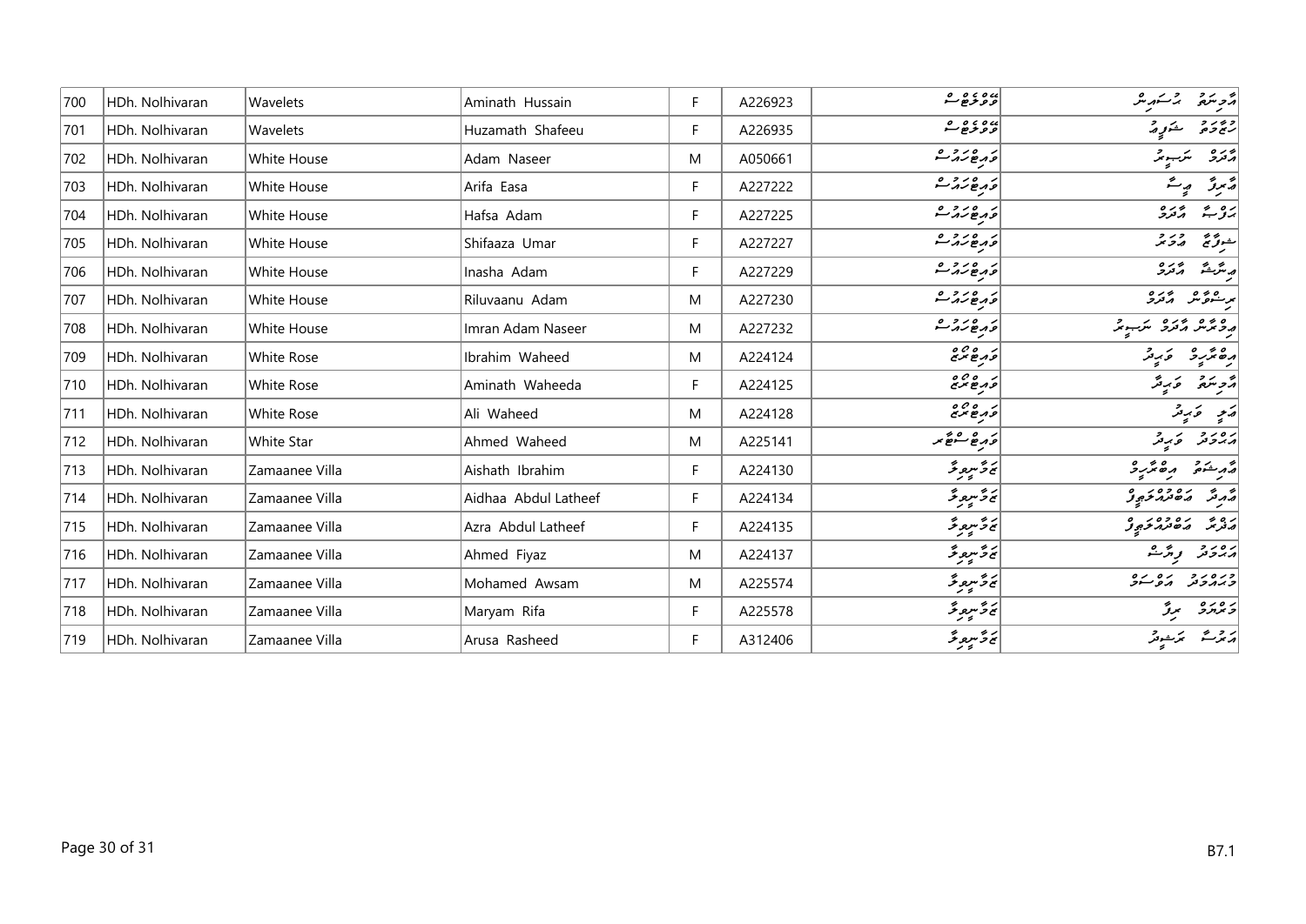| 700 | HDh. Nolhivaran | Wavelets | Aminath Hussain | F | A226923 | ޥޭވްލެޓްސް | އާމިނަތު ހުސައިން |
|---|---|---|---|---|---|---|---|
| 701 | HDh. Nolhivaran | Wavelets | Huzamath Shafeeu | F | A226935 | ޥޭވްލެޓްސް | ހުޒަމަތު ޝަފީޢު |
| 702 | HDh. Nolhivaran | White House | Adam Naseer | M | A050661 | ވައިޓްހައުސް | އާދަމް ނަސީރު |
| 703 | HDh. Nolhivaran | White House | Arifa Easa | F | A227222 | ވައިޓްހައުސް | އާރިފާ ޢީސާ |
| 704 | HDh. Nolhivaran | White House | Hafsa Adam | F | A227225 | ވައިޓްހައުސް | ހަފްސާ އާދަމް |
| 705 | HDh. Nolhivaran | White House | Shifaaza Umar | F | A227227 | ވައިޓްހައުސް | ޝިފާޒާ ޢުމަރު |
| 706 | HDh. Nolhivaran | White House | Inasha Adam | F | A227229 | ވައިޓްހައުސް | އިނާޝާ އާދަމް |
| 707 | HDh. Nolhivaran | White House | Riluvaanu Adam | M | A227230 | ވައިޓްހައުސް | ރިލުވާނު އާދަމް |
| 708 | HDh. Nolhivaran | White House | Imran Adam Naseer | M | A227232 | ވައިޓްހައުސް | އިމްރާން އާދަމް ނަސީރު |
| 709 | HDh. Nolhivaran | White Rose | Ibrahim Waheed | M | A224124 | ވައިޓްރޯޒް | އިބްރާހީމް ވަހީދު |
| 710 | HDh. Nolhivaran | White Rose | Aminath Waheeda | F | A224125 | ވައިޓްރޯޒް | އާމިނަތު ވަހީދާ |
| 711 | HDh. Nolhivaran | White Rose | Ali Waheed | M | A224128 | ވައިޓްރޯޒް | ޢަލީ ވަހީދު |
| 712 | HDh. Nolhivaran | White Star | Ahmed Waheed | M | A225141 | ވައިޓްސްޓާރ | އަޙްމަދު ވަހީދު |
| 713 | HDh. Nolhivaran | Zamaanee Villa | Aishath Ibrahim | F | A224130 | ޒަމާނީވިލާ | ޢާއިޝަތު އިބްރާހީމް |
| 714 | HDh. Nolhivaran | Zamaanee Villa | Aidhaa Abdul Latheef | F | A224134 | ޒަމާނީވިލާ | ޢާއިދާ ޢަބްދުއްލަޠީފު |
| 715 | HDh. Nolhivaran | Zamaanee Villa | Azra Abdul Latheef | F | A224135 | ޒަމާނީވިލާ | ޢަޒްރާ ޢަބްދުއްލަޠީފު |
| 716 | HDh. Nolhivaran | Zamaanee Villa | Ahmed Fiyaz | M | A224137 | ޒަމާނީވިލާ | އަޙްމަދު ފިޔާޒް |
| 717 | HDh. Nolhivaran | Zamaanee Villa | Mohamed Awsam | M | A225574 | ޒަމާނީވިލާ | މުޙައްމަދު އަވްސަމް |
| 718 | HDh. Nolhivaran | Zamaanee Villa | Maryam Rifa | F | A225578 | ޒަމާނީވިލާ | މަރްޔަމް ރިފާ |
| 719 | HDh. Nolhivaran | Zamaanee Villa | Arusa Rasheed | F | A312406 | ޒަމާނީވިލާ | އަރުސާ ރަޝީދު |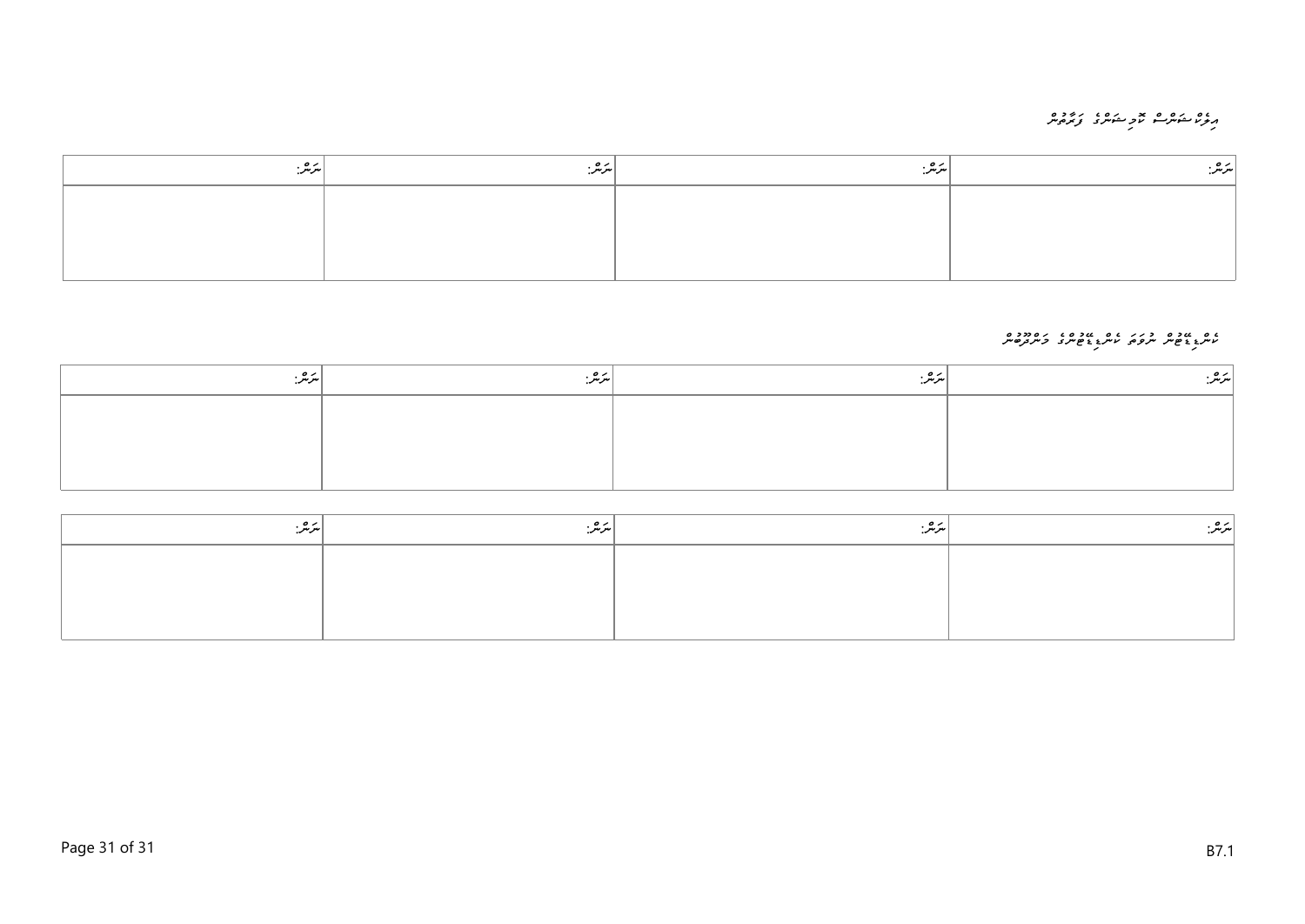# ދިވެހިބަސް ކޮމިޝަނަށް ފޮނުވުން

| :ނަން | :ނަން | :ނަން | :ނަން |
|---|---|---|---|
| | | | |

## ކަންހިނގި ގޮތުގެ ރިޕޯޓް

| :ނަން | :ނަން | :ނަން | :ނަން |
|---|---|---|---|
| | | | |

| :ނަން | :ނަން | :ނަން | :ނަން |
|---|---|---|---|
| | | | |